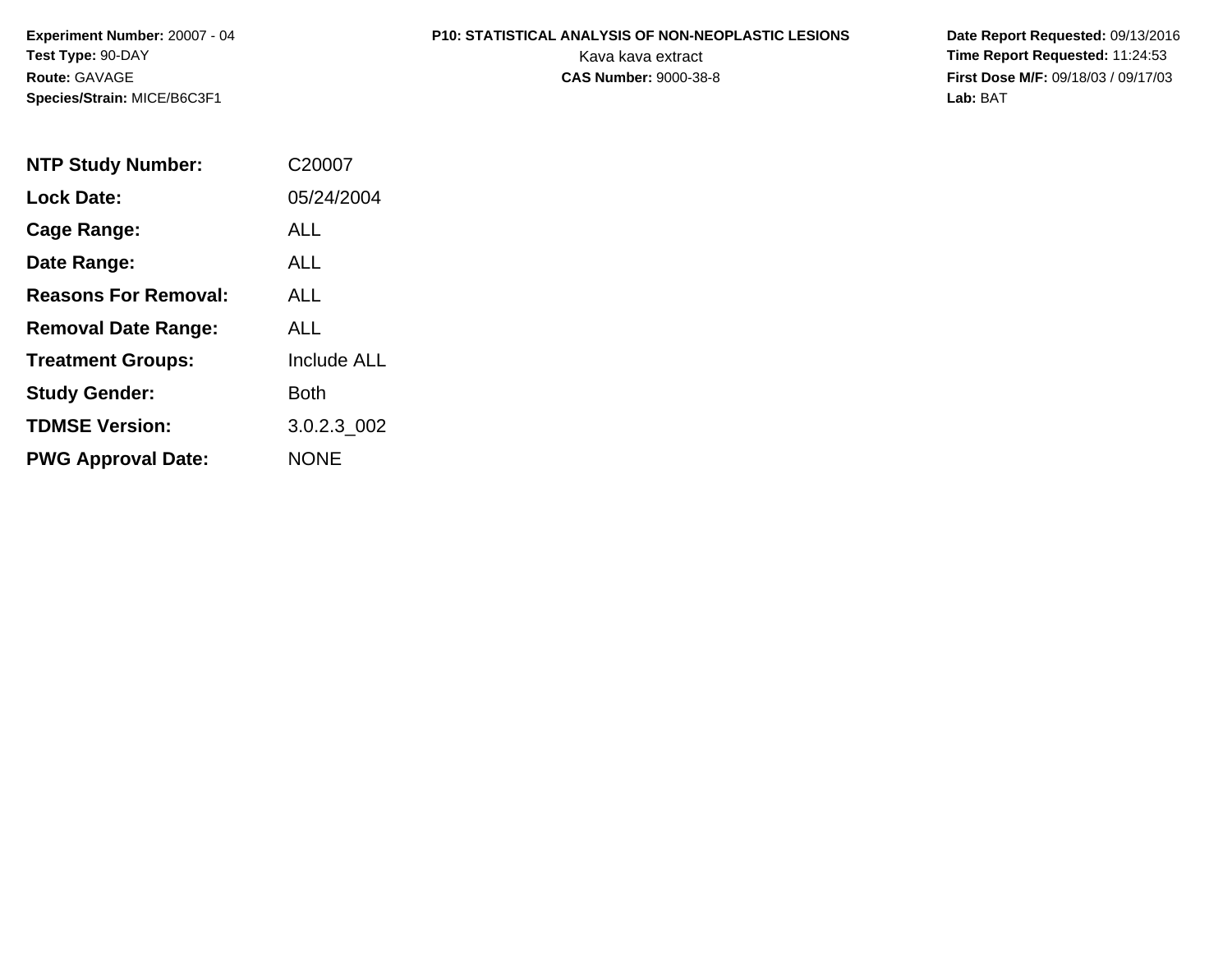**Experiment Number:** 20007 - 04
**Test Type:** 90-DAY
**Route:** GAVAGE
**Species/Strain:** MICE/B6C3F1

**P10: STATISTICAL ANALYSIS OF NON-NEOPLASTIC LESIONS**
Kava kava extract
**CAS Number:** 9000-38-8

**Date Report Requested:** 09/13/2016
**Time Report Requested:** 11:24:53
**First Dose M/F:** 09/18/03 / 09/17/03
**Lab:** BAT

| | |
|---|---|
| **NTP Study Number:** | C20007 |
| **Lock Date:** | 05/24/2004 |
| **Cage Range:** | ALL |
| **Date Range:** | ALL |
| **Reasons For Removal:** | ALL |
| **Removal Date Range:** | ALL |
| **Treatment Groups:** | Include ALL |
| **Study Gender:** | Both |
| **TDMSE Version:** | 3.0.2.3_002 |
| **PWG Approval Date:** | NONE |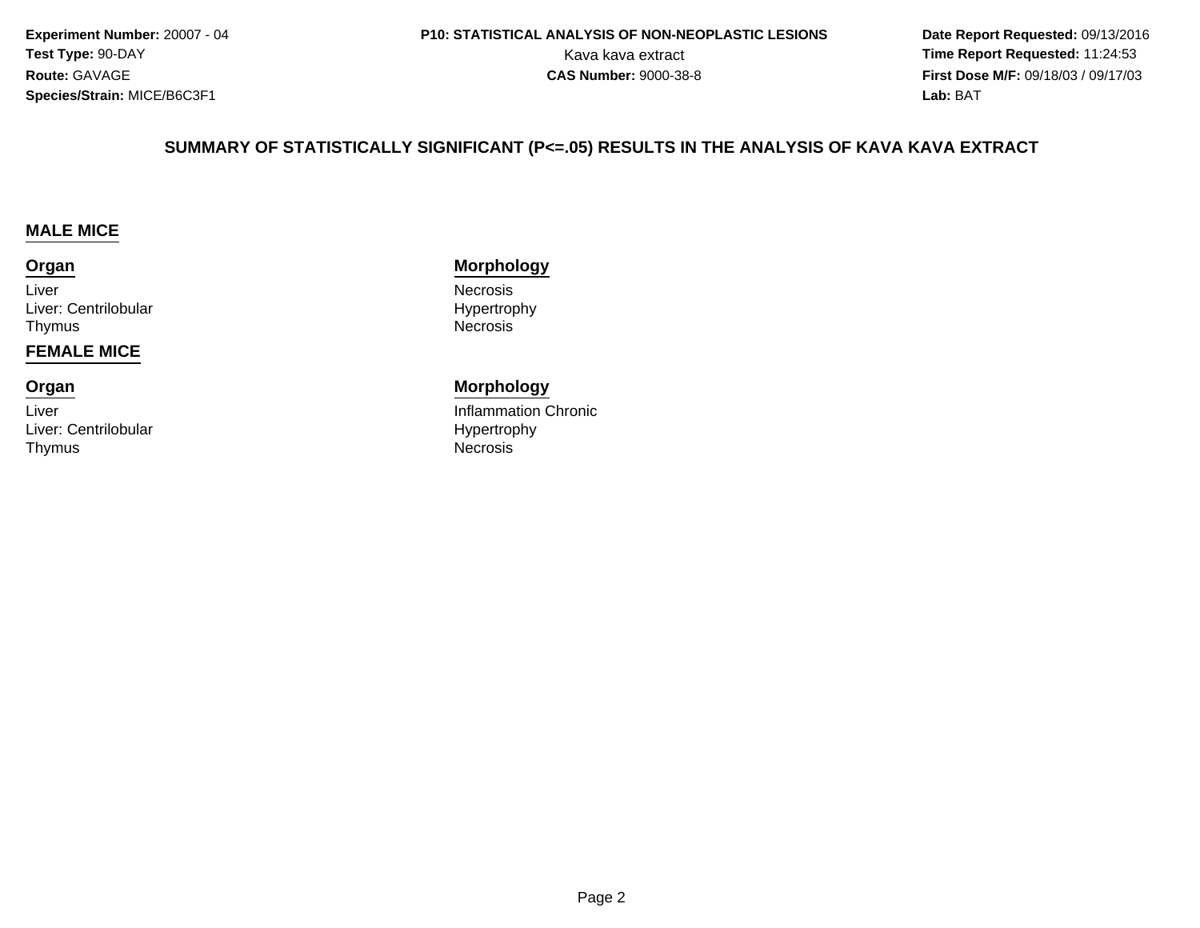**Experiment Number:** 20007 - 04
**Test Type:** 90-DAY
**Route:** GAVAGE
**Species/Strain:** MICE/B6C3F1

**P10: STATISTICAL ANALYSIS OF NON-NEOPLASTIC LESIONS**
Kava kava extract
**CAS Number:** 9000-38-8

**Date Report Requested:** 09/13/2016
**Time Report Requested:** 11:24:53
**First Dose M/F:** 09/18/03 / 09/17/03
**Lab:** BAT

## SUMMARY OF STATISTICALLY SIGNIFICANT (P<=.05) RESULTS IN THE ANALYSIS OF KAVA KAVA EXTRACT

### MALE MICE

| Organ | Morphology |
|---|---|
| Liver | Necrosis |
| Liver: Centrilobular | Hypertrophy |
| Thymus | Necrosis |

### FEMALE MICE

| Organ | Morphology |
|---|---|
| Liver | Inflammation Chronic |
| Liver: Centrilobular | Hypertrophy |
| Thymus | Necrosis |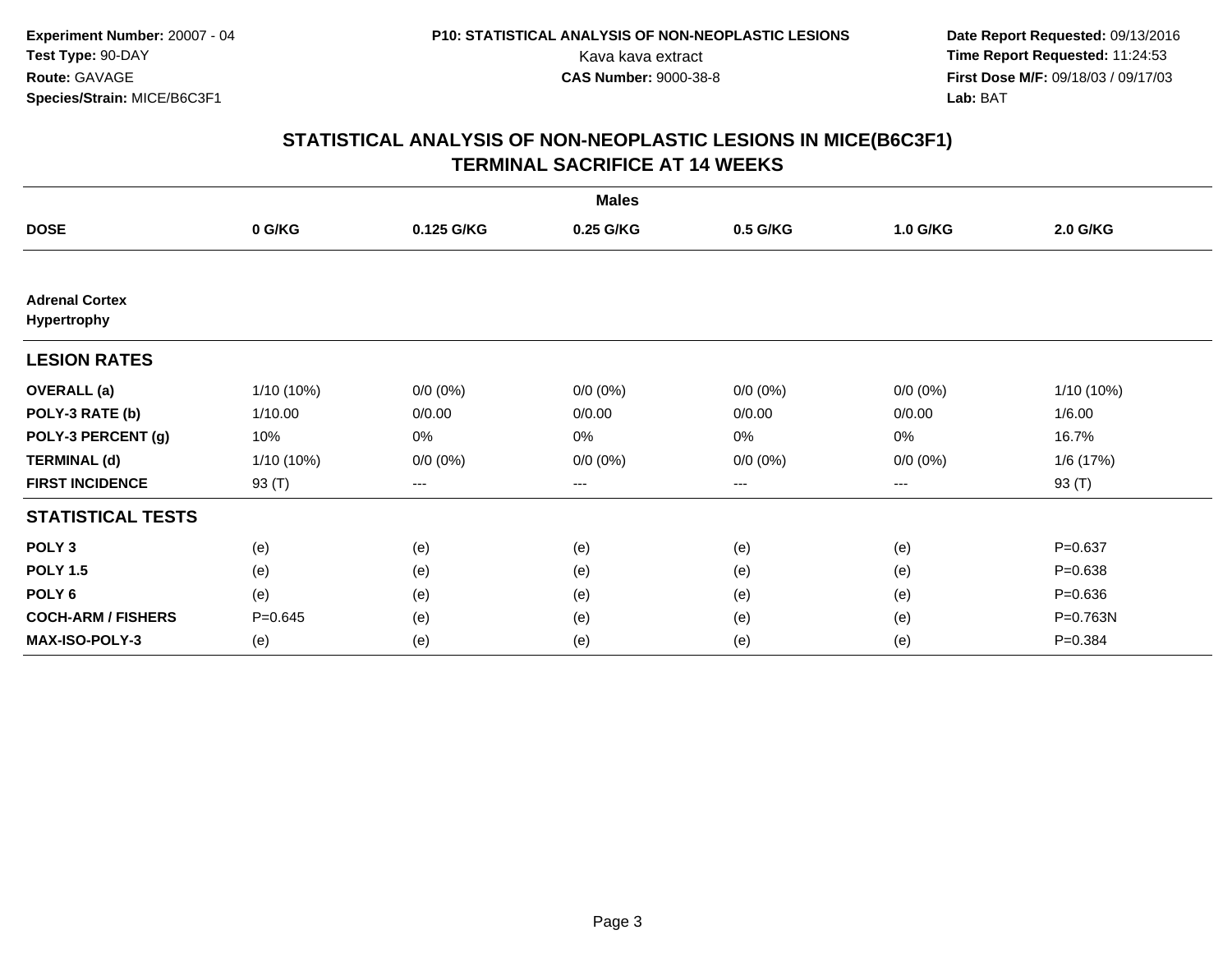**Experiment Number:** 20007 - 04
**Test Type:** 90-DAY
**Route:** GAVAGE
**Species/Strain:** MICE/B6C3F1

**P10: STATISTICAL ANALYSIS OF NON-NEOPLASTIC LESIONS**
Kava kava extract
**CAS Number:** 9000-38-8

**Date Report Requested:** 09/13/2016
**Time Report Requested:** 11:24:53
**First Dose M/F:** 09/18/03 / 09/17/03
**Lab:** BAT

## STATISTICAL ANALYSIS OF NON-NEOPLASTIC LESIONS IN MICE(B6C3F1)
## TERMINAL SACRIFICE AT 14 WEEKS

| | Males | | | | | |
|---|---|---|---|---|---|---|
| **DOSE** | **0 G/KG** | **0.125 G/KG** | **0.25 G/KG** | **0.5 G/KG** | **1.0 G/KG** | **2.0 G/KG** |
| **Adrenal Cortex Hypertrophy** | | | | | | |
| **LESION RATES** | | | | | | |
| **OVERALL (a)** | 1/10 (10%) | 0/0 (0%) | 0/0 (0%) | 0/0 (0%) | 0/0 (0%) | 1/10 (10%) |
| **POLY-3 RATE (b)** | 1/10.00 | 0/0.00 | 0/0.00 | 0/0.00 | 0/0.00 | 1/6.00 |
| **POLY-3 PERCENT (g)** | 10% | 0% | 0% | 0% | 0% | 16.7% |
| **TERMINAL (d)** | 1/10 (10%) | 0/0 (0%) | 0/0 (0%) | 0/0 (0%) | 0/0 (0%) | 1/6 (17%) |
| **FIRST INCIDENCE** | 93 (T) | --- | --- | --- | --- | 93 (T) |
| **STATISTICAL TESTS** | | | | | | |
| **POLY 3** | (e) | (e) | (e) | (e) | (e) | P=0.637 |
| **POLY 1.5** | (e) | (e) | (e) | (e) | (e) | P=0.638 |
| **POLY 6** | (e) | (e) | (e) | (e) | (e) | P=0.636 |
| **COCH-ARM / FISHERS** | P=0.645 | (e) | (e) | (e) | (e) | P=0.763N |
| **MAX-ISO-POLY-3** | (e) | (e) | (e) | (e) | (e) | P=0.384 |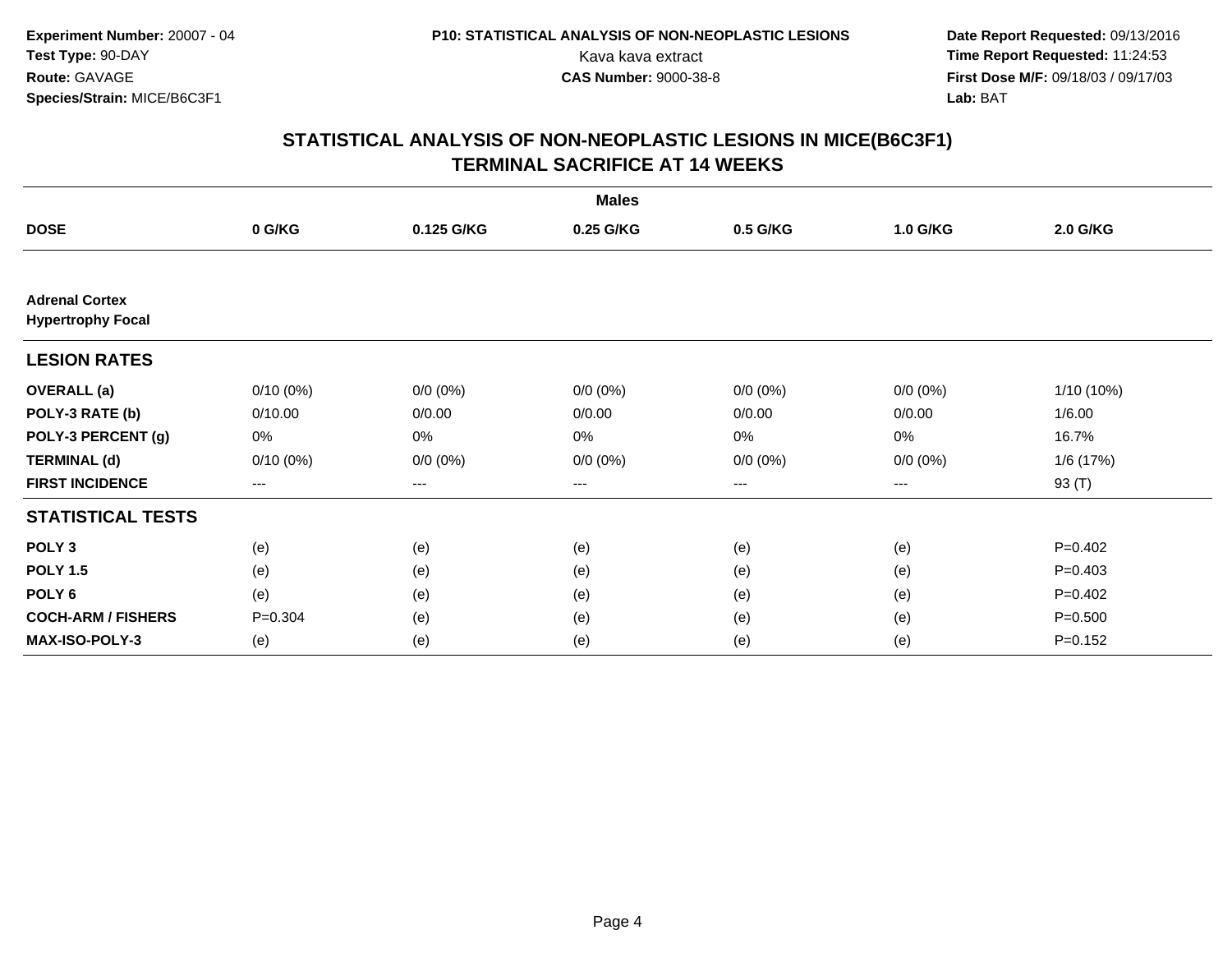Experiment Number: 20007 - 04
Test Type: 90-DAY
Route: GAVAGE
Species/Strain: MICE/B6C3F1

P10: STATISTICAL ANALYSIS OF NON-NEOPLASTIC LESIONS
Kava kava extract
CAS Number: 9000-38-8

Date Report Requested: 09/13/2016
Time Report Requested: 11:24:53
First Dose M/F: 09/18/03 / 09/17/03
Lab: BAT

## STATISTICAL ANALYSIS OF NON-NEOPLASTIC LESIONS IN MICE(B6C3F1)
## TERMINAL SACRIFICE AT 14 WEEKS

| | Males | | | | | |
|---|---|---|---|---|---|---|
| **DOSE** | **0 G/KG** | **0.125 G/KG** | **0.25 G/KG** | **0.5 G/KG** | **1.0 G/KG** | **2.0 G/KG** |
| **Adrenal Cortex** | | | | | | |
| **Hypertrophy Focal** | | | | | | |
| **LESION RATES** | | | | | | |
| **OVERALL (a)** | 0/10 (0%) | 0/0 (0%) | 0/0 (0%) | 0/0 (0%) | 0/0 (0%) | 1/10 (10%) |
| **POLY-3 RATE (b)** | 0/10.00 | 0/0.00 | 0/0.00 | 0/0.00 | 0/0.00 | 1/6.00 |
| **POLY-3 PERCENT (g)** | 0% | 0% | 0% | 0% | 0% | 16.7% |
| **TERMINAL (d)** | 0/10 (0%) | 0/0 (0%) | 0/0 (0%) | 0/0 (0%) | 0/0 (0%) | 1/6 (17%) |
| **FIRST INCIDENCE** | --- | --- | --- | --- | --- | 93 (T) |
| **STATISTICAL TESTS** | | | | | | |
| **POLY 3** | (e) | (e) | (e) | (e) | (e) | P=0.402 |
| **POLY 1.5** | (e) | (e) | (e) | (e) | (e) | P=0.403 |
| **POLY 6** | (e) | (e) | (e) | (e) | (e) | P=0.402 |
| **COCH-ARM / FISHERS** | P=0.304 | (e) | (e) | (e) | (e) | P=0.500 |
| **MAX-ISO-POLY-3** | (e) | (e) | (e) | (e) | (e) | P=0.152 |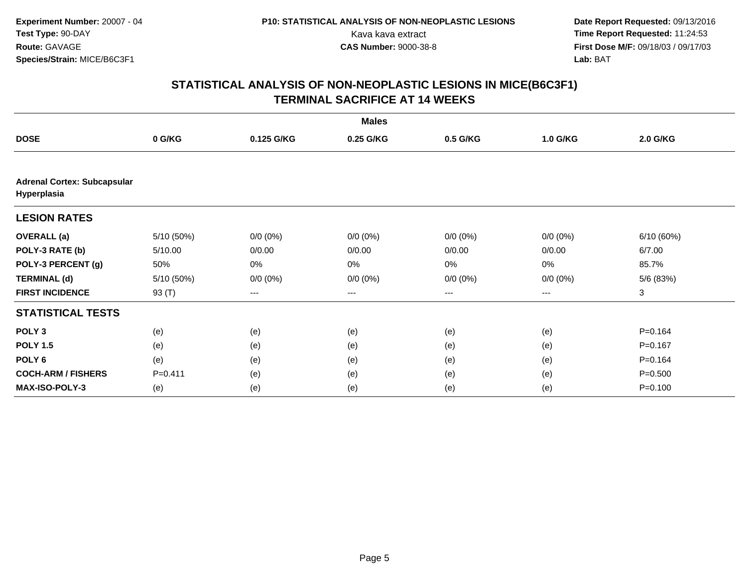**Experiment Number:** 20007 - 04
**Test Type:** 90-DAY
**Route:** GAVAGE
**Species/Strain:** MICE/B6C3F1

**P10: STATISTICAL ANALYSIS OF NON-NEOPLASTIC LESIONS**
Kava kava extract
**CAS Number:** 9000-38-8

**Date Report Requested:** 09/13/2016
**Time Report Requested:** 11:24:53
**First Dose M/F:** 09/18/03 / 09/17/03
**Lab:** BAT

## STATISTICAL ANALYSIS OF NON-NEOPLASTIC LESIONS IN MICE(B6C3F1)
## TERMINAL SACRIFICE AT 14 WEEKS

| | | | **Males** | | | |
|---|---|---|---|---|---|---|
| **DOSE** | **0 G/KG** | **0.125 G/KG** | **0.25 G/KG** | **0.5 G/KG** | **1.0 G/KG** | **2.0 G/KG** |
| **Adrenal Cortex: Subcapsular Hyperplasia** | | | | | | |
| **LESION RATES** | | | | | | |
| **OVERALL (a)** | 5/10 (50%) | 0/0 (0%) | 0/0 (0%) | 0/0 (0%) | 0/0 (0%) | 6/10 (60%) |
| **POLY-3 RATE (b)** | 5/10.00 | 0/0.00 | 0/0.00 | 0/0.00 | 0/0.00 | 6/7.00 |
| **POLY-3 PERCENT (g)** | 50% | 0% | 0% | 0% | 0% | 85.7% |
| **TERMINAL (d)** | 5/10 (50%) | 0/0 (0%) | 0/0 (0%) | 0/0 (0%) | 0/0 (0%) | 5/6 (83%) |
| **FIRST INCIDENCE** | 93 (T) | --- | --- | --- | --- | 3 |
| **STATISTICAL TESTS** | | | | | | |
| **POLY 3** | (e) | (e) | (e) | (e) | (e) | P=0.164 |
| **POLY 1.5** | (e) | (e) | (e) | (e) | (e) | P=0.167 |
| **POLY 6** | (e) | (e) | (e) | (e) | (e) | P=0.164 |
| **COCH-ARM / FISHERS** | P=0.411 | (e) | (e) | (e) | (e) | P=0.500 |
| **MAX-ISO-POLY-3** | (e) | (e) | (e) | (e) | (e) | P=0.100 |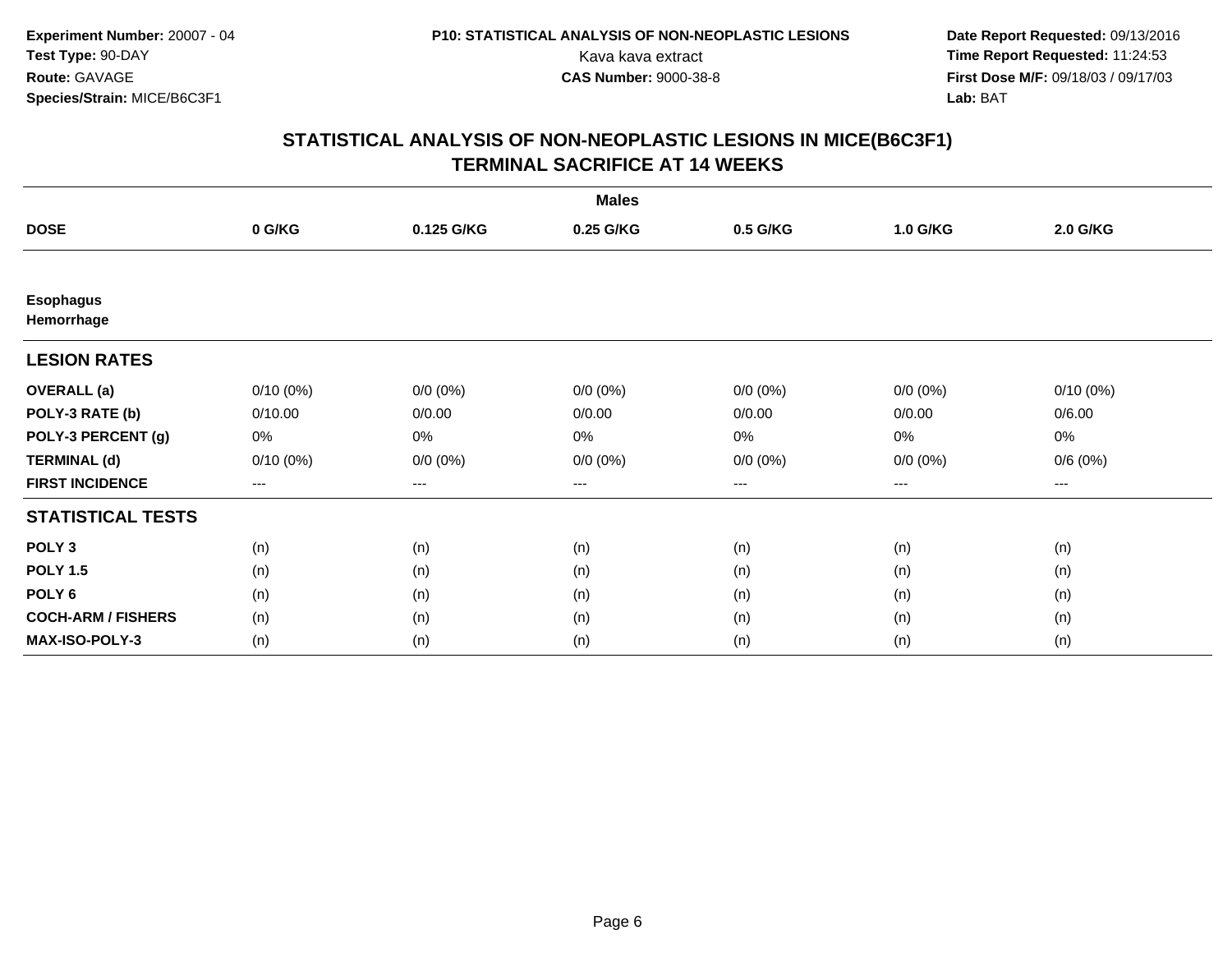Experiment Number: 20007 - 04
Test Type: 90-DAY
Route: GAVAGE
Species/Strain: MICE/B6C3F1

P10: STATISTICAL ANALYSIS OF NON-NEOPLASTIC LESIONS
Kava kava extract
CAS Number: 9000-38-8

Date Report Requested: 09/13/2016
Time Report Requested: 11:24:53
First Dose M/F: 09/18/03 / 09/17/03
Lab: BAT

# STATISTICAL ANALYSIS OF NON-NEOPLASTIC LESIONS IN MICE(B6C3F1)
## TERMINAL SACRIFICE AT 14 WEEKS

| | Males | | | | | |
|---|---|---|---|---|---|---|
| **DOSE** | **0 G/KG** | **0.125 G/KG** | **0.25 G/KG** | **0.5 G/KG** | **1.0 G/KG** | **2.0 G/KG** |
| **Esophagus** | | | | | | |
| **Hemorrhage** | | | | | | |
| **LESION RATES** | | | | | | |
| **OVERALL (a)** | 0/10 (0%) | 0/0 (0%) | 0/0 (0%) | 0/0 (0%) | 0/0 (0%) | 0/10 (0%) |
| **POLY-3 RATE (b)** | 0/10.00 | 0/0.00 | 0/0.00 | 0/0.00 | 0/0.00 | 0/6.00 |
| **POLY-3 PERCENT (g)** | 0% | 0% | 0% | 0% | 0% | 0% |
| **TERMINAL (d)** | 0/10 (0%) | 0/0 (0%) | 0/0 (0%) | 0/0 (0%) | 0/0 (0%) | 0/6 (0%) |
| **FIRST INCIDENCE** | --- | --- | --- | --- | --- | --- |
| **STATISTICAL TESTS** | | | | | | |
| **POLY 3** | (n) | (n) | (n) | (n) | (n) | (n) |
| **POLY 1.5** | (n) | (n) | (n) | (n) | (n) | (n) |
| **POLY 6** | (n) | (n) | (n) | (n) | (n) | (n) |
| **COCH-ARM / FISHERS** | (n) | (n) | (n) | (n) | (n) | (n) |
| **MAX-ISO-POLY-3** | (n) | (n) | (n) | (n) | (n) | (n) |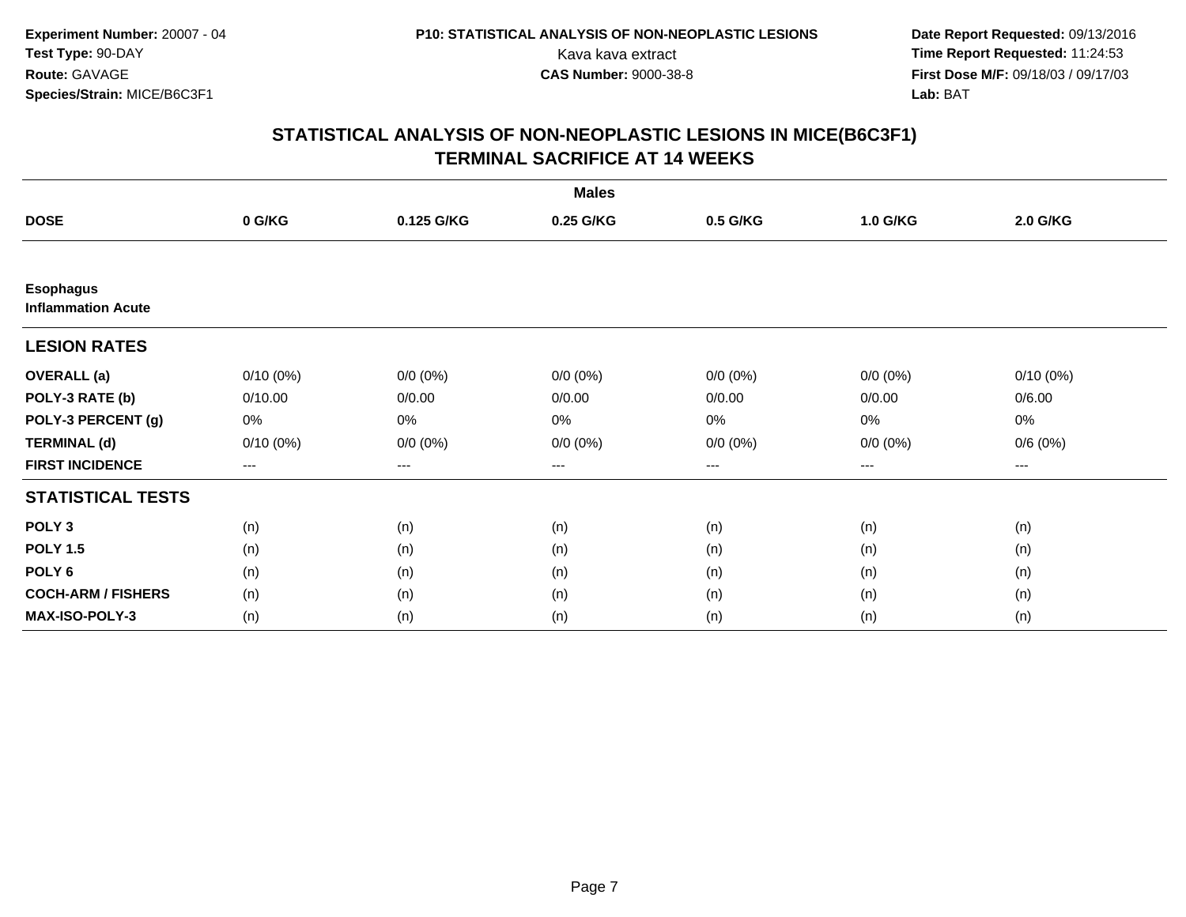**Experiment Number:** 20007 - 04
**Test Type:** 90-DAY
**Route:** GAVAGE
**Species/Strain:** MICE/B6C3F1

**P10: STATISTICAL ANALYSIS OF NON-NEOPLASTIC LESIONS**
Kava kava extract
**CAS Number:** 9000-38-8

**Date Report Requested:** 09/13/2016
**Time Report Requested:** 11:24:53
**First Dose M/F:** 09/18/03 / 09/17/03
**Lab:** BAT

## STATISTICAL ANALYSIS OF NON-NEOPLASTIC LESIONS IN MICE(B6C3F1)
## TERMINAL SACRIFICE AT 14 WEEKS

| | Males | | | | | |
|---|---|---|---|---|---|---|
| **DOSE** | **0 G/KG** | **0.125 G/KG** | **0.25 G/KG** | **0.5 G/KG** | **1.0 G/KG** | **2.0 G/KG** |
| **Esophagus** | | | | | | |
| **Inflammation Acute** | | | | | | |
| **LESION RATES** | | | | | | |
| **OVERALL (a)** | 0/10 (0%) | 0/0 (0%) | 0/0 (0%) | 0/0 (0%) | 0/0 (0%) | 0/10 (0%) |
| **POLY-3 RATE (b)** | 0/10.00 | 0/0.00 | 0/0.00 | 0/0.00 | 0/0.00 | 0/6.00 |
| **POLY-3 PERCENT (g)** | 0% | 0% | 0% | 0% | 0% | 0% |
| **TERMINAL (d)** | 0/10 (0%) | 0/0 (0%) | 0/0 (0%) | 0/0 (0%) | 0/0 (0%) | 0/6 (0%) |
| **FIRST INCIDENCE** | --- | --- | --- | --- | --- | --- |
| **STATISTICAL TESTS** | | | | | | |
| **POLY 3** | (n) | (n) | (n) | (n) | (n) | (n) |
| **POLY 1.5** | (n) | (n) | (n) | (n) | (n) | (n) |
| **POLY 6** | (n) | (n) | (n) | (n) | (n) | (n) |
| **COCH-ARM / FISHERS** | (n) | (n) | (n) | (n) | (n) | (n) |
| **MAX-ISO-POLY-3** | (n) | (n) | (n) | (n) | (n) | (n) |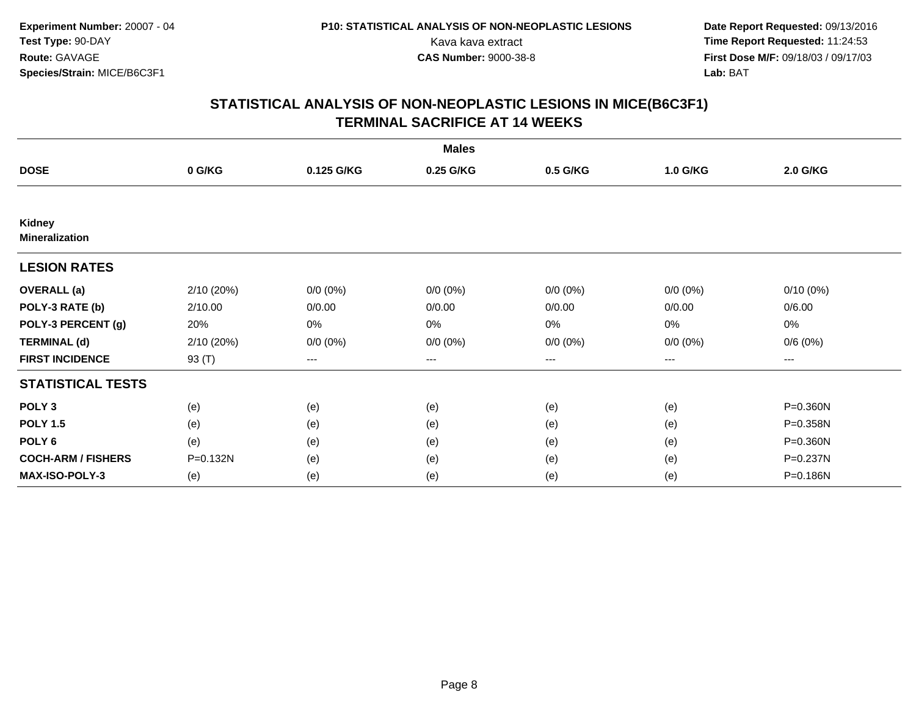Experiment Number: 20007 - 04
Test Type: 90-DAY
Route: GAVAGE
Species/Strain: MICE/B6C3F1

P10: STATISTICAL ANALYSIS OF NON-NEOPLASTIC LESIONS
Kava kava extract
CAS Number: 9000-38-8

Date Report Requested: 09/13/2016
Time Report Requested: 11:24:53
First Dose M/F: 09/18/03 / 09/17/03
Lab: BAT

## STATISTICAL ANALYSIS OF NON-NEOPLASTIC LESIONS IN MICE(B6C3F1)
## TERMINAL SACRIFICE AT 14 WEEKS

| | Males | | | | | |
|---|---|---|---|---|---|---|
| DOSE | 0 G/KG | 0.125 G/KG | 0.25 G/KG | 0.5 G/KG | 1.0 G/KG | 2.0 G/KG |
| **Kidney** | | | | | | |
| **Mineralization** | | | | | | |
| **LESION RATES** | | | | | | |
| **OVERALL (a)** | 2/10 (20%) | 0/0 (0%) | 0/0 (0%) | 0/0 (0%) | 0/0 (0%) | 0/10 (0%) |
| **POLY-3 RATE (b)** | 2/10.00 | 0/0.00 | 0/0.00 | 0/0.00 | 0/0.00 | 0/6.00 |
| **POLY-3 PERCENT (g)** | 20% | 0% | 0% | 0% | 0% | 0% |
| **TERMINAL (d)** | 2/10 (20%) | 0/0 (0%) | 0/0 (0%) | 0/0 (0%) | 0/0 (0%) | 0/6 (0%) |
| **FIRST INCIDENCE** | 93 (T) | --- | --- | --- | --- | --- |
| **STATISTICAL TESTS** | | | | | | |
| **POLY 3** | (e) | (e) | (e) | (e) | (e) | P=0.360N |
| **POLY 1.5** | (e) | (e) | (e) | (e) | (e) | P=0.358N |
| **POLY 6** | (e) | (e) | (e) | (e) | (e) | P=0.360N |
| **COCH-ARM / FISHERS** | P=0.132N | (e) | (e) | (e) | (e) | P=0.237N |
| **MAX-ISO-POLY-3** | (e) | (e) | (e) | (e) | (e) | P=0.186N |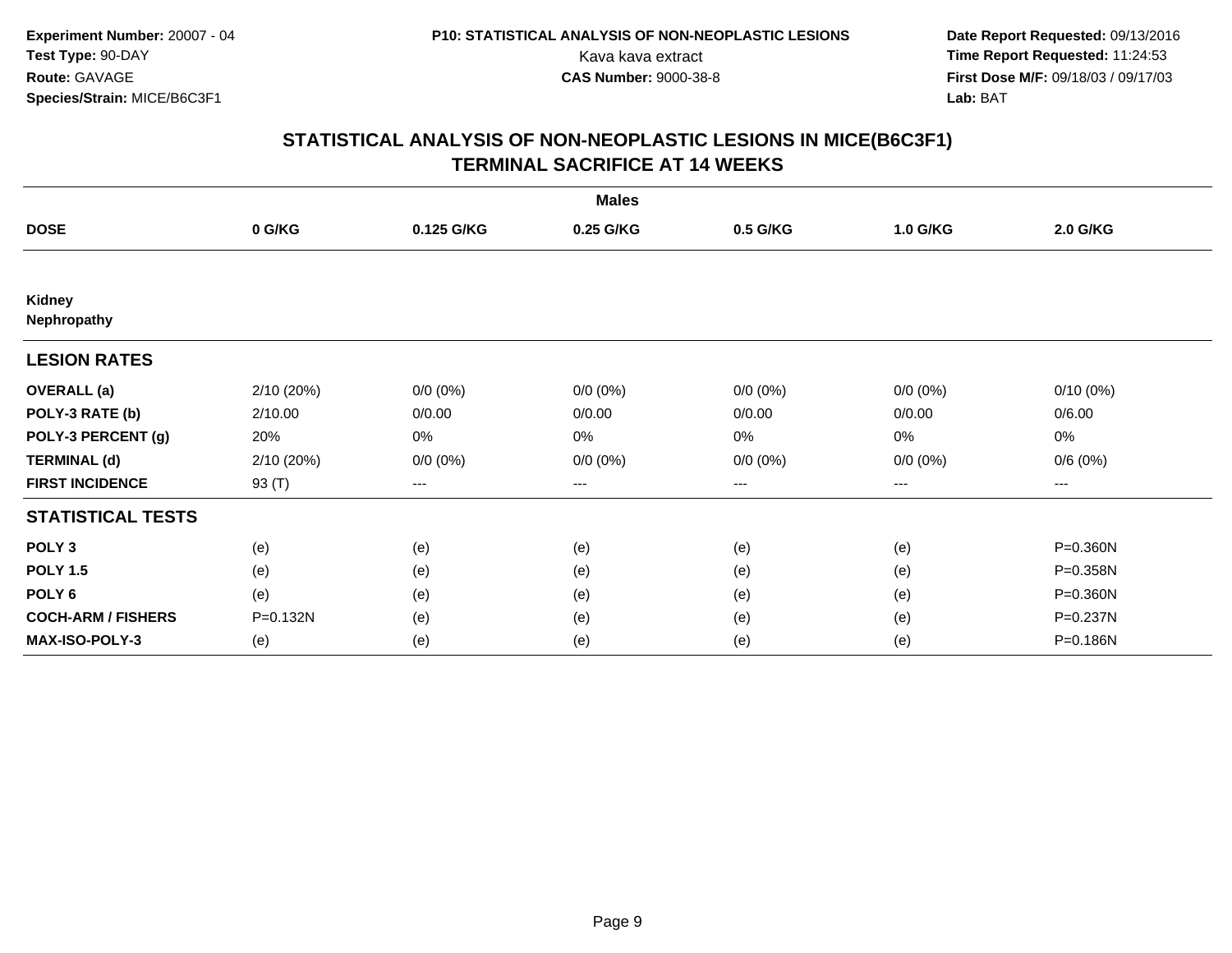**Experiment Number:** 20007 - 04
**Test Type:** 90-DAY
**Route:** GAVAGE
**Species/Strain:** MICE/B6C3F1

**P10: STATISTICAL ANALYSIS OF NON-NEOPLASTIC LESIONS**
Kava kava extract
**CAS Number:** 9000-38-8

**Date Report Requested:** 09/13/2016
**Time Report Requested:** 11:24:53
**First Dose M/F:** 09/18/03 / 09/17/03
**Lab:** BAT

## STATISTICAL ANALYSIS OF NON-NEOPLASTIC LESIONS IN MICE(B6C3F1)
## TERMINAL SACRIFICE AT 14 WEEKS

| | Males | | | | | |
|---|---|---|---|---|---|---|
| **DOSE** | **0 G/KG** | **0.125 G/KG** | **0.25 G/KG** | **0.5 G/KG** | **1.0 G/KG** | **2.0 G/KG** |
| **Kidney** | | | | | | |
| **Nephropathy** | | | | | | |
| **LESION RATES** | | | | | | |
| **OVERALL (a)** | 2/10 (20%) | 0/0 (0%) | 0/0 (0%) | 0/0 (0%) | 0/0 (0%) | 0/10 (0%) |
| **POLY-3 RATE (b)** | 2/10.00 | 0/0.00 | 0/0.00 | 0/0.00 | 0/0.00 | 0/6.00 |
| **POLY-3 PERCENT (g)** | 20% | 0% | 0% | 0% | 0% | 0% |
| **TERMINAL (d)** | 2/10 (20%) | 0/0 (0%) | 0/0 (0%) | 0/0 (0%) | 0/0 (0%) | 0/6 (0%) |
| **FIRST INCIDENCE** | 93 (T) | --- | --- | --- | --- | --- |
| **STATISTICAL TESTS** | | | | | | |
| **POLY 3** | (e) | (e) | (e) | (e) | (e) | P=0.360N |
| **POLY 1.5** | (e) | (e) | (e) | (e) | (e) | P=0.358N |
| **POLY 6** | (e) | (e) | (e) | (e) | (e) | P=0.360N |
| **COCH-ARM / FISHERS** | P=0.132N | (e) | (e) | (e) | (e) | P=0.237N |
| **MAX-ISO-POLY-3** | (e) | (e) | (e) | (e) | (e) | P=0.186N |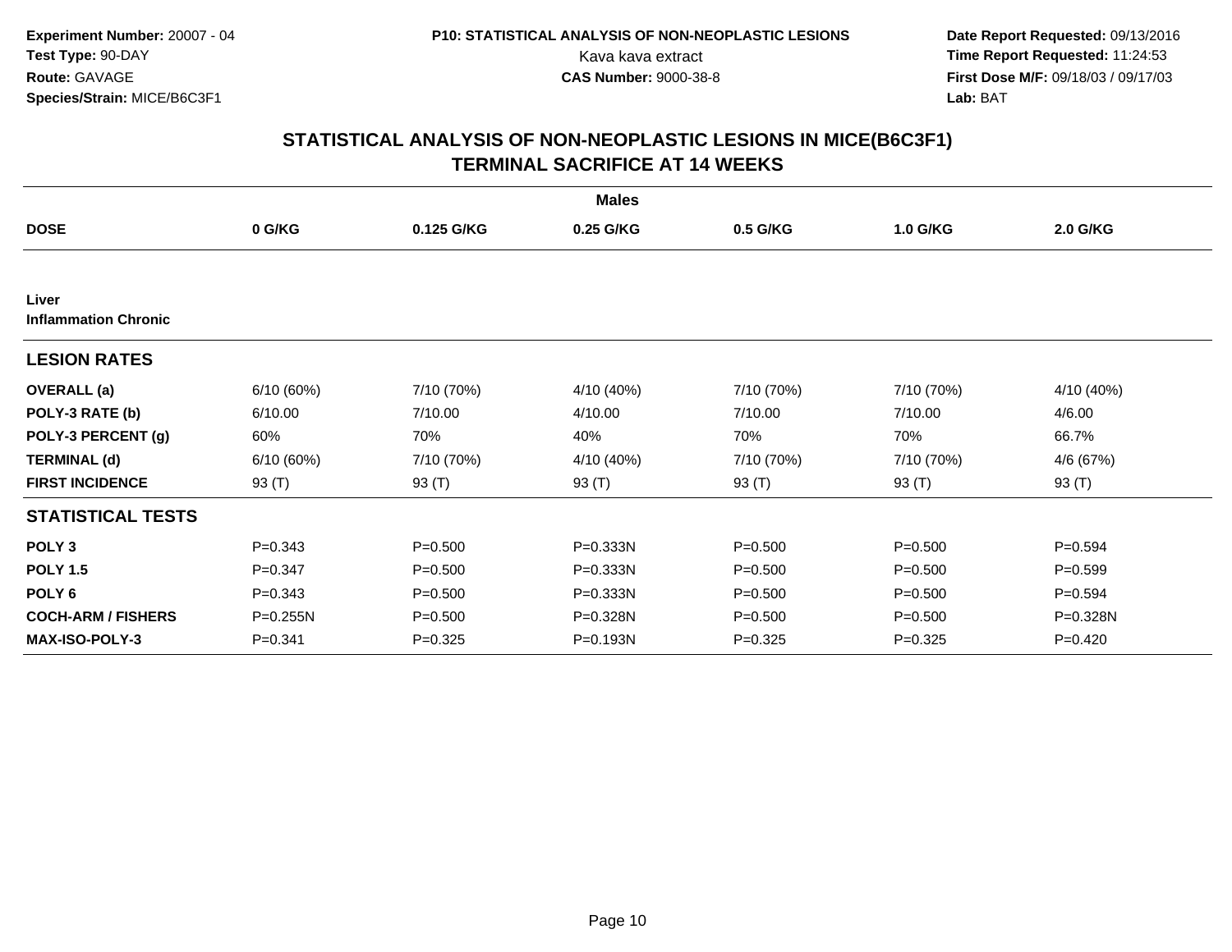**Experiment Number:** 20007 - 04
**Test Type:** 90-DAY
**Route:** GAVAGE
**Species/Strain:** MICE/B6C3F1

**P10: STATISTICAL ANALYSIS OF NON-NEOPLASTIC LESIONS**
Kava kava extract
**CAS Number:** 9000-38-8

**Date Report Requested:** 09/13/2016
**Time Report Requested:** 11:24:53
**First Dose M/F:** 09/18/03 / 09/17/03
**Lab:** BAT

## STATISTICAL ANALYSIS OF NON-NEOPLASTIC LESIONS IN MICE(B6C3F1)
## TERMINAL SACRIFICE AT 14 WEEKS

**Males**

| DOSE | 0 G/KG | 0.125 G/KG | 0.25 G/KG | 0.5 G/KG | 1.0 G/KG | 2.0 G/KG |
|---|---|---|---|---|---|---|
| **Liver** | | | | | | |
| **Inflammation Chronic** | | | | | | |
| **LESION RATES** | | | | | | |
| **OVERALL (a)** | 6/10 (60%) | 7/10 (70%) | 4/10 (40%) | 7/10 (70%) | 7/10 (70%) | 4/10 (40%) |
| **POLY-3 RATE (b)** | 6/10.00 | 7/10.00 | 4/10.00 | 7/10.00 | 7/10.00 | 4/6.00 |
| **POLY-3 PERCENT (g)** | 60% | 70% | 40% | 70% | 70% | 66.7% |
| **TERMINAL (d)** | 6/10 (60%) | 7/10 (70%) | 4/10 (40%) | 7/10 (70%) | 7/10 (70%) | 4/6 (67%) |
| **FIRST INCIDENCE** | 93 (T) | 93 (T) | 93 (T) | 93 (T) | 93 (T) | 93 (T) |
| **STATISTICAL TESTS** | | | | | | |
| **POLY 3** | P=0.343 | P=0.500 | P=0.333N | P=0.500 | P=0.500 | P=0.594 |
| **POLY 1.5** | P=0.347 | P=0.500 | P=0.333N | P=0.500 | P=0.500 | P=0.599 |
| **POLY 6** | P=0.343 | P=0.500 | P=0.333N | P=0.500 | P=0.500 | P=0.594 |
| **COCH-ARM / FISHERS** | P=0.255N | P=0.500 | P=0.328N | P=0.500 | P=0.500 | P=0.328N |
| **MAX-ISO-POLY-3** | P=0.341 | P=0.325 | P=0.193N | P=0.325 | P=0.325 | P=0.420 |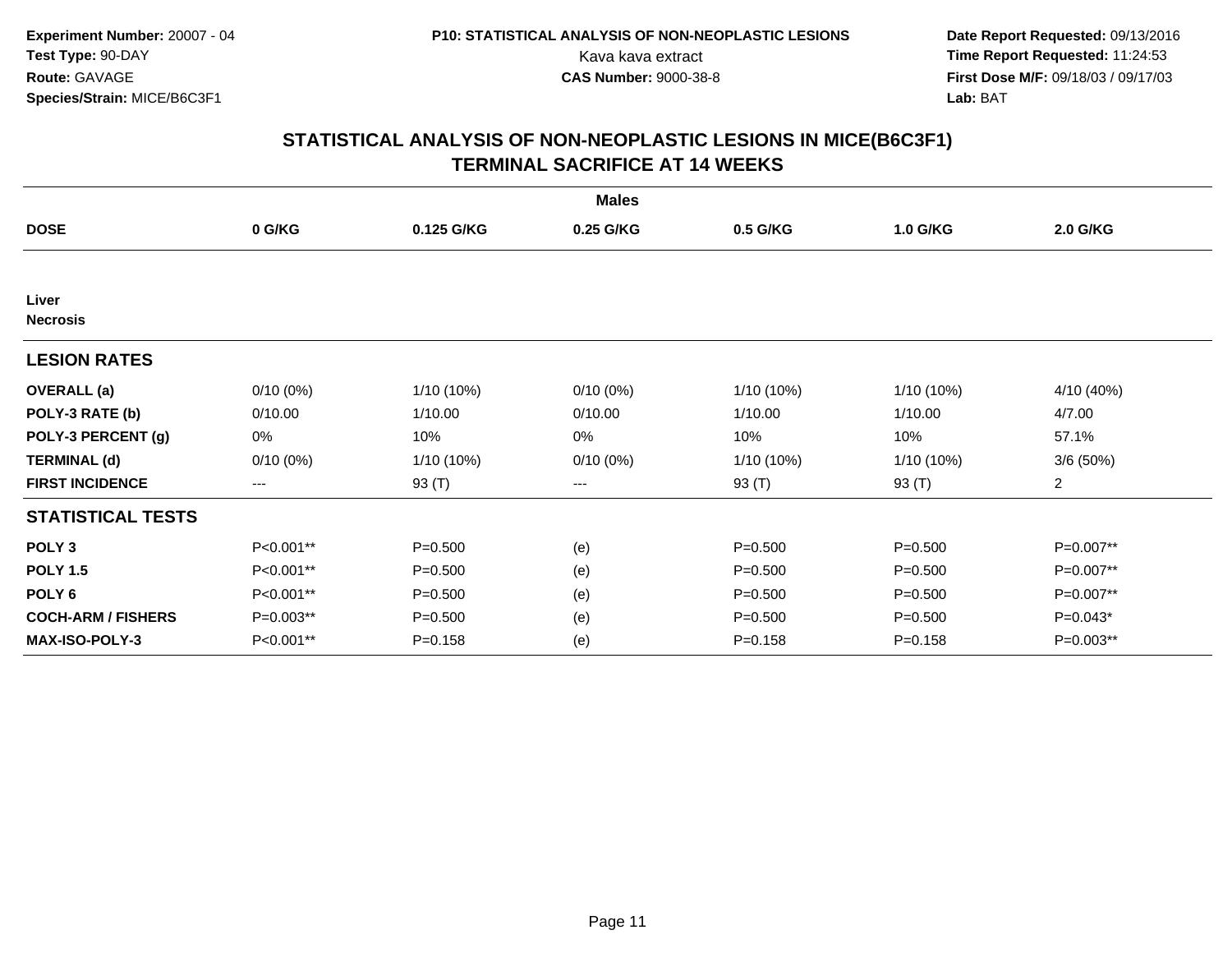**Experiment Number:** 20007 - 04
**Test Type:** 90-DAY
**Route:** GAVAGE
**Species/Strain:** MICE/B6C3F1

**P10: STATISTICAL ANALYSIS OF NON-NEOPLASTIC LESIONS**
Kava kava extract
**CAS Number:** 9000-38-8

**Date Report Requested:** 09/13/2016
**Time Report Requested:** 11:24:53
**First Dose M/F:** 09/18/03 / 09/17/03
**Lab:** BAT

## STATISTICAL ANALYSIS OF NON-NEOPLASTIC LESIONS IN MICE(B6C3F1)
## TERMINAL SACRIFICE AT 14 WEEKS

| | | | **Males** | | | |
|---|---|---|---|---|---|---|
| **DOSE** | **0 G/KG** | **0.125 G/KG** | **0.25 G/KG** | **0.5 G/KG** | **1.0 G/KG** | **2.0 G/KG** |
| **Liver** | | | | | | |
| **Necrosis** | | | | | | |
| **LESION RATES** | | | | | | |
| **OVERALL (a)** | 0/10 (0%) | 1/10 (10%) | 0/10 (0%) | 1/10 (10%) | 1/10 (10%) | 4/10 (40%) |
| **POLY-3 RATE (b)** | 0/10.00 | 1/10.00 | 0/10.00 | 1/10.00 | 1/10.00 | 4/7.00 |
| **POLY-3 PERCENT (g)** | 0% | 10% | 0% | 10% | 10% | 57.1% |
| **TERMINAL (d)** | 0/10 (0%) | 1/10 (10%) | 0/10 (0%) | 1/10 (10%) | 1/10 (10%) | 3/6 (50%) |
| **FIRST INCIDENCE** | --- | 93 (T) | --- | 93 (T) | 93 (T) | 2 |
| **STATISTICAL TESTS** | | | | | | |
| **POLY 3** | P<0.001** | P=0.500 | (e) | P=0.500 | P=0.500 | P=0.007** |
| **POLY 1.5** | P<0.001** | P=0.500 | (e) | P=0.500 | P=0.500 | P=0.007** |
| **POLY 6** | P<0.001** | P=0.500 | (e) | P=0.500 | P=0.500 | P=0.007** |
| **COCH-ARM / FISHERS** | P=0.003** | P=0.500 | (e) | P=0.500 | P=0.500 | P=0.043* |
| **MAX-ISO-POLY-3** | P<0.001** | P=0.158 | (e) | P=0.158 | P=0.158 | P=0.003** |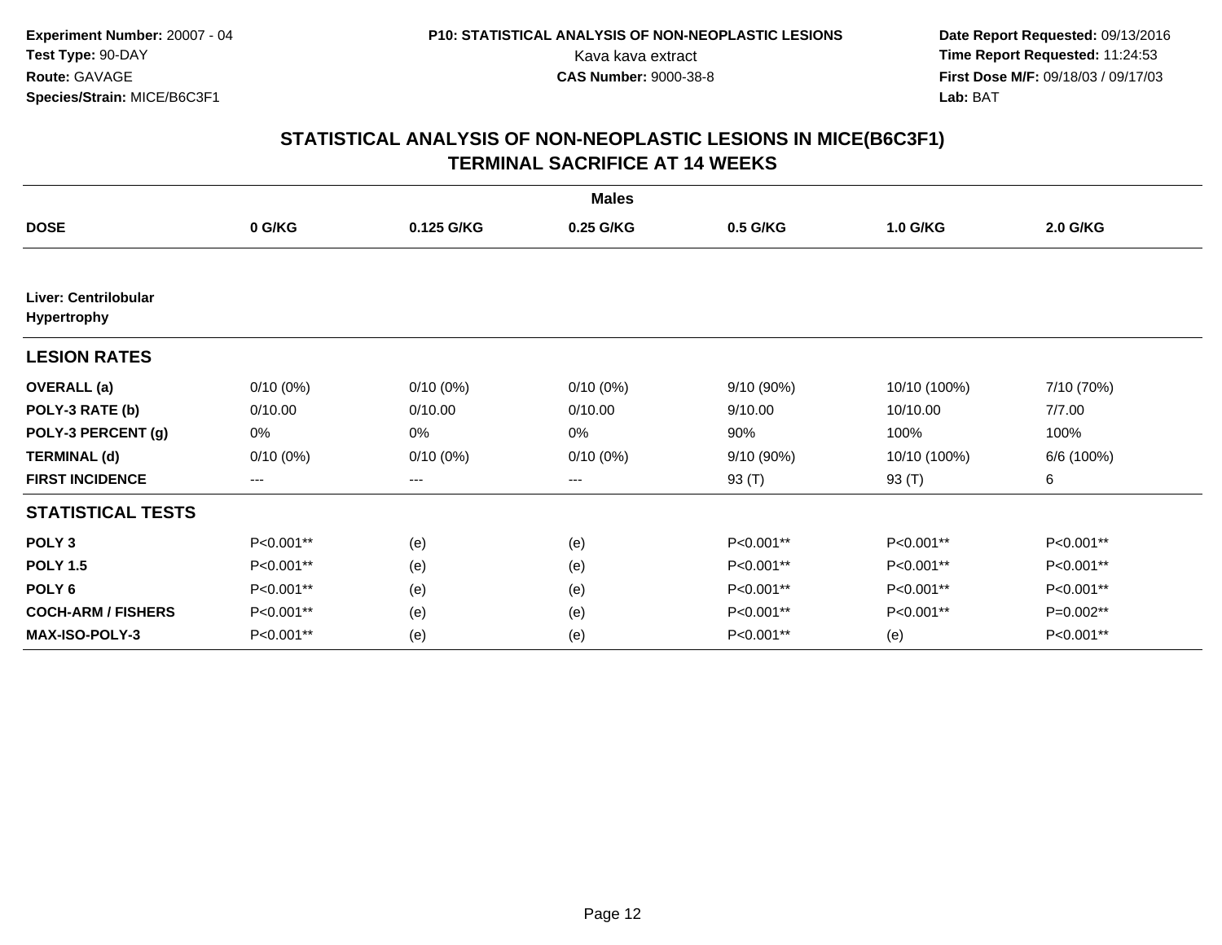**Experiment Number:** 20007 - 04
**Test Type:** 90-DAY
**Route:** GAVAGE
**Species/Strain:** MICE/B6C3F1

**P10: STATISTICAL ANALYSIS OF NON-NEOPLASTIC LESIONS**
Kava kava extract
**CAS Number:** 9000-38-8

**Date Report Requested:** 09/13/2016
**Time Report Requested:** 11:24:53
**First Dose M/F:** 09/18/03 / 09/17/03
**Lab:** BAT

## STATISTICAL ANALYSIS OF NON-NEOPLASTIC LESIONS IN MICE(B6C3F1)
## TERMINAL SACRIFICE AT 14 WEEKS

| | Males | | | | | |
|---|---|---|---|---|---|---|
| **DOSE** | **0 G/KG** | **0.125 G/KG** | **0.25 G/KG** | **0.5 G/KG** | **1.0 G/KG** | **2.0 G/KG** |
| **Liver: Centrilobular Hypertrophy** | | | | | | |
| **LESION RATES** | | | | | | |
| **OVERALL (a)** | 0/10 (0%) | 0/10 (0%) | 0/10 (0%) | 9/10 (90%) | 10/10 (100%) | 7/10 (70%) |
| **POLY-3 RATE (b)** | 0/10.00 | 0/10.00 | 0/10.00 | 9/10.00 | 10/10.00 | 7/7.00 |
| **POLY-3 PERCENT (g)** | 0% | 0% | 0% | 90% | 100% | 100% |
| **TERMINAL (d)** | 0/10 (0%) | 0/10 (0%) | 0/10 (0%) | 9/10 (90%) | 10/10 (100%) | 6/6 (100%) |
| **FIRST INCIDENCE** | --- | --- | --- | 93 (T) | 93 (T) | 6 |
| **STATISTICAL TESTS** | | | | | | |
| **POLY 3** | P<0.001** | (e) | (e) | P<0.001** | P<0.001** | P<0.001** |
| **POLY 1.5** | P<0.001** | (e) | (e) | P<0.001** | P<0.001** | P<0.001** |
| **POLY 6** | P<0.001** | (e) | (e) | P<0.001** | P<0.001** | P<0.001** |
| **COCH-ARM / FISHERS** | P<0.001** | (e) | (e) | P<0.001** | P<0.001** | P=0.002** |
| **MAX-ISO-POLY-3** | P<0.001** | (e) | (e) | P<0.001** | (e) | P<0.001** |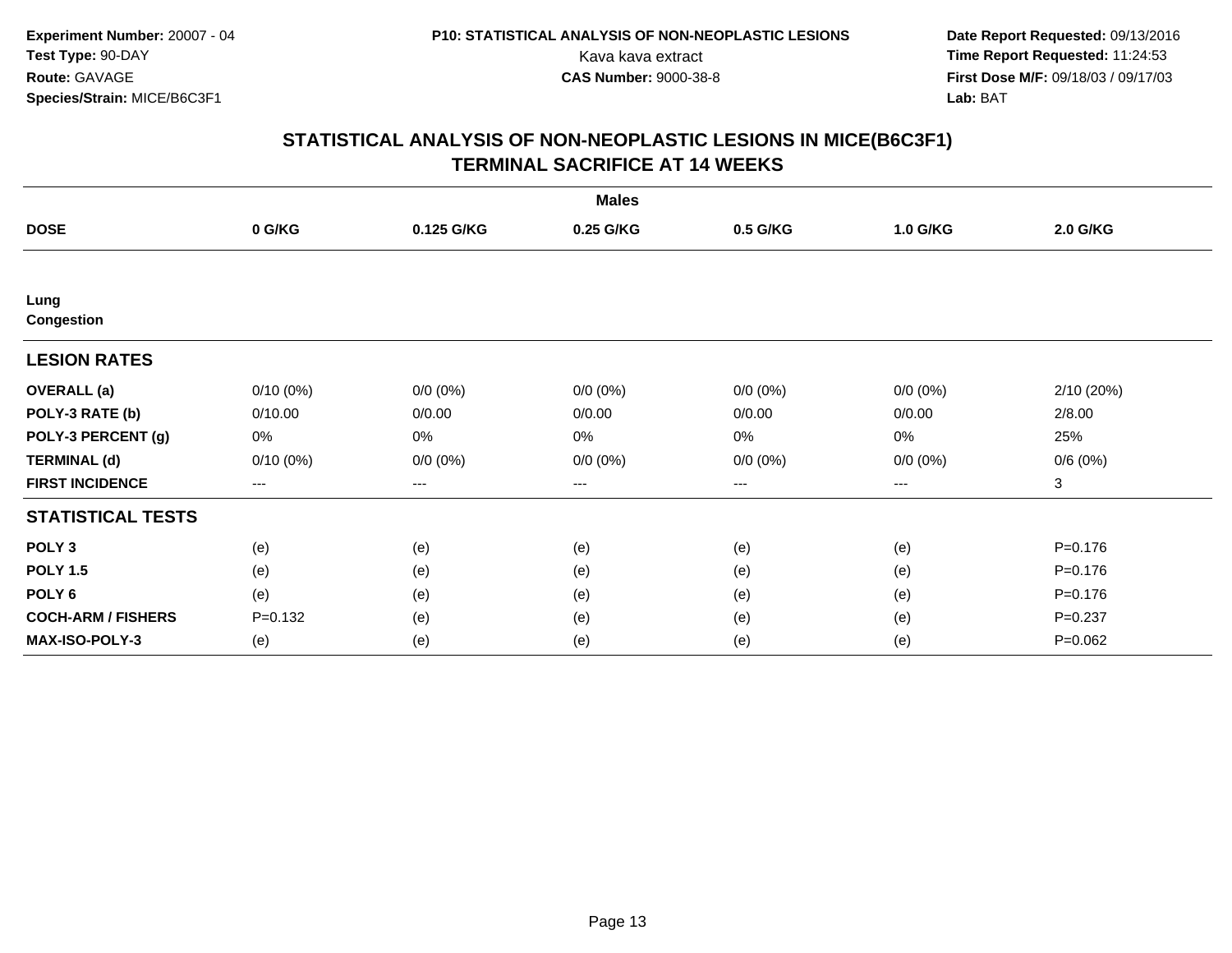**Experiment Number:** 20007 - 04
**Test Type:** 90-DAY
**Route:** GAVAGE
**Species/Strain:** MICE/B6C3F1

**P10: STATISTICAL ANALYSIS OF NON-NEOPLASTIC LESIONS**
Kava kava extract
**CAS Number:** 9000-38-8

**Date Report Requested:** 09/13/2016
**Time Report Requested:** 11:24:53
**First Dose M/F:** 09/18/03 / 09/17/03
**Lab:** BAT

## STATISTICAL ANALYSIS OF NON-NEOPLASTIC LESIONS IN MICE(B6C3F1)
## TERMINAL SACRIFICE AT 14 WEEKS

| | Males | | | | | |
|---|---|---|---|---|---|---|
| **DOSE** | **0 G/KG** | **0.125 G/KG** | **0.25 G/KG** | **0.5 G/KG** | **1.0 G/KG** | **2.0 G/KG** |
| **Lung** | | | | | | |
| **Congestion** | | | | | | |
| **LESION RATES** | | | | | | |
| **OVERALL (a)** | 0/10 (0%) | 0/0 (0%) | 0/0 (0%) | 0/0 (0%) | 0/0 (0%) | 2/10 (20%) |
| **POLY-3 RATE (b)** | 0/10.00 | 0/0.00 | 0/0.00 | 0/0.00 | 0/0.00 | 2/8.00 |
| **POLY-3 PERCENT (g)** | 0% | 0% | 0% | 0% | 0% | 25% |
| **TERMINAL (d)** | 0/10 (0%) | 0/0 (0%) | 0/0 (0%) | 0/0 (0%) | 0/0 (0%) | 0/6 (0%) |
| **FIRST INCIDENCE** | --- | --- | --- | --- | --- | 3 |
| **STATISTICAL TESTS** | | | | | | |
| **POLY 3** | (e) | (e) | (e) | (e) | (e) | P=0.176 |
| **POLY 1.5** | (e) | (e) | (e) | (e) | (e) | P=0.176 |
| **POLY 6** | (e) | (e) | (e) | (e) | (e) | P=0.176 |
| **COCH-ARM / FISHERS** | P=0.132 | (e) | (e) | (e) | (e) | P=0.237 |
| **MAX-ISO-POLY-3** | (e) | (e) | (e) | (e) | (e) | P=0.062 |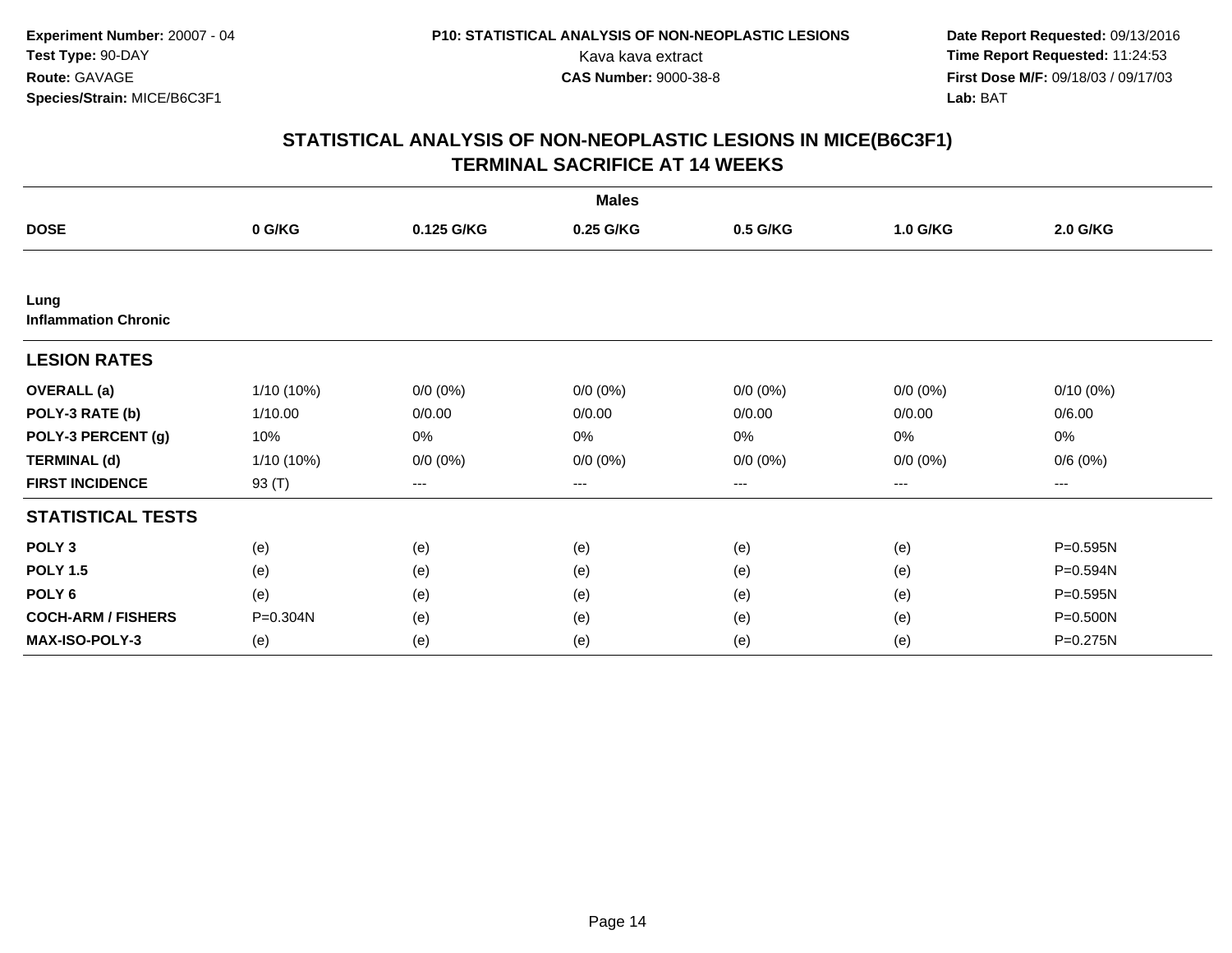Experiment Number: 20007 - 04
Test Type: 90-DAY
Route: GAVAGE
Species/Strain: MICE/B6C3F1

P10: STATISTICAL ANALYSIS OF NON-NEOPLASTIC LESIONS
Kava kava extract
CAS Number: 9000-38-8

Date Report Requested: 09/13/2016
Time Report Requested: 11:24:53
First Dose M/F: 09/18/03 / 09/17/03
Lab: BAT

## STATISTICAL ANALYSIS OF NON-NEOPLASTIC LESIONS IN MICE(B6C3F1)
## TERMINAL SACRIFICE AT 14 WEEKS

| | Males | | | | | |
|---|---|---|---|---|---|---|
| **DOSE** | **0 G/KG** | **0.125 G/KG** | **0.25 G/KG** | **0.5 G/KG** | **1.0 G/KG** | **2.0 G/KG** |
| **Lung** | | | | | | |
| **Inflammation Chronic** | | | | | | |
| **LESION RATES** | | | | | | |
| **OVERALL (a)** | 1/10 (10%) | 0/0 (0%) | 0/0 (0%) | 0/0 (0%) | 0/0 (0%) | 0/10 (0%) |
| **POLY-3 RATE (b)** | 1/10.00 | 0/0.00 | 0/0.00 | 0/0.00 | 0/0.00 | 0/6.00 |
| **POLY-3 PERCENT (g)** | 10% | 0% | 0% | 0% | 0% | 0% |
| **TERMINAL (d)** | 1/10 (10%) | 0/0 (0%) | 0/0 (0%) | 0/0 (0%) | 0/0 (0%) | 0/6 (0%) |
| **FIRST INCIDENCE** | 93 (T) | --- | --- | --- | --- | --- |
| **STATISTICAL TESTS** | | | | | | |
| **POLY 3** | (e) | (e) | (e) | (e) | (e) | P=0.595N |
| **POLY 1.5** | (e) | (e) | (e) | (e) | (e) | P=0.594N |
| **POLY 6** | (e) | (e) | (e) | (e) | (e) | P=0.595N |
| **COCH-ARM / FISHERS** | P=0.304N | (e) | (e) | (e) | (e) | P=0.500N |
| **MAX-ISO-POLY-3** | (e) | (e) | (e) | (e) | (e) | P=0.275N |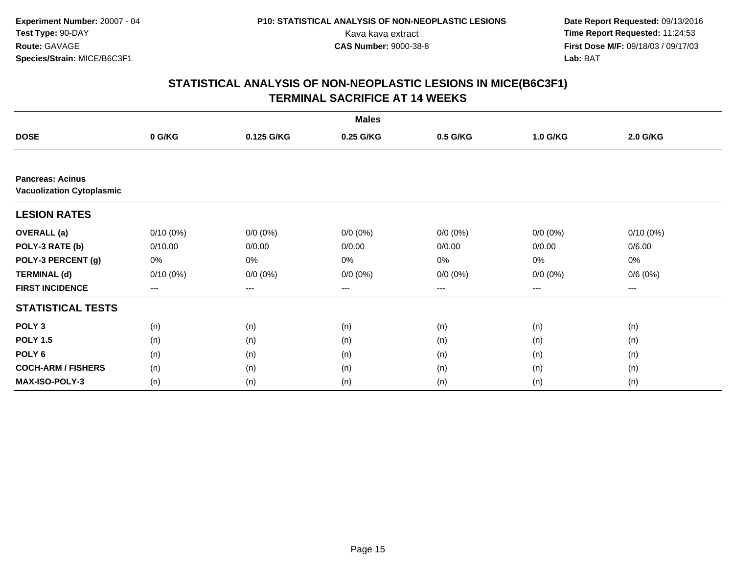**Experiment Number:** 20007 - 04
**Test Type:** 90-DAY
**Route:** GAVAGE
**Species/Strain:** MICE/B6C3F1

**P10: STATISTICAL ANALYSIS OF NON-NEOPLASTIC LESIONS**
Kava kava extract
**CAS Number:** 9000-38-8

**Date Report Requested:** 09/13/2016
**Time Report Requested:** 11:24:53
**First Dose M/F:** 09/18/03 / 09/17/03
**Lab:** BAT

## STATISTICAL ANALYSIS OF NON-NEOPLASTIC LESIONS IN MICE(B6C3F1)
## TERMINAL SACRIFICE AT 14 WEEKS

| | Males | | | | | |
|---|---|---|---|---|---|---|
| **DOSE** | **0 G/KG** | **0.125 G/KG** | **0.25 G/KG** | **0.5 G/KG** | **1.0 G/KG** | **2.0 G/KG** |
| **Pancreas: Acinus** | | | | | | |
| **Vacuolization Cytoplasmic** | | | | | | |
| **LESION RATES** | | | | | | |
| **OVERALL (a)** | 0/10 (0%) | 0/0 (0%) | 0/0 (0%) | 0/0 (0%) | 0/0 (0%) | 0/10 (0%) |
| **POLY-3 RATE (b)** | 0/10.00 | 0/0.00 | 0/0.00 | 0/0.00 | 0/0.00 | 0/6.00 |
| **POLY-3 PERCENT (g)** | 0% | 0% | 0% | 0% | 0% | 0% |
| **TERMINAL (d)** | 0/10 (0%) | 0/0 (0%) | 0/0 (0%) | 0/0 (0%) | 0/0 (0%) | 0/6 (0%) |
| **FIRST INCIDENCE** | --- | --- | --- | --- | --- | --- |
| **STATISTICAL TESTS** | | | | | | |
| **POLY 3** | (n) | (n) | (n) | (n) | (n) | (n) |
| **POLY 1.5** | (n) | (n) | (n) | (n) | (n) | (n) |
| **POLY 6** | (n) | (n) | (n) | (n) | (n) | (n) |
| **COCH-ARM / FISHERS** | (n) | (n) | (n) | (n) | (n) | (n) |
| **MAX-ISO-POLY-3** | (n) | (n) | (n) | (n) | (n) | (n) |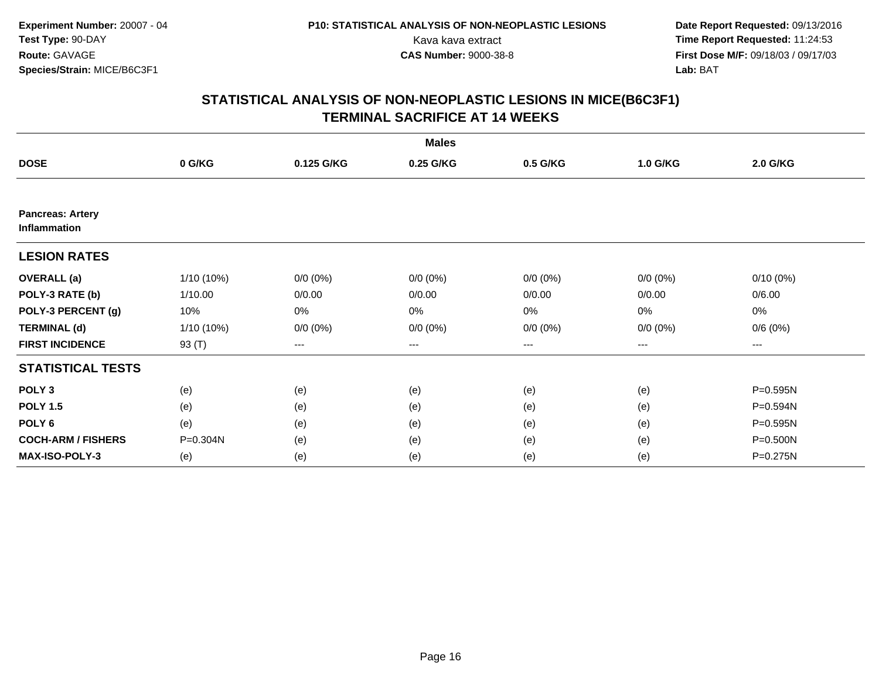Experiment Number: 20007 - 04
Test Type: 90-DAY
Route: GAVAGE
Species/Strain: MICE/B6C3F1

P10: STATISTICAL ANALYSIS OF NON-NEOPLASTIC LESIONS
Kava kava extract
CAS Number: 9000-38-8

Date Report Requested: 09/13/2016
Time Report Requested: 11:24:53
First Dose M/F: 09/18/03 / 09/17/03
Lab: BAT

## STATISTICAL ANALYSIS OF NON-NEOPLASTIC LESIONS IN MICE(B6C3F1)
## TERMINAL SACRIFICE AT 14 WEEKS

| | Males | | | | | |
|---|---|---|---|---|---|---|
| **DOSE** | **0 G/KG** | **0.125 G/KG** | **0.25 G/KG** | **0.5 G/KG** | **1.0 G/KG** | **2.0 G/KG** |
| **Pancreas: Artery Inflammation** | | | | | | |
| **LESION RATES** | | | | | | |
| **OVERALL (a)** | 1/10 (10%) | 0/0 (0%) | 0/0 (0%) | 0/0 (0%) | 0/0 (0%) | 0/10 (0%) |
| **POLY-3 RATE (b)** | 1/10.00 | 0/0.00 | 0/0.00 | 0/0.00 | 0/0.00 | 0/6.00 |
| **POLY-3 PERCENT (g)** | 10% | 0% | 0% | 0% | 0% | 0% |
| **TERMINAL (d)** | 1/10 (10%) | 0/0 (0%) | 0/0 (0%) | 0/0 (0%) | 0/0 (0%) | 0/6 (0%) |
| **FIRST INCIDENCE** | 93 (T) | --- | --- | --- | --- | --- |
| **STATISTICAL TESTS** | | | | | | |
| **POLY 3** | (e) | (e) | (e) | (e) | (e) | P=0.595N |
| **POLY 1.5** | (e) | (e) | (e) | (e) | (e) | P=0.594N |
| **POLY 6** | (e) | (e) | (e) | (e) | (e) | P=0.595N |
| **COCH-ARM / FISHERS** | P=0.304N | (e) | (e) | (e) | (e) | P=0.500N |
| **MAX-ISO-POLY-3** | (e) | (e) | (e) | (e) | (e) | P=0.275N |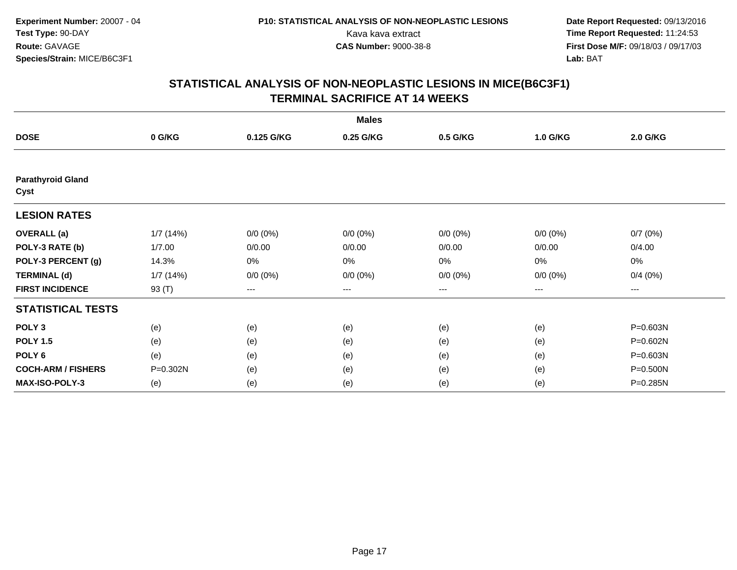Experiment Number: 20007 - 04
Test Type: 90-DAY
Route: GAVAGE
Species/Strain: MICE/B6C3F1

P10: STATISTICAL ANALYSIS OF NON-NEOPLASTIC LESIONS
Kava kava extract
CAS Number: 9000-38-8

Date Report Requested: 09/13/2016
Time Report Requested: 11:24:53
First Dose M/F: 09/18/03 / 09/17/03
Lab: BAT

# STATISTICAL ANALYSIS OF NON-NEOPLASTIC LESIONS IN MICE(B6C3F1)
# TERMINAL SACRIFICE AT 14 WEEKS

| | Males | | | | | |
|---|---|---|---|---|---|---|
| **DOSE** | **0 G/KG** | **0.125 G/KG** | **0.25 G/KG** | **0.5 G/KG** | **1.0 G/KG** | **2.0 G/KG** |
| **Parathyroid Gland** | | | | | | |
| **Cyst** | | | | | | |
| **LESION RATES** | | | | | | |
| **OVERALL (a)** | 1/7 (14%) | 0/0 (0%) | 0/0 (0%) | 0/0 (0%) | 0/0 (0%) | 0/7 (0%) |
| **POLY-3 RATE (b)** | 1/7.00 | 0/0.00 | 0/0.00 | 0/0.00 | 0/0.00 | 0/4.00 |
| **POLY-3 PERCENT (g)** | 14.3% | 0% | 0% | 0% | 0% | 0% |
| **TERMINAL (d)** | 1/7 (14%) | 0/0 (0%) | 0/0 (0%) | 0/0 (0%) | 0/0 (0%) | 0/4 (0%) |
| **FIRST INCIDENCE** | 93 (T) | --- | --- | --- | --- | --- |
| **STATISTICAL TESTS** | | | | | | |
| **POLY 3** | (e) | (e) | (e) | (e) | (e) | P=0.603N |
| **POLY 1.5** | (e) | (e) | (e) | (e) | (e) | P=0.602N |
| **POLY 6** | (e) | (e) | (e) | (e) | (e) | P=0.603N |
| **COCH-ARM / FISHERS** | P=0.302N | (e) | (e) | (e) | (e) | P=0.500N |
| **MAX-ISO-POLY-3** | (e) | (e) | (e) | (e) | (e) | P=0.285N |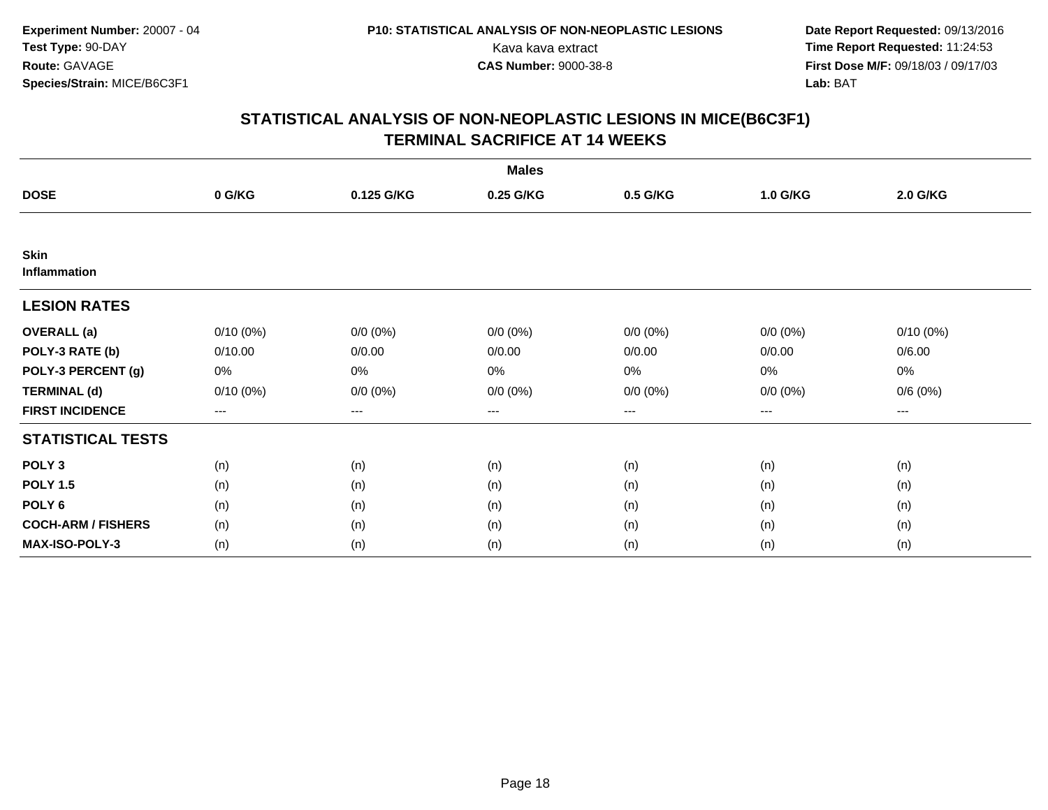Experiment Number: 20007 - 04
Test Type: 90-DAY
Route: GAVAGE
Species/Strain: MICE/B6C3F1

P10: STATISTICAL ANALYSIS OF NON-NEOPLASTIC LESIONS
Kava kava extract
CAS Number: 9000-38-8

Date Report Requested: 09/13/2016
Time Report Requested: 11:24:53
First Dose M/F: 09/18/03 / 09/17/03
Lab: BAT

# STATISTICAL ANALYSIS OF NON-NEOPLASTIC LESIONS IN MICE(B6C3F1)
# TERMINAL SACRIFICE AT 14 WEEKS

| | Males | | | | | |
|---|---|---|---|---|---|---|
| **DOSE** | **0 G/KG** | **0.125 G/KG** | **0.25 G/KG** | **0.5 G/KG** | **1.0 G/KG** | **2.0 G/KG** |
| **Skin** | | | | | | |
| **Inflammation** | | | | | | |
| **LESION RATES** | | | | | | |
| **OVERALL (a)** | 0/10 (0%) | 0/0 (0%) | 0/0 (0%) | 0/0 (0%) | 0/0 (0%) | 0/10 (0%) |
| **POLY-3 RATE (b)** | 0/10.00 | 0/0.00 | 0/0.00 | 0/0.00 | 0/0.00 | 0/6.00 |
| **POLY-3 PERCENT (g)** | 0% | 0% | 0% | 0% | 0% | 0% |
| **TERMINAL (d)** | 0/10 (0%) | 0/0 (0%) | 0/0 (0%) | 0/0 (0%) | 0/0 (0%) | 0/6 (0%) |
| **FIRST INCIDENCE** | --- | --- | --- | --- | --- | --- |
| **STATISTICAL TESTS** | | | | | | |
| **POLY 3** | (n) | (n) | (n) | (n) | (n) | (n) |
| **POLY 1.5** | (n) | (n) | (n) | (n) | (n) | (n) |
| **POLY 6** | (n) | (n) | (n) | (n) | (n) | (n) |
| **COCH-ARM / FISHERS** | (n) | (n) | (n) | (n) | (n) | (n) |
| **MAX-ISO-POLY-3** | (n) | (n) | (n) | (n) | (n) | (n) |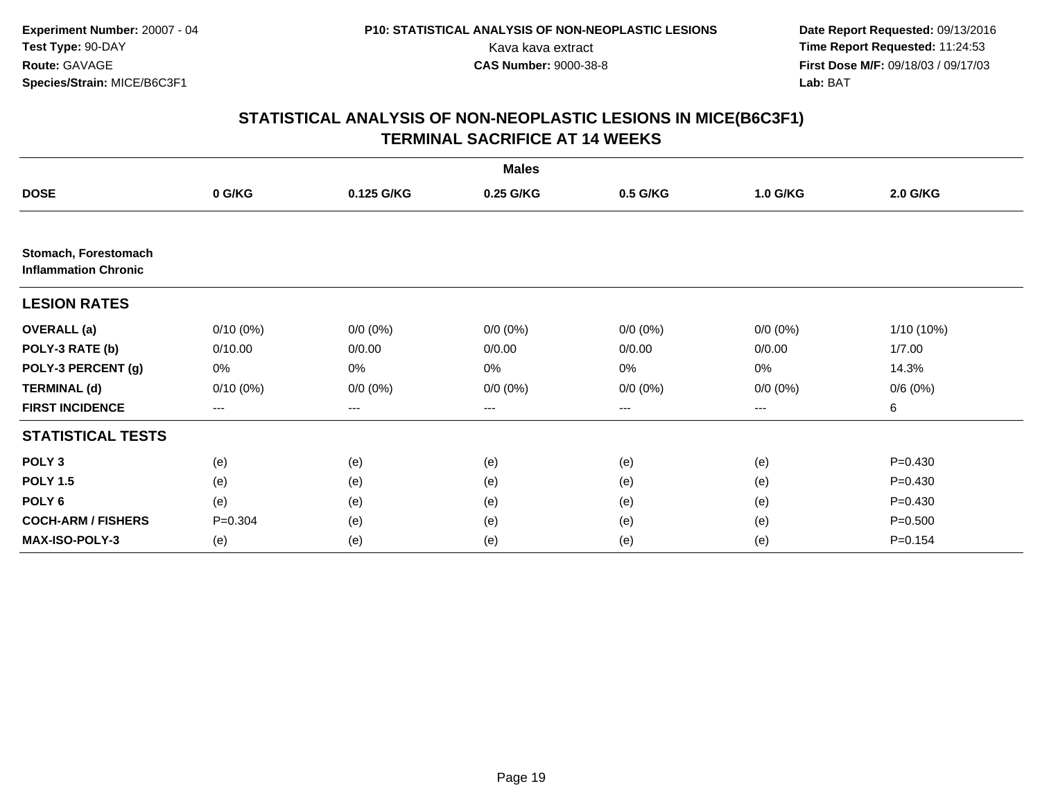**Experiment Number:** 20007 - 04
**Test Type:** 90-DAY
**Route:** GAVAGE
**Species/Strain:** MICE/B6C3F1

**P10: STATISTICAL ANALYSIS OF NON-NEOPLASTIC LESIONS**
Kava kava extract
**CAS Number:** 9000-38-8

**Date Report Requested:** 09/13/2016
**Time Report Requested:** 11:24:53
**First Dose M/F:** 09/18/03 / 09/17/03
**Lab:** BAT

## STATISTICAL ANALYSIS OF NON-NEOPLASTIC LESIONS IN MICE(B6C3F1)
## TERMINAL SACRIFICE AT 14 WEEKS

| | Males | | | | | |
|---|---|---|---|---|---|---|
| **DOSE** | **0 G/KG** | **0.125 G/KG** | **0.25 G/KG** | **0.5 G/KG** | **1.0 G/KG** | **2.0 G/KG** |
| **Stomach, Forestomach** | | | | | | |
| **Inflammation Chronic** | | | | | | |
| **LESION RATES** | | | | | | |
| **OVERALL (a)** | 0/10 (0%) | 0/0 (0%) | 0/0 (0%) | 0/0 (0%) | 0/0 (0%) | 1/10 (10%) |
| **POLY-3 RATE (b)** | 0/10.00 | 0/0.00 | 0/0.00 | 0/0.00 | 0/0.00 | 1/7.00 |
| **POLY-3 PERCENT (g)** | 0% | 0% | 0% | 0% | 0% | 14.3% |
| **TERMINAL (d)** | 0/10 (0%) | 0/0 (0%) | 0/0 (0%) | 0/0 (0%) | 0/0 (0%) | 0/6 (0%) |
| **FIRST INCIDENCE** | --- | --- | --- | --- | --- | 6 |
| **STATISTICAL TESTS** | | | | | | |
| **POLY 3** | (e) | (e) | (e) | (e) | (e) | P=0.430 |
| **POLY 1.5** | (e) | (e) | (e) | (e) | (e) | P=0.430 |
| **POLY 6** | (e) | (e) | (e) | (e) | (e) | P=0.430 |
| **COCH-ARM / FISHERS** | P=0.304 | (e) | (e) | (e) | (e) | P=0.500 |
| **MAX-ISO-POLY-3** | (e) | (e) | (e) | (e) | (e) | P=0.154 |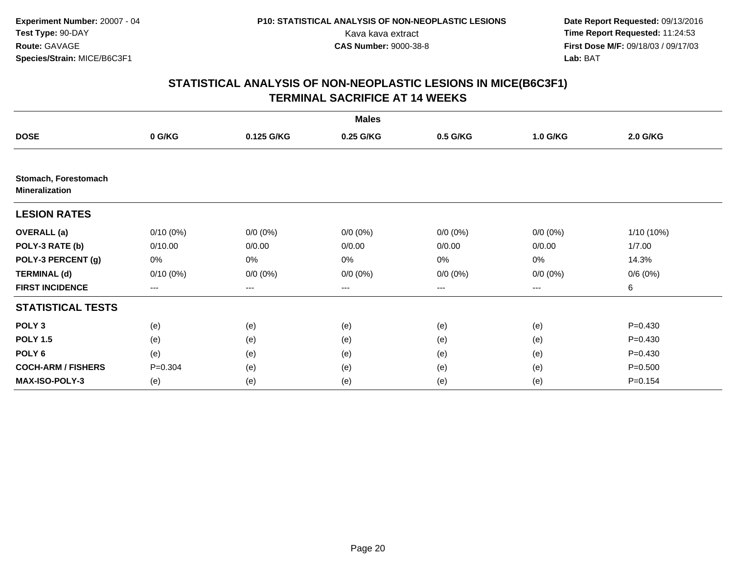Experiment Number: 20007 - 04
Test Type: 90-DAY
Route: GAVAGE
Species/Strain: MICE/B6C3F1

P10: STATISTICAL ANALYSIS OF NON-NEOPLASTIC LESIONS
Kava kava extract
CAS Number: 9000-38-8

Date Report Requested: 09/13/2016
Time Report Requested: 11:24:53
First Dose M/F: 09/18/03 / 09/17/03
Lab: BAT

## STATISTICAL ANALYSIS OF NON-NEOPLASTIC LESIONS IN MICE(B6C3F1)
## TERMINAL SACRIFICE AT 14 WEEKS

| | Males | | | | | |
|---|---|---|---|---|---|---|
| **DOSE** | **0 G/KG** | **0.125 G/KG** | **0.25 G/KG** | **0.5 G/KG** | **1.0 G/KG** | **2.0 G/KG** |
| **Stomach, Forestomach Mineralization** | | | | | | |
| **LESION RATES** | | | | | | |
| **OVERALL (a)** | 0/10 (0%) | 0/0 (0%) | 0/0 (0%) | 0/0 (0%) | 0/0 (0%) | 1/10 (10%) |
| **POLY-3 RATE (b)** | 0/10.00 | 0/0.00 | 0/0.00 | 0/0.00 | 0/0.00 | 1/7.00 |
| **POLY-3 PERCENT (g)** | 0% | 0% | 0% | 0% | 0% | 14.3% |
| **TERMINAL (d)** | 0/10 (0%) | 0/0 (0%) | 0/0 (0%) | 0/0 (0%) | 0/0 (0%) | 0/6 (0%) |
| **FIRST INCIDENCE** | --- | --- | --- | --- | --- | 6 |
| **STATISTICAL TESTS** | | | | | | |
| **POLY 3** | (e) | (e) | (e) | (e) | (e) | P=0.430 |
| **POLY 1.5** | (e) | (e) | (e) | (e) | (e) | P=0.430 |
| **POLY 6** | (e) | (e) | (e) | (e) | (e) | P=0.430 |
| **COCH-ARM / FISHERS** | P=0.304 | (e) | (e) | (e) | (e) | P=0.500 |
| **MAX-ISO-POLY-3** | (e) | (e) | (e) | (e) | (e) | P=0.154 |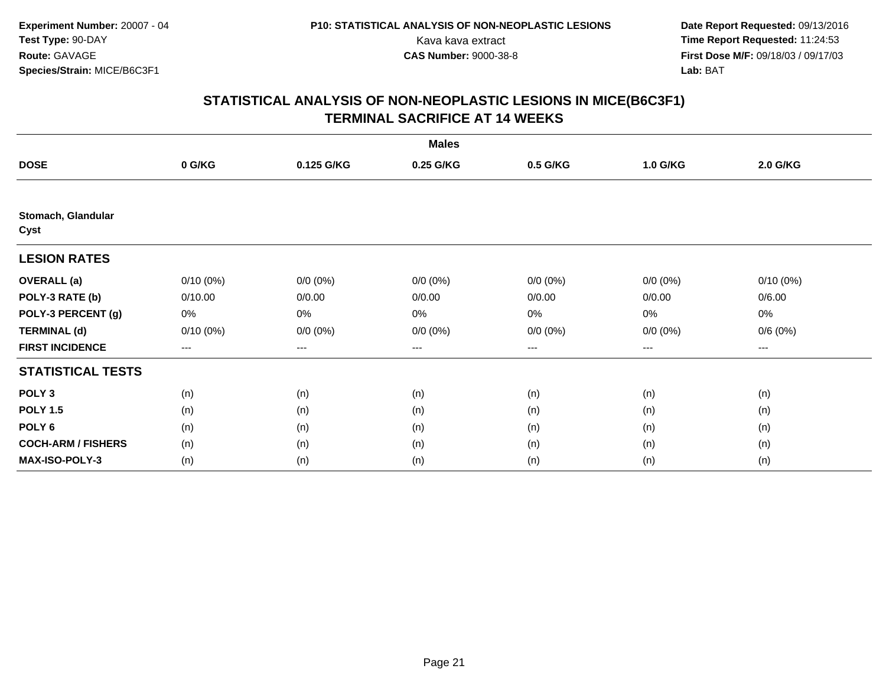**Experiment Number:** 20007 - 04
**Test Type:** 90-DAY
**Route:** GAVAGE
**Species/Strain:** MICE/B6C3F1

**P10: STATISTICAL ANALYSIS OF NON-NEOPLASTIC LESIONS**
Kava kava extract
**CAS Number:** 9000-38-8

**Date Report Requested:** 09/13/2016
**Time Report Requested:** 11:24:53
**First Dose M/F:** 09/18/03 / 09/17/03
**Lab:** BAT

## STATISTICAL ANALYSIS OF NON-NEOPLASTIC LESIONS IN MICE(B6C3F1)
## TERMINAL SACRIFICE AT 14 WEEKS

| | Males | | | | | |
|---|---|---|---|---|---|---|
| **DOSE** | **0 G/KG** | **0.125 G/KG** | **0.25 G/KG** | **0.5 G/KG** | **1.0 G/KG** | **2.0 G/KG** |
| **Stomach, Glandular** | | | | | | |
| **Cyst** | | | | | | |
| **LESION RATES** | | | | | | |
| **OVERALL (a)** | 0/10 (0%) | 0/0 (0%) | 0/0 (0%) | 0/0 (0%) | 0/0 (0%) | 0/10 (0%) |
| **POLY-3 RATE (b)** | 0/10.00 | 0/0.00 | 0/0.00 | 0/0.00 | 0/0.00 | 0/6.00 |
| **POLY-3 PERCENT (g)** | 0% | 0% | 0% | 0% | 0% | 0% |
| **TERMINAL (d)** | 0/10 (0%) | 0/0 (0%) | 0/0 (0%) | 0/0 (0%) | 0/0 (0%) | 0/6 (0%) |
| **FIRST INCIDENCE** | --- | --- | --- | --- | --- | --- |
| **STATISTICAL TESTS** | | | | | | |
| **POLY 3** | (n) | (n) | (n) | (n) | (n) | (n) |
| **POLY 1.5** | (n) | (n) | (n) | (n) | (n) | (n) |
| **POLY 6** | (n) | (n) | (n) | (n) | (n) | (n) |
| **COCH-ARM / FISHERS** | (n) | (n) | (n) | (n) | (n) | (n) |
| **MAX-ISO-POLY-3** | (n) | (n) | (n) | (n) | (n) | (n) |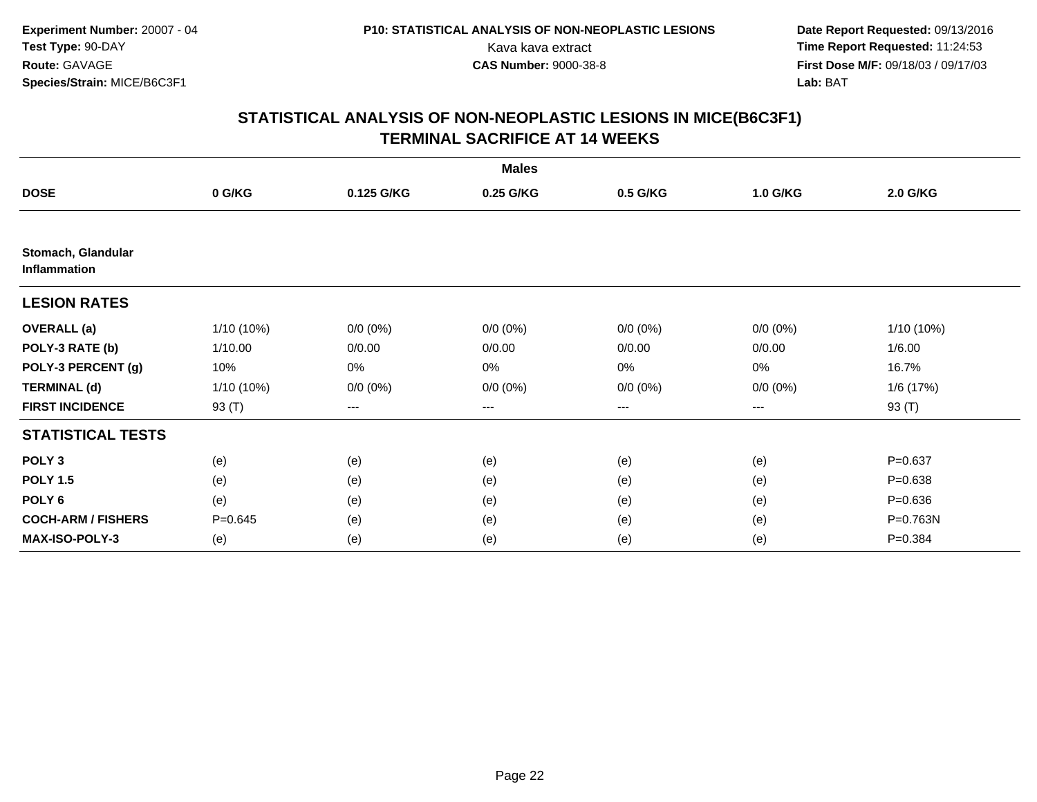**Experiment Number:** 20007 - 04
**Test Type:** 90-DAY
**Route:** GAVAGE
**Species/Strain:** MICE/B6C3F1

**P10: STATISTICAL ANALYSIS OF NON-NEOPLASTIC LESIONS**
Kava kava extract
**CAS Number:** 9000-38-8

**Date Report Requested:** 09/13/2016
**Time Report Requested:** 11:24:53
**First Dose M/F:** 09/18/03 / 09/17/03
**Lab:** BAT

## STATISTICAL ANALYSIS OF NON-NEOPLASTIC LESIONS IN MICE(B6C3F1) TERMINAL SACRIFICE AT 14 WEEKS

| | Males | | | | | |
|---|---|---|---|---|---|---|
| **DOSE** | **0 G/KG** | **0.125 G/KG** | **0.25 G/KG** | **0.5 G/KG** | **1.0 G/KG** | **2.0 G/KG** |
| **Stomach, Glandular Inflammation** | | | | | | |
| **LESION RATES** | | | | | | |
| **OVERALL (a)** | 1/10 (10%) | 0/0 (0%) | 0/0 (0%) | 0/0 (0%) | 0/0 (0%) | 1/10 (10%) |
| **POLY-3 RATE (b)** | 1/10.00 | 0/0.00 | 0/0.00 | 0/0.00 | 0/0.00 | 1/6.00 |
| **POLY-3 PERCENT (g)** | 10% | 0% | 0% | 0% | 0% | 16.7% |
| **TERMINAL (d)** | 1/10 (10%) | 0/0 (0%) | 0/0 (0%) | 0/0 (0%) | 0/0 (0%) | 1/6 (17%) |
| **FIRST INCIDENCE** | 93 (T) | --- | --- | --- | --- | 93 (T) |
| **STATISTICAL TESTS** | | | | | | |
| **POLY 3** | (e) | (e) | (e) | (e) | (e) | P=0.637 |
| **POLY 1.5** | (e) | (e) | (e) | (e) | (e) | P=0.638 |
| **POLY 6** | (e) | (e) | (e) | (e) | (e) | P=0.636 |
| **COCH-ARM / FISHERS** | P=0.645 | (e) | (e) | (e) | (e) | P=0.763N |
| **MAX-ISO-POLY-3** | (e) | (e) | (e) | (e) | (e) | P=0.384 |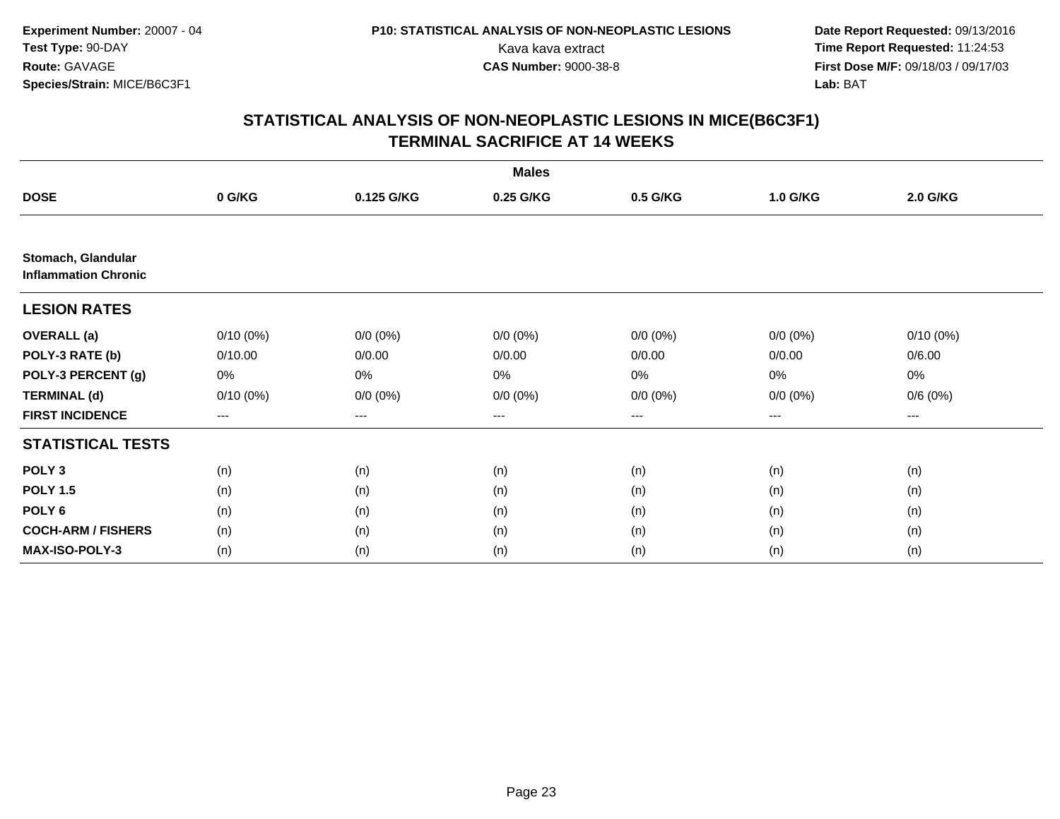Experiment Number: 20007 - 04
Test Type: 90-DAY
Route: GAVAGE
Species/Strain: MICE/B6C3F1

P10: STATISTICAL ANALYSIS OF NON-NEOPLASTIC LESIONS
Kava kava extract
CAS Number: 9000-38-8

Date Report Requested: 09/13/2016
Time Report Requested: 11:24:53
First Dose M/F: 09/18/03 / 09/17/03
Lab: BAT

## STATISTICAL ANALYSIS OF NON-NEOPLASTIC LESIONS IN MICE(B6C3F1)
## TERMINAL SACRIFICE AT 14 WEEKS

| | Males | | | | | |
|---|---|---|---|---|---|---|
| **DOSE** | **0 G/KG** | **0.125 G/KG** | **0.25 G/KG** | **0.5 G/KG** | **1.0 G/KG** | **2.0 G/KG** |
| **Stomach, Glandular** **Inflammation Chronic** | | | | | | |
| **LESION RATES** | | | | | | |
| **OVERALL (a)** | 0/10 (0%) | 0/0 (0%) | 0/0 (0%) | 0/0 (0%) | 0/0 (0%) | 0/10 (0%) |
| **POLY-3 RATE (b)** | 0/10.00 | 0/0.00 | 0/0.00 | 0/0.00 | 0/0.00 | 0/6.00 |
| **POLY-3 PERCENT (g)** | 0% | 0% | 0% | 0% | 0% | 0% |
| **TERMINAL (d)** | 0/10 (0%) | 0/0 (0%) | 0/0 (0%) | 0/0 (0%) | 0/0 (0%) | 0/6 (0%) |
| **FIRST INCIDENCE** | --- | --- | --- | --- | --- | --- |
| **STATISTICAL TESTS** | | | | | | |
| **POLY 3** | (n) | (n) | (n) | (n) | (n) | (n) |
| **POLY 1.5** | (n) | (n) | (n) | (n) | (n) | (n) |
| **POLY 6** | (n) | (n) | (n) | (n) | (n) | (n) |
| **COCH-ARM / FISHERS** | (n) | (n) | (n) | (n) | (n) | (n) |
| **MAX-ISO-POLY-3** | (n) | (n) | (n) | (n) | (n) | (n) |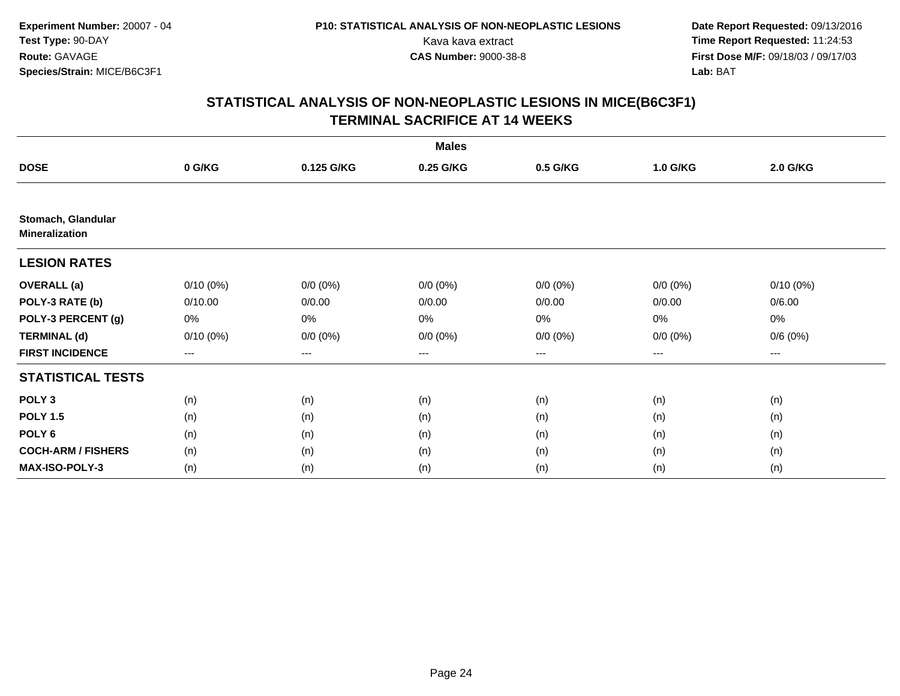**Experiment Number:** 20007 - 04
**Test Type:** 90-DAY
**Route:** GAVAGE
**Species/Strain:** MICE/B6C3F1

**P10: STATISTICAL ANALYSIS OF NON-NEOPLASTIC LESIONS**
Kava kava extract
**CAS Number:** 9000-38-8

**Date Report Requested:** 09/13/2016
**Time Report Requested:** 11:24:53
**First Dose M/F:** 09/18/03 / 09/17/03
**Lab:** BAT

## STATISTICAL ANALYSIS OF NON-NEOPLASTIC LESIONS IN MICE(B6C3F1)
## TERMINAL SACRIFICE AT 14 WEEKS

| | Males | | | | | |
|---|---|---|---|---|---|---|
| **DOSE** | **0 G/KG** | **0.125 G/KG** | **0.25 G/KG** | **0.5 G/KG** | **1.0 G/KG** | **2.0 G/KG** |
| **Stomach, Glandular Mineralization** | | | | | | |
| **LESION RATES** | | | | | | |
| **OVERALL (a)** | 0/10 (0%) | 0/0 (0%) | 0/0 (0%) | 0/0 (0%) | 0/0 (0%) | 0/10 (0%) |
| **POLY-3 RATE (b)** | 0/10.00 | 0/0.00 | 0/0.00 | 0/0.00 | 0/0.00 | 0/6.00 |
| **POLY-3 PERCENT (g)** | 0% | 0% | 0% | 0% | 0% | 0% |
| **TERMINAL (d)** | 0/10 (0%) | 0/0 (0%) | 0/0 (0%) | 0/0 (0%) | 0/0 (0%) | 0/6 (0%) |
| **FIRST INCIDENCE** | --- | --- | --- | --- | --- | --- |
| **STATISTICAL TESTS** | | | | | | |
| **POLY 3** | (n) | (n) | (n) | (n) | (n) | (n) |
| **POLY 1.5** | (n) | (n) | (n) | (n) | (n) | (n) |
| **POLY 6** | (n) | (n) | (n) | (n) | (n) | (n) |
| **COCH-ARM / FISHERS** | (n) | (n) | (n) | (n) | (n) | (n) |
| **MAX-ISO-POLY-3** | (n) | (n) | (n) | (n) | (n) | (n) |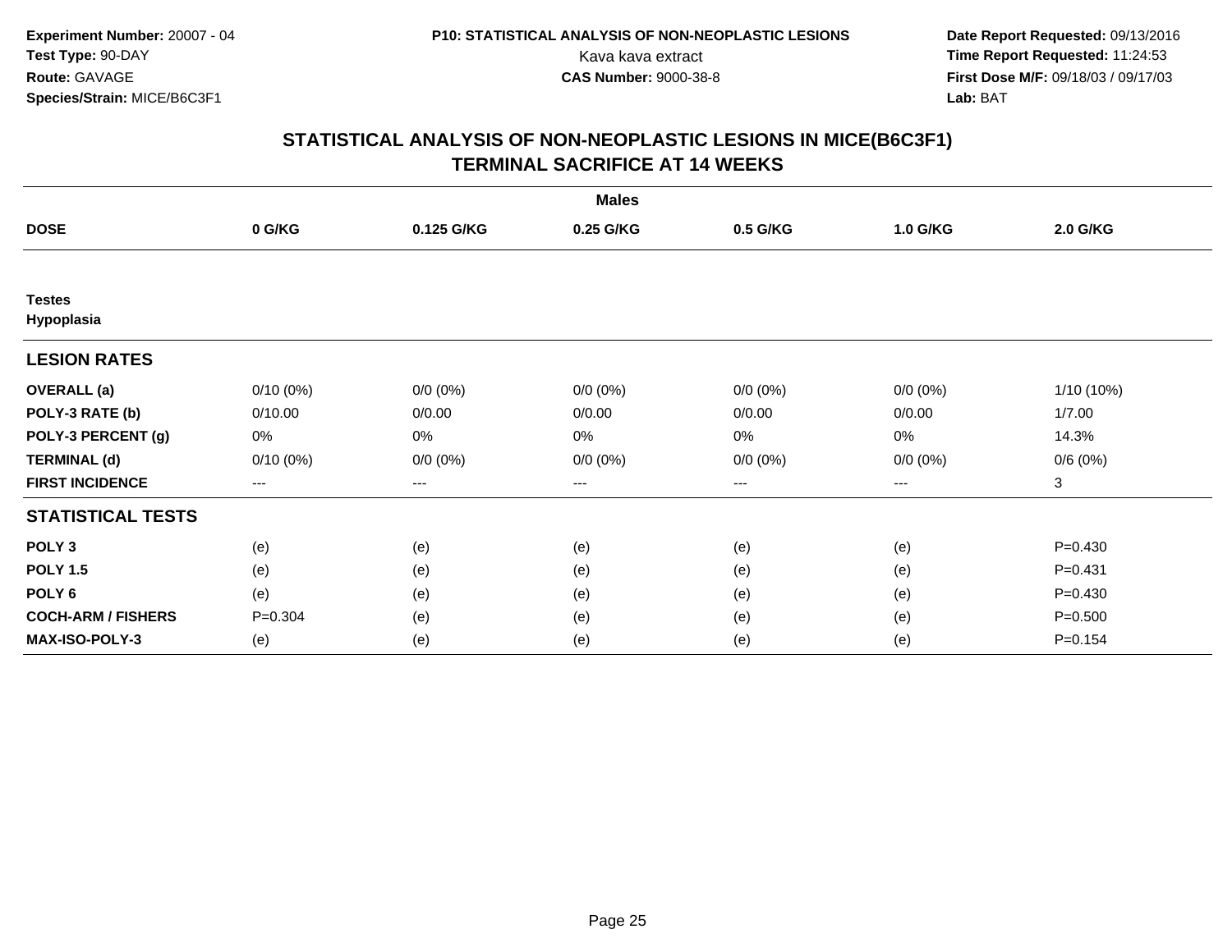**Experiment Number:** 20007 - 04
**Test Type:** 90-DAY
**Route:** GAVAGE
**Species/Strain:** MICE/B6C3F1

**P10: STATISTICAL ANALYSIS OF NON-NEOPLASTIC LESIONS**
Kava kava extract
**CAS Number:** 9000-38-8

**Date Report Requested:** 09/13/2016
**Time Report Requested:** 11:24:53
**First Dose M/F:** 09/18/03 / 09/17/03
**Lab:** BAT

## STATISTICAL ANALYSIS OF NON-NEOPLASTIC LESIONS IN MICE(B6C3F1)
## TERMINAL SACRIFICE AT 14 WEEKS

| | Males | | | | | |
|---|---|---|---|---|---|---|
| **DOSE** | **0 G/KG** | **0.125 G/KG** | **0.25 G/KG** | **0.5 G/KG** | **1.0 G/KG** | **2.0 G/KG** |
| **Testes** | | | | | | |
| **Hypoplasia** | | | | | | |
| **LESION RATES** | | | | | | |
| **OVERALL (a)** | 0/10 (0%) | 0/0 (0%) | 0/0 (0%) | 0/0 (0%) | 0/0 (0%) | 1/10 (10%) |
| **POLY-3 RATE (b)** | 0/10.00 | 0/0.00 | 0/0.00 | 0/0.00 | 0/0.00 | 1/7.00 |
| **POLY-3 PERCENT (g)** | 0% | 0% | 0% | 0% | 0% | 14.3% |
| **TERMINAL (d)** | 0/10 (0%) | 0/0 (0%) | 0/0 (0%) | 0/0 (0%) | 0/0 (0%) | 0/6 (0%) |
| **FIRST INCIDENCE** | --- | --- | --- | --- | --- | 3 |
| **STATISTICAL TESTS** | | | | | | |
| **POLY 3** | (e) | (e) | (e) | (e) | (e) | P=0.430 |
| **POLY 1.5** | (e) | (e) | (e) | (e) | (e) | P=0.431 |
| **POLY 6** | (e) | (e) | (e) | (e) | (e) | P=0.430 |
| **COCH-ARM / FISHERS** | P=0.304 | (e) | (e) | (e) | (e) | P=0.500 |
| **MAX-ISO-POLY-3** | (e) | (e) | (e) | (e) | (e) | P=0.154 |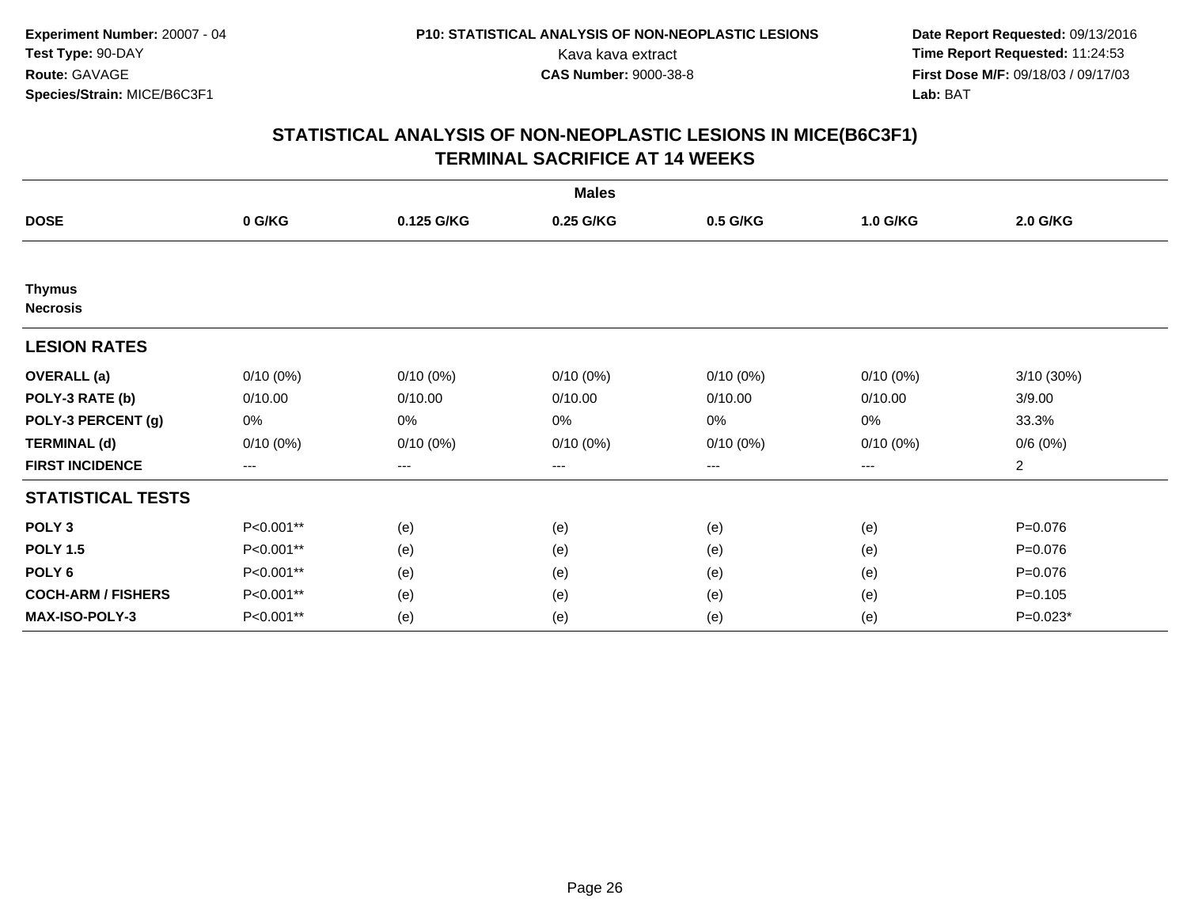**Experiment Number:** 20007 - 04
**Test Type:** 90-DAY
**Route:** GAVAGE
**Species/Strain:** MICE/B6C3F1

**P10: STATISTICAL ANALYSIS OF NON-NEOPLASTIC LESIONS**
Kava kava extract
**CAS Number:** 9000-38-8

**Date Report Requested:** 09/13/2016
**Time Report Requested:** 11:24:53
**First Dose M/F:** 09/18/03 / 09/17/03
**Lab:** BAT

## STATISTICAL ANALYSIS OF NON-NEOPLASTIC LESIONS IN MICE(B6C3F1)
## TERMINAL SACRIFICE AT 14 WEEKS

| | Males | | | | | |
|---|---|---|---|---|---|---|
| **DOSE** | **0 G/KG** | **0.125 G/KG** | **0.25 G/KG** | **0.5 G/KG** | **1.0 G/KG** | **2.0 G/KG** |
| **Thymus** | | | | | | |
| **Necrosis** | | | | | | |
| **LESION RATES** | | | | | | |
| **OVERALL (a)** | 0/10 (0%) | 0/10 (0%) | 0/10 (0%) | 0/10 (0%) | 0/10 (0%) | 3/10 (30%) |
| **POLY-3 RATE (b)** | 0/10.00 | 0/10.00 | 0/10.00 | 0/10.00 | 0/10.00 | 3/9.00 |
| **POLY-3 PERCENT (g)** | 0% | 0% | 0% | 0% | 0% | 33.3% |
| **TERMINAL (d)** | 0/10 (0%) | 0/10 (0%) | 0/10 (0%) | 0/10 (0%) | 0/10 (0%) | 0/6 (0%) |
| **FIRST INCIDENCE** | --- | --- | --- | --- | --- | 2 |
| **STATISTICAL TESTS** | | | | | | |
| **POLY 3** | P<0.001** | (e) | (e) | (e) | (e) | P=0.076 |
| **POLY 1.5** | P<0.001** | (e) | (e) | (e) | (e) | P=0.076 |
| **POLY 6** | P<0.001** | (e) | (e) | (e) | (e) | P=0.076 |
| **COCH-ARM / FISHERS** | P<0.001** | (e) | (e) | (e) | (e) | P=0.105 |
| **MAX-ISO-POLY-3** | P<0.001** | (e) | (e) | (e) | (e) | P=0.023* |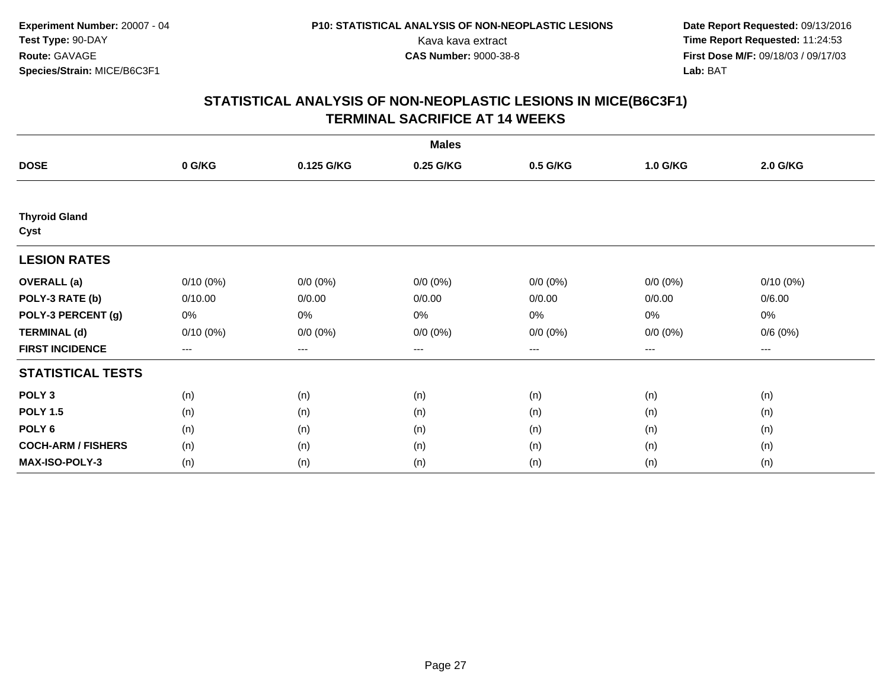Experiment Number: 20007 - 04
Test Type: 90-DAY
Route: GAVAGE
Species/Strain: MICE/B6C3F1

P10: STATISTICAL ANALYSIS OF NON-NEOPLASTIC LESIONS
Kava kava extract
CAS Number: 9000-38-8

Date Report Requested: 09/13/2016
Time Report Requested: 11:24:53
First Dose M/F: 09/18/03 / 09/17/03
Lab: BAT

## STATISTICAL ANALYSIS OF NON-NEOPLASTIC LESIONS IN MICE(B6C3F1) TERMINAL SACRIFICE AT 14 WEEKS

| | Males | | | | | |
|---|---|---|---|---|---|---|
| **DOSE** | **0 G/KG** | **0.125 G/KG** | **0.25 G/KG** | **0.5 G/KG** | **1.0 G/KG** | **2.0 G/KG** |
| **Thyroid Gland Cyst** | | | | | | |
| **LESION RATES** | | | | | | |
| **OVERALL (a)** | 0/10 (0%) | 0/0 (0%) | 0/0 (0%) | 0/0 (0%) | 0/0 (0%) | 0/10 (0%) |
| **POLY-3 RATE (b)** | 0/10.00 | 0/0.00 | 0/0.00 | 0/0.00 | 0/0.00 | 0/6.00 |
| **POLY-3 PERCENT (g)** | 0% | 0% | 0% | 0% | 0% | 0% |
| **TERMINAL (d)** | 0/10 (0%) | 0/0 (0%) | 0/0 (0%) | 0/0 (0%) | 0/0 (0%) | 0/6 (0%) |
| **FIRST INCIDENCE** | --- | --- | --- | --- | --- | --- |
| **STATISTICAL TESTS** | | | | | | |
| **POLY 3** | (n) | (n) | (n) | (n) | (n) | (n) |
| **POLY 1.5** | (n) | (n) | (n) | (n) | (n) | (n) |
| **POLY 6** | (n) | (n) | (n) | (n) | (n) | (n) |
| **COCH-ARM / FISHERS** | (n) | (n) | (n) | (n) | (n) | (n) |
| **MAX-ISO-POLY-3** | (n) | (n) | (n) | (n) | (n) | (n) |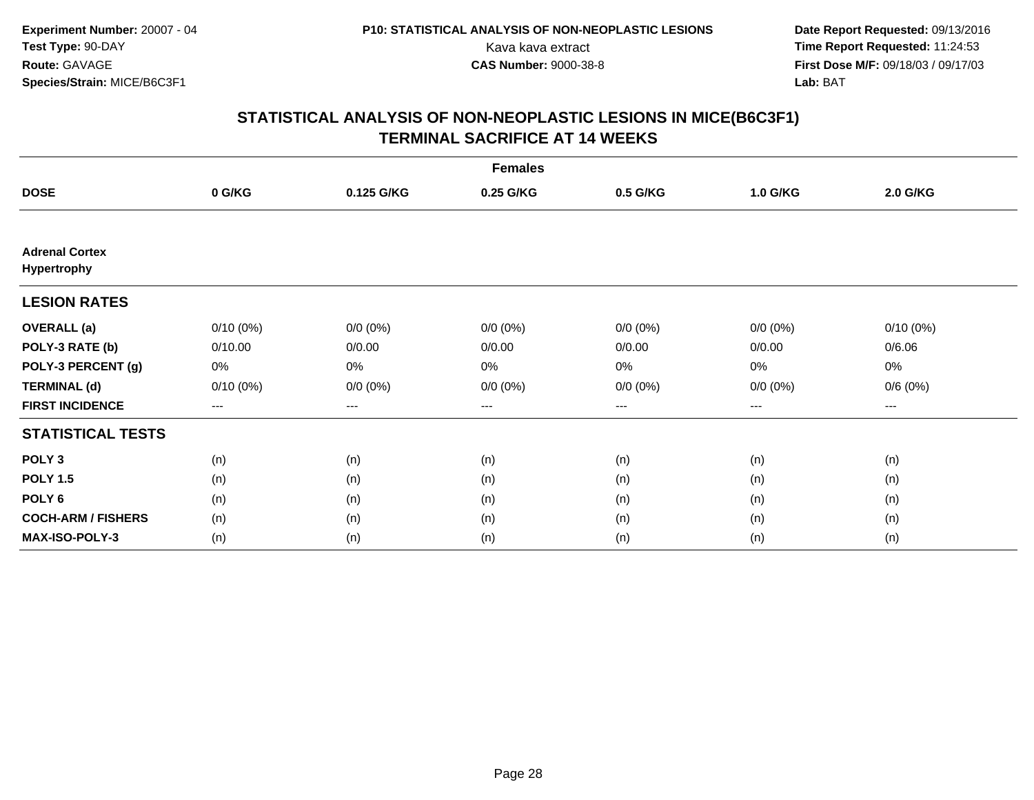**Experiment Number:** 20007 - 04
**Test Type:** 90-DAY
**Route:** GAVAGE
**Species/Strain:** MICE/B6C3F1

**P10: STATISTICAL ANALYSIS OF NON-NEOPLASTIC LESIONS**
Kava kava extract
**CAS Number:** 9000-38-8

**Date Report Requested:** 09/13/2016
**Time Report Requested:** 11:24:53
**First Dose M/F:** 09/18/03 / 09/17/03
**Lab:** BAT

## STATISTICAL ANALYSIS OF NON-NEOPLASTIC LESIONS IN MICE(B6C3F1)
## TERMINAL SACRIFICE AT 14 WEEKS

| | Females | | | | | |
|---|---|---|---|---|---|---|
| **DOSE** | **0 G/KG** | **0.125 G/KG** | **0.25 G/KG** | **0.5 G/KG** | **1.0 G/KG** | **2.0 G/KG** |
| **Adrenal Cortex** **Hypertrophy** | | | | | | |
| **LESION RATES** | | | | | | |
| **OVERALL (a)** | 0/10 (0%) | 0/0 (0%) | 0/0 (0%) | 0/0 (0%) | 0/0 (0%) | 0/10 (0%) |
| **POLY-3 RATE (b)** | 0/10.00 | 0/0.00 | 0/0.00 | 0/0.00 | 0/0.00 | 0/6.06 |
| **POLY-3 PERCENT (g)** | 0% | 0% | 0% | 0% | 0% | 0% |
| **TERMINAL (d)** | 0/10 (0%) | 0/0 (0%) | 0/0 (0%) | 0/0 (0%) | 0/0 (0%) | 0/6 (0%) |
| **FIRST INCIDENCE** | --- | --- | --- | --- | --- | --- |
| **STATISTICAL TESTS** | | | | | | |
| **POLY 3** | (n) | (n) | (n) | (n) | (n) | (n) |
| **POLY 1.5** | (n) | (n) | (n) | (n) | (n) | (n) |
| **POLY 6** | (n) | (n) | (n) | (n) | (n) | (n) |
| **COCH-ARM / FISHERS** | (n) | (n) | (n) | (n) | (n) | (n) |
| **MAX-ISO-POLY-3** | (n) | (n) | (n) | (n) | (n) | (n) |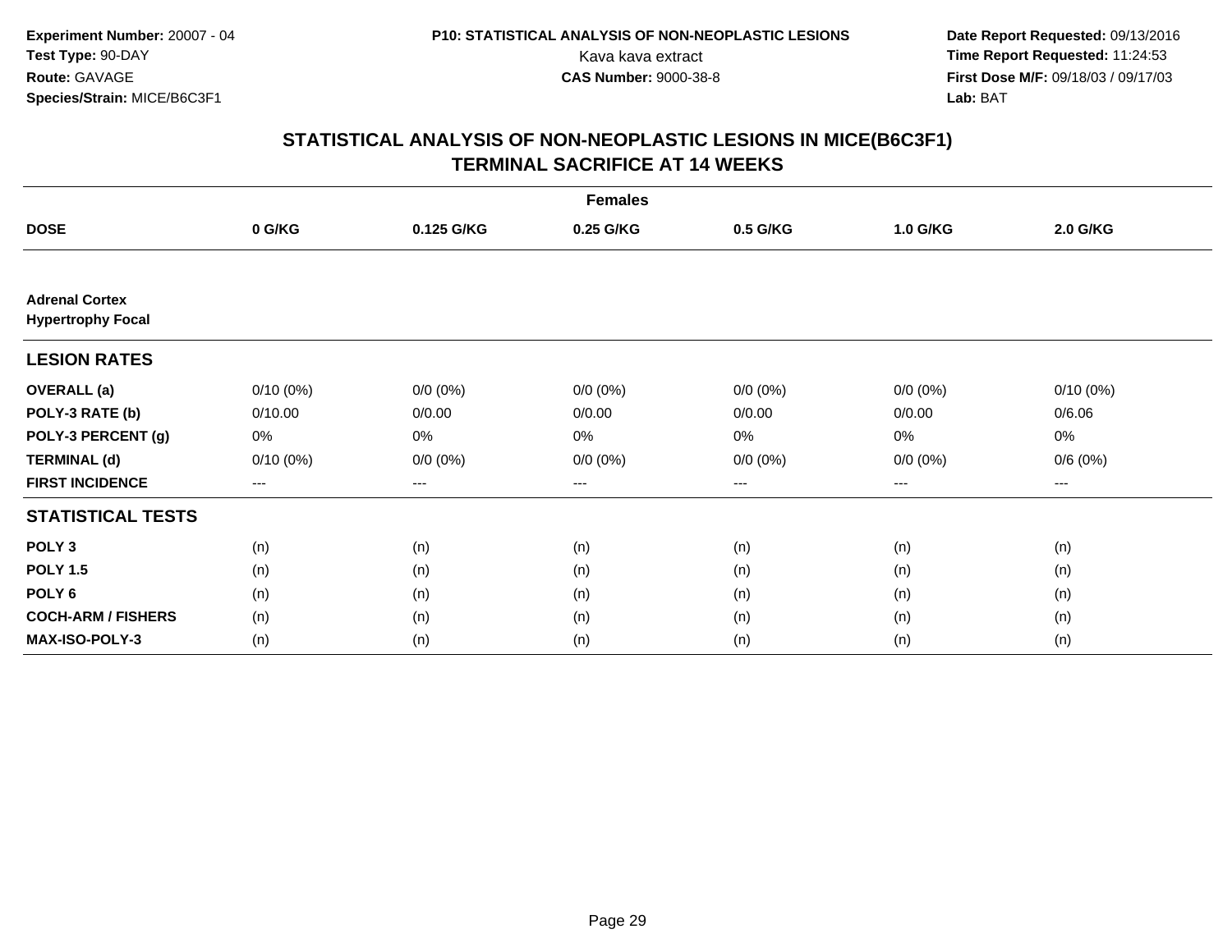**Experiment Number:** 20007 - 04
**Test Type:** 90-DAY
**Route:** GAVAGE
**Species/Strain:** MICE/B6C3F1

**P10: STATISTICAL ANALYSIS OF NON-NEOPLASTIC LESIONS**
Kava kava extract
**CAS Number:** 9000-38-8

**Date Report Requested:** 09/13/2016
**Time Report Requested:** 11:24:53
**First Dose M/F:** 09/18/03 / 09/17/03
**Lab:** BAT

## STATISTICAL ANALYSIS OF NON-NEOPLASTIC LESIONS IN MICE(B6C3F1)
## TERMINAL SACRIFICE AT 14 WEEKS

| | Females | | | | | |
|---|---|---|---|---|---|---|
| **DOSE** | **0 G/KG** | **0.125 G/KG** | **0.25 G/KG** | **0.5 G/KG** | **1.0 G/KG** | **2.0 G/KG** |
| **Adrenal Cortex** | | | | | | |
| **Hypertrophy Focal** | | | | | | |
| **LESION RATES** | | | | | | |
| **OVERALL (a)** | 0/10 (0%) | 0/0 (0%) | 0/0 (0%) | 0/0 (0%) | 0/0 (0%) | 0/10 (0%) |
| **POLY-3 RATE (b)** | 0/10.00 | 0/0.00 | 0/0.00 | 0/0.00 | 0/0.00 | 0/6.06 |
| **POLY-3 PERCENT (g)** | 0% | 0% | 0% | 0% | 0% | 0% |
| **TERMINAL (d)** | 0/10 (0%) | 0/0 (0%) | 0/0 (0%) | 0/0 (0%) | 0/0 (0%) | 0/6 (0%) |
| **FIRST INCIDENCE** | --- | --- | --- | --- | --- | --- |
| **STATISTICAL TESTS** | | | | | | |
| **POLY 3** | (n) | (n) | (n) | (n) | (n) | (n) |
| **POLY 1.5** | (n) | (n) | (n) | (n) | (n) | (n) |
| **POLY 6** | (n) | (n) | (n) | (n) | (n) | (n) |
| **COCH-ARM / FISHERS** | (n) | (n) | (n) | (n) | (n) | (n) |
| **MAX-ISO-POLY-3** | (n) | (n) | (n) | (n) | (n) | (n) |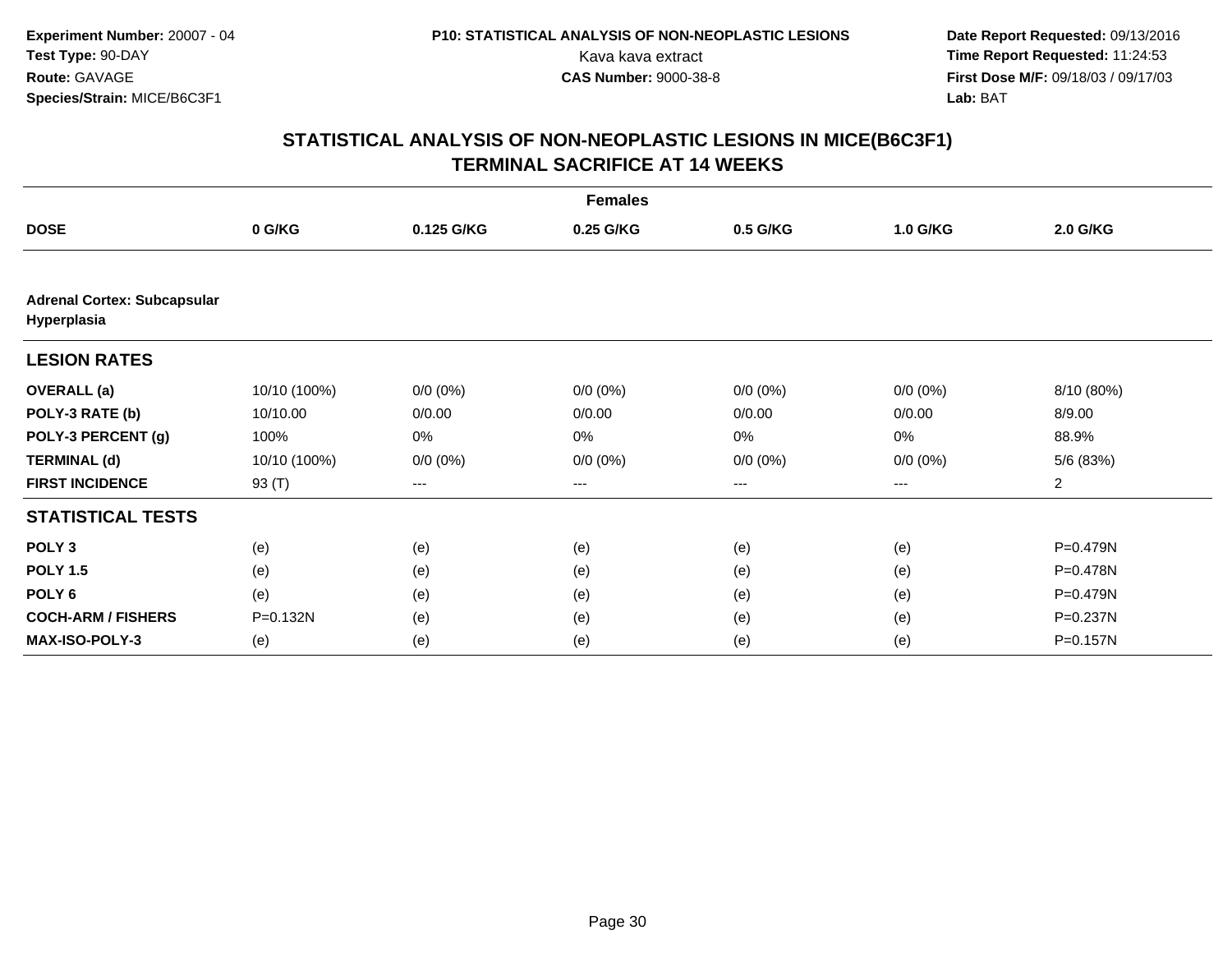**Experiment Number:** 20007 - 04
**Test Type:** 90-DAY
**Route:** GAVAGE
**Species/Strain:** MICE/B6C3F1

**P10: STATISTICAL ANALYSIS OF NON-NEOPLASTIC LESIONS**
Kava kava extract
**CAS Number:** 9000-38-8

**Date Report Requested:** 09/13/2016
**Time Report Requested:** 11:24:53
**First Dose M/F:** 09/18/03 / 09/17/03
**Lab:** BAT

# STATISTICAL ANALYSIS OF NON-NEOPLASTIC LESIONS IN MICE(B6C3F1)
## TERMINAL SACRIFICE AT 14 WEEKS

| | Females | | | | | |
|---|---|---|---|---|---|---|
| **DOSE** | **0 G/KG** | **0.125 G/KG** | **0.25 G/KG** | **0.5 G/KG** | **1.0 G/KG** | **2.0 G/KG** |
| **Adrenal Cortex: Subcapsular Hyperplasia** | | | | | | |
| **LESION RATES** | | | | | | |
| **OVERALL (a)** | 10/10 (100%) | 0/0 (0%) | 0/0 (0%) | 0/0 (0%) | 0/0 (0%) | 8/10 (80%) |
| **POLY-3 RATE (b)** | 10/10.00 | 0/0.00 | 0/0.00 | 0/0.00 | 0/0.00 | 8/9.00 |
| **POLY-3 PERCENT (g)** | 100% | 0% | 0% | 0% | 0% | 88.9% |
| **TERMINAL (d)** | 10/10 (100%) | 0/0 (0%) | 0/0 (0%) | 0/0 (0%) | 0/0 (0%) | 5/6 (83%) |
| **FIRST INCIDENCE** | 93 (T) | --- | --- | --- | --- | 2 |
| **STATISTICAL TESTS** | | | | | | |
| **POLY 3** | (e) | (e) | (e) | (e) | (e) | P=0.479N |
| **POLY 1.5** | (e) | (e) | (e) | (e) | (e) | P=0.478N |
| **POLY 6** | (e) | (e) | (e) | (e) | (e) | P=0.479N |
| **COCH-ARM / FISHERS** | P=0.132N | (e) | (e) | (e) | (e) | P=0.237N |
| **MAX-ISO-POLY-3** | (e) | (e) | (e) | (e) | (e) | P=0.157N |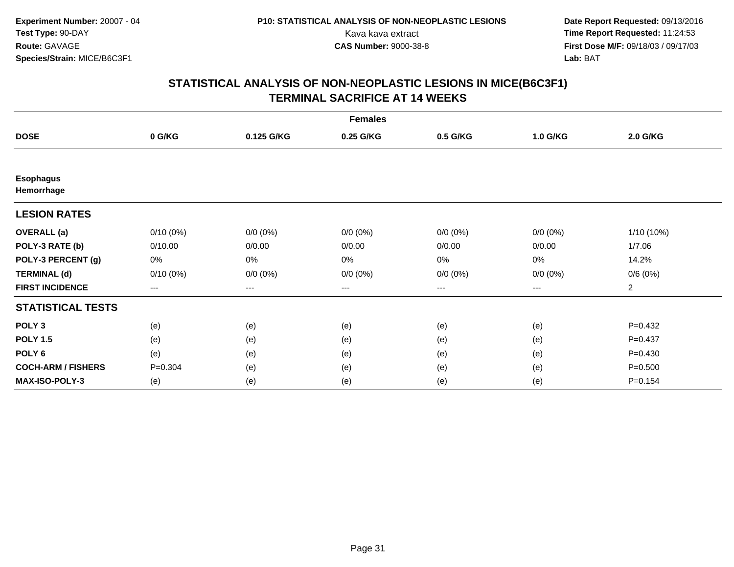**Experiment Number:** 20007 - 04
**Test Type:** 90-DAY
**Route:** GAVAGE
**Species/Strain:** MICE/B6C3F1

**P10: STATISTICAL ANALYSIS OF NON-NEOPLASTIC LESIONS**
Kava kava extract
**CAS Number:** 9000-38-8

**Date Report Requested:** 09/13/2016
**Time Report Requested:** 11:24:53
**First Dose M/F:** 09/18/03 / 09/17/03
**Lab:** BAT

## STATISTICAL ANALYSIS OF NON-NEOPLASTIC LESIONS IN MICE(B6C3F1)
## TERMINAL SACRIFICE AT 14 WEEKS

| | Females | | | | | |
|---|---|---|---|---|---|---|
| **DOSE** | **0 G/KG** | **0.125 G/KG** | **0.25 G/KG** | **0.5 G/KG** | **1.0 G/KG** | **2.0 G/KG** |
| **Esophagus** | | | | | | |
| **Hemorrhage** | | | | | | |
| **LESION RATES** | | | | | | |
| **OVERALL (a)** | 0/10 (0%) | 0/0 (0%) | 0/0 (0%) | 0/0 (0%) | 0/0 (0%) | 1/10 (10%) |
| **POLY-3 RATE (b)** | 0/10.00 | 0/0.00 | 0/0.00 | 0/0.00 | 0/0.00 | 1/7.06 |
| **POLY-3 PERCENT (g)** | 0% | 0% | 0% | 0% | 0% | 14.2% |
| **TERMINAL (d)** | 0/10 (0%) | 0/0 (0%) | 0/0 (0%) | 0/0 (0%) | 0/0 (0%) | 0/6 (0%) |
| **FIRST INCIDENCE** | --- | --- | --- | --- | --- | 2 |
| **STATISTICAL TESTS** | | | | | | |
| **POLY 3** | (e) | (e) | (e) | (e) | (e) | P=0.432 |
| **POLY 1.5** | (e) | (e) | (e) | (e) | (e) | P=0.437 |
| **POLY 6** | (e) | (e) | (e) | (e) | (e) | P=0.430 |
| **COCH-ARM / FISHERS** | P=0.304 | (e) | (e) | (e) | (e) | P=0.500 |
| **MAX-ISO-POLY-3** | (e) | (e) | (e) | (e) | (e) | P=0.154 |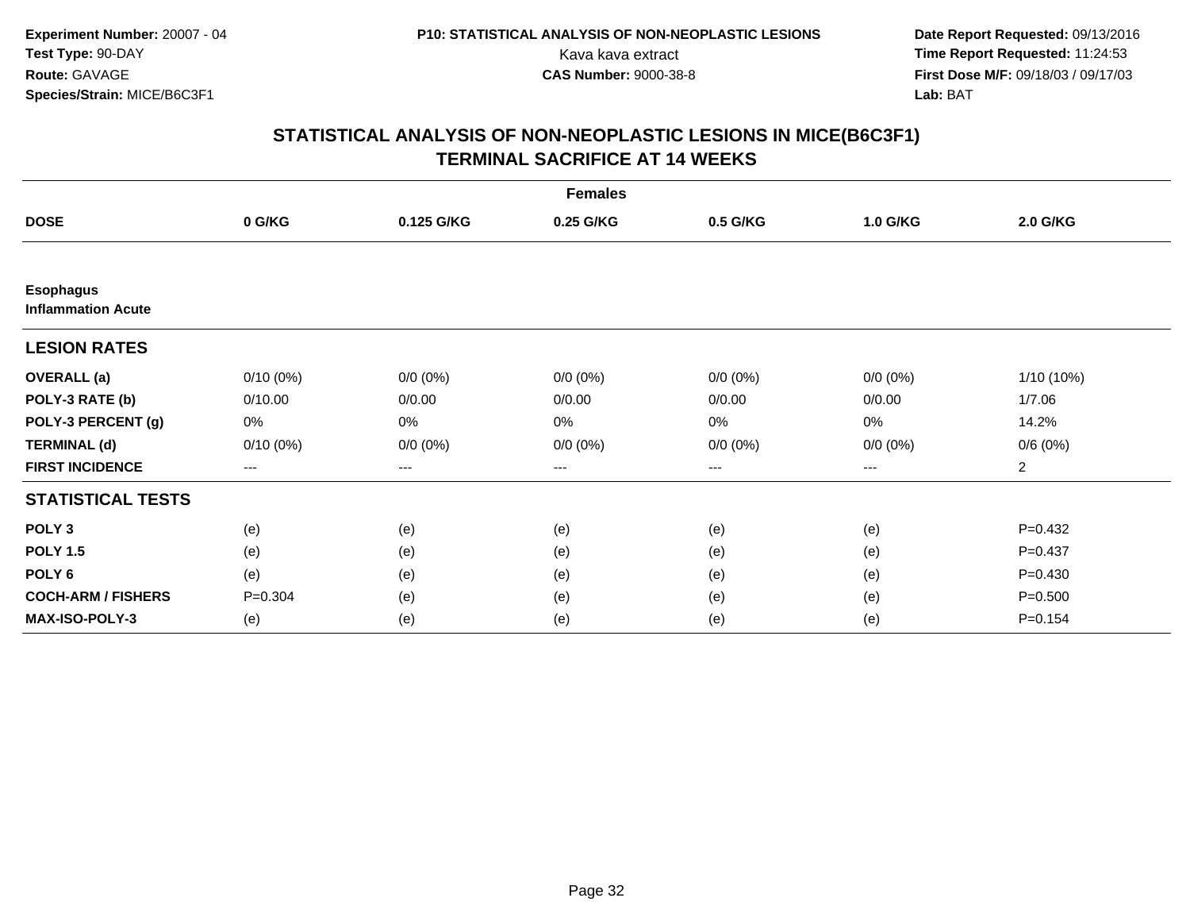Experiment Number: 20007 - 04
Test Type: 90-DAY
Route: GAVAGE
Species/Strain: MICE/B6C3F1

P10: STATISTICAL ANALYSIS OF NON-NEOPLASTIC LESIONS
Kava kava extract
CAS Number: 9000-38-8

Date Report Requested: 09/13/2016
Time Report Requested: 11:24:53
First Dose M/F: 09/18/03 / 09/17/03
Lab: BAT

## STATISTICAL ANALYSIS OF NON-NEOPLASTIC LESIONS IN MICE(B6C3F1) TERMINAL SACRIFICE AT 14 WEEKS

| | Females | | | | | |
|---|---|---|---|---|---|---|
| **DOSE** | **0 G/KG** | **0.125 G/KG** | **0.25 G/KG** | **0.5 G/KG** | **1.0 G/KG** | **2.0 G/KG** |
| **Esophagus** | | | | | | |
| **Inflammation Acute** | | | | | | |
| **LESION RATES** | | | | | | |
| **OVERALL (a)** | 0/10 (0%) | 0/0 (0%) | 0/0 (0%) | 0/0 (0%) | 0/0 (0%) | 1/10 (10%) |
| **POLY-3 RATE (b)** | 0/10.00 | 0/0.00 | 0/0.00 | 0/0.00 | 0/0.00 | 1/7.06 |
| **POLY-3 PERCENT (g)** | 0% | 0% | 0% | 0% | 0% | 14.2% |
| **TERMINAL (d)** | 0/10 (0%) | 0/0 (0%) | 0/0 (0%) | 0/0 (0%) | 0/0 (0%) | 0/6 (0%) |
| **FIRST INCIDENCE** | --- | --- | --- | --- | --- | 2 |
| **STATISTICAL TESTS** | | | | | | |
| **POLY 3** | (e) | (e) | (e) | (e) | (e) | P=0.432 |
| **POLY 1.5** | (e) | (e) | (e) | (e) | (e) | P=0.437 |
| **POLY 6** | (e) | (e) | (e) | (e) | (e) | P=0.430 |
| **COCH-ARM / FISHERS** | P=0.304 | (e) | (e) | (e) | (e) | P=0.500 |
| **MAX-ISO-POLY-3** | (e) | (e) | (e) | (e) | (e) | P=0.154 |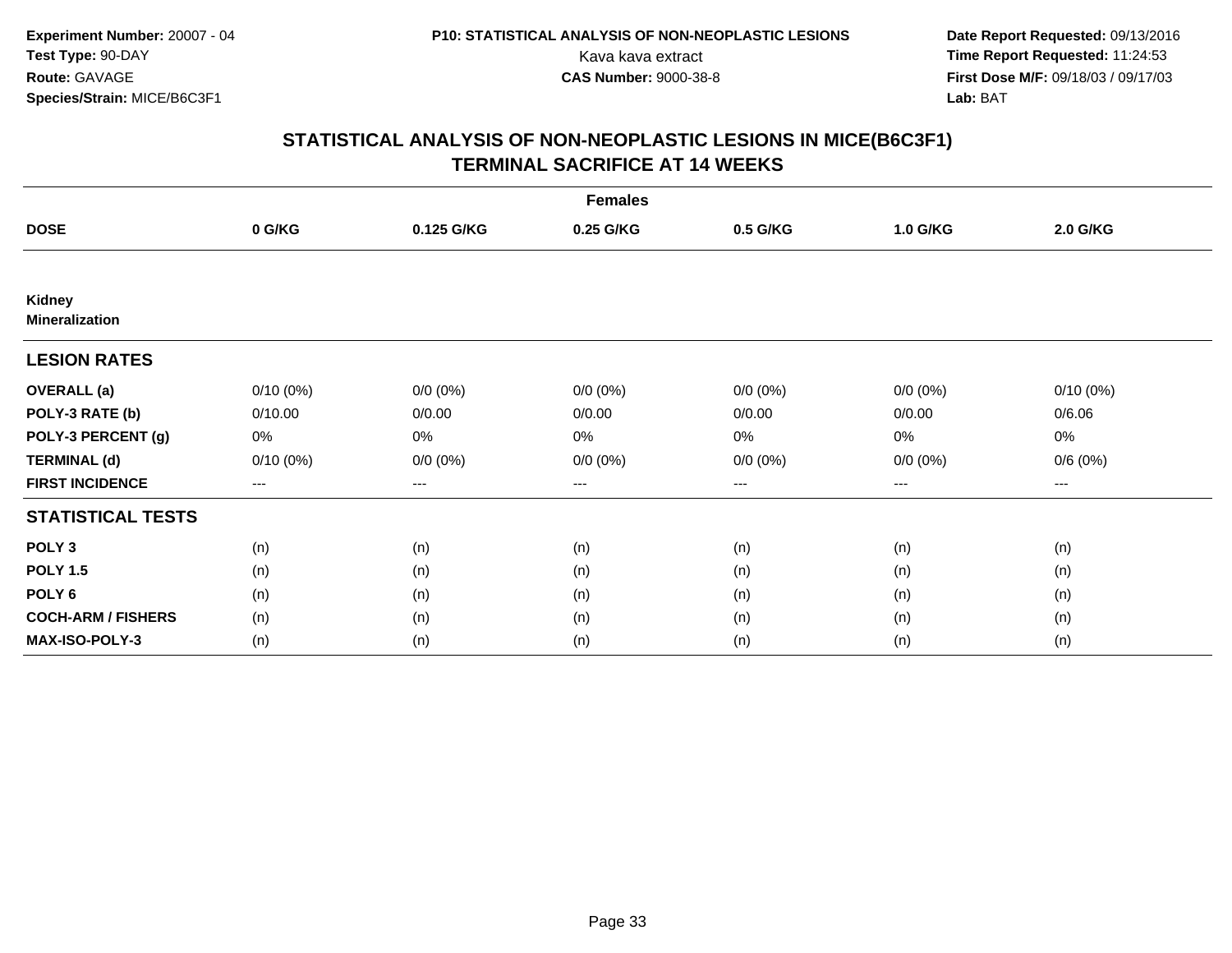**Experiment Number:** 20007 - 04
**Test Type:** 90-DAY
**Route:** GAVAGE
**Species/Strain:** MICE/B6C3F1

**P10: STATISTICAL ANALYSIS OF NON-NEOPLASTIC LESIONS**
Kava kava extract
**CAS Number:** 9000-38-8

**Date Report Requested:** 09/13/2016
**Time Report Requested:** 11:24:53
**First Dose M/F:** 09/18/03 / 09/17/03
**Lab:** BAT

## STATISTICAL ANALYSIS OF NON-NEOPLASTIC LESIONS IN MICE(B6C3F1)
## TERMINAL SACRIFICE AT 14 WEEKS

| | Females | | | | | |
|---|---|---|---|---|---|---|
| **DOSE** | **0 G/KG** | **0.125 G/KG** | **0.25 G/KG** | **0.5 G/KG** | **1.0 G/KG** | **2.0 G/KG** |
| **Kidney** | | | | | | |
| **Mineralization** | | | | | | |
| **LESION RATES** | | | | | | |
| **OVERALL (a)** | 0/10 (0%) | 0/0 (0%) | 0/0 (0%) | 0/0 (0%) | 0/0 (0%) | 0/10 (0%) |
| **POLY-3 RATE (b)** | 0/10.00 | 0/0.00 | 0/0.00 | 0/0.00 | 0/0.00 | 0/6.06 |
| **POLY-3 PERCENT (g)** | 0% | 0% | 0% | 0% | 0% | 0% |
| **TERMINAL (d)** | 0/10 (0%) | 0/0 (0%) | 0/0 (0%) | 0/0 (0%) | 0/0 (0%) | 0/6 (0%) |
| **FIRST INCIDENCE** | --- | --- | --- | --- | --- | --- |
| **STATISTICAL TESTS** | | | | | | |
| **POLY 3** | (n) | (n) | (n) | (n) | (n) | (n) |
| **POLY 1.5** | (n) | (n) | (n) | (n) | (n) | (n) |
| **POLY 6** | (n) | (n) | (n) | (n) | (n) | (n) |
| **COCH-ARM / FISHERS** | (n) | (n) | (n) | (n) | (n) | (n) |
| **MAX-ISO-POLY-3** | (n) | (n) | (n) | (n) | (n) | (n) |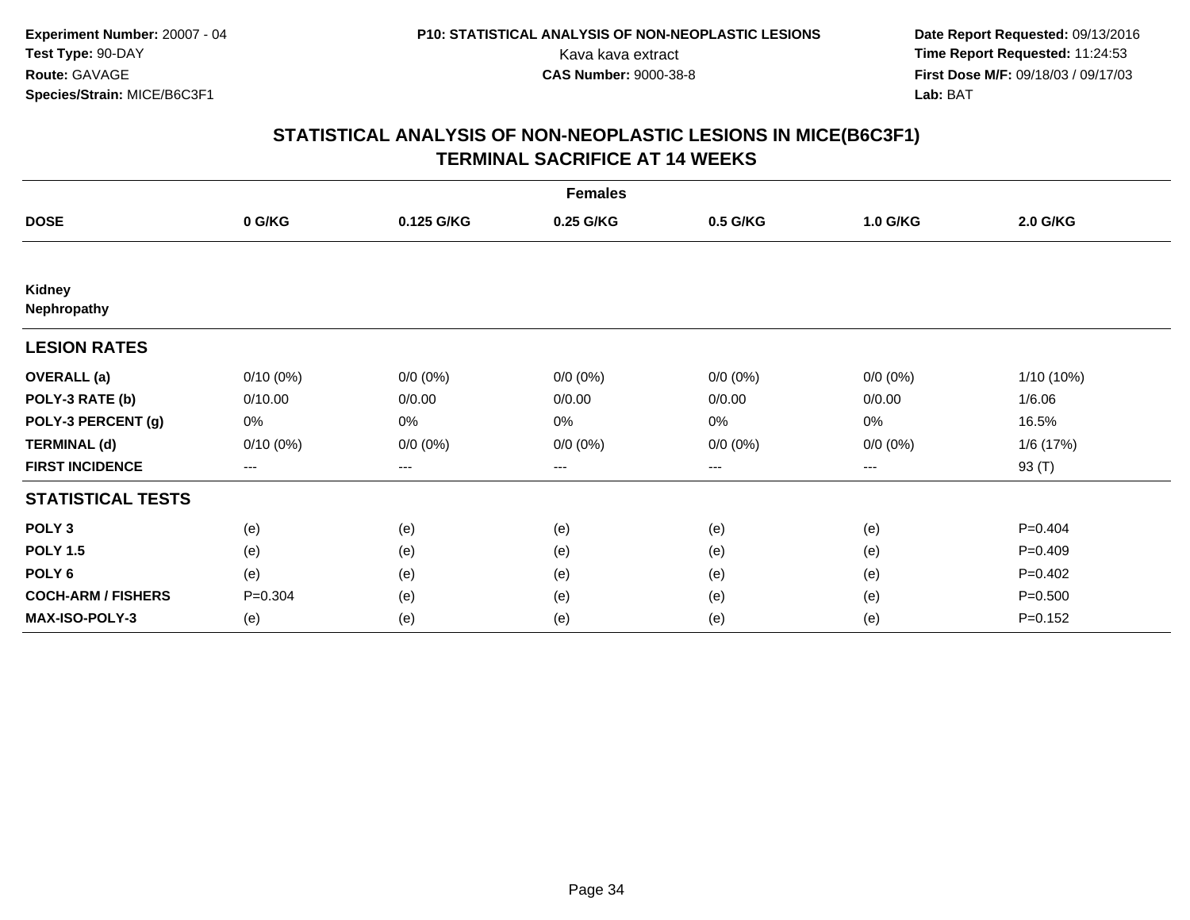**Experiment Number:** 20007 - 04
**Test Type:** 90-DAY
**Route:** GAVAGE
**Species/Strain:** MICE/B6C3F1

**P10: STATISTICAL ANALYSIS OF NON-NEOPLASTIC LESIONS**
Kava kava extract
**CAS Number:** 9000-38-8

**Date Report Requested:** 09/13/2016
**Time Report Requested:** 11:24:53
**First Dose M/F:** 09/18/03 / 09/17/03
**Lab:** BAT

## STATISTICAL ANALYSIS OF NON-NEOPLASTIC LESIONS IN MICE(B6C3F1)
## TERMINAL SACRIFICE AT 14 WEEKS

| | Females | | | | | |
|---|---|---|---|---|---|---|
| **DOSE** | **0 G/KG** | **0.125 G/KG** | **0.25 G/KG** | **0.5 G/KG** | **1.0 G/KG** | **2.0 G/KG** |
| **Kidney** | | | | | | |
| **Nephropathy** | | | | | | |
| **LESION RATES** | | | | | | |
| **OVERALL (a)** | 0/10 (0%) | 0/0 (0%) | 0/0 (0%) | 0/0 (0%) | 0/0 (0%) | 1/10 (10%) |
| **POLY-3 RATE (b)** | 0/10.00 | 0/0.00 | 0/0.00 | 0/0.00 | 0/0.00 | 1/6.06 |
| **POLY-3 PERCENT (g)** | 0% | 0% | 0% | 0% | 0% | 16.5% |
| **TERMINAL (d)** | 0/10 (0%) | 0/0 (0%) | 0/0 (0%) | 0/0 (0%) | 0/0 (0%) | 1/6 (17%) |
| **FIRST INCIDENCE** | --- | --- | --- | --- | --- | 93 (T) |
| **STATISTICAL TESTS** | | | | | | |
| **POLY 3** | (e) | (e) | (e) | (e) | (e) | P=0.404 |
| **POLY 1.5** | (e) | (e) | (e) | (e) | (e) | P=0.409 |
| **POLY 6** | (e) | (e) | (e) | (e) | (e) | P=0.402 |
| **COCH-ARM / FISHERS** | P=0.304 | (e) | (e) | (e) | (e) | P=0.500 |
| **MAX-ISO-POLY-3** | (e) | (e) | (e) | (e) | (e) | P=0.152 |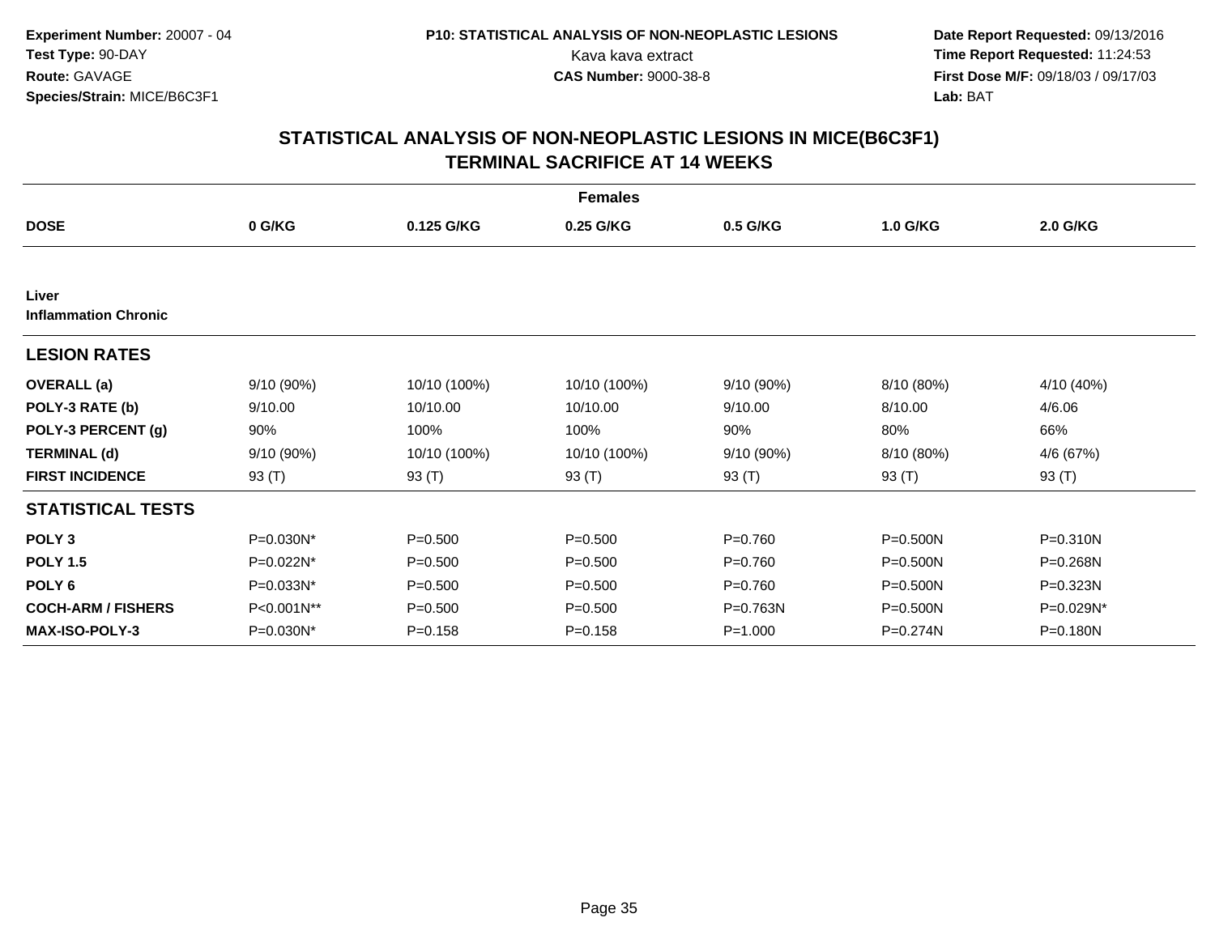Experiment Number: 20007 - 04
Test Type: 90-DAY
Route: GAVAGE
Species/Strain: MICE/B6C3F1

P10: STATISTICAL ANALYSIS OF NON-NEOPLASTIC LESIONS
Kava kava extract
CAS Number: 9000-38-8

Date Report Requested: 09/13/2016
Time Report Requested: 11:24:53
First Dose M/F: 09/18/03 / 09/17/03
Lab: BAT

## STATISTICAL ANALYSIS OF NON-NEOPLASTIC LESIONS IN MICE(B6C3F1)
## TERMINAL SACRIFICE AT 14 WEEKS

| | Females | | | | | |
|---|---|---|---|---|---|---|
| **DOSE** | **0 G/KG** | **0.125 G/KG** | **0.25 G/KG** | **0.5 G/KG** | **1.0 G/KG** | **2.0 G/KG** |
| **Liver** | | | | | | |
| **Inflammation Chronic** | | | | | | |
| **LESION RATES** | | | | | | |
| **OVERALL (a)** | 9/10 (90%) | 10/10 (100%) | 10/10 (100%) | 9/10 (90%) | 8/10 (80%) | 4/10 (40%) |
| **POLY-3 RATE (b)** | 9/10.00 | 10/10.00 | 10/10.00 | 9/10.00 | 8/10.00 | 4/6.06 |
| **POLY-3 PERCENT (g)** | 90% | 100% | 100% | 90% | 80% | 66% |
| **TERMINAL (d)** | 9/10 (90%) | 10/10 (100%) | 10/10 (100%) | 9/10 (90%) | 8/10 (80%) | 4/6 (67%) |
| **FIRST INCIDENCE** | 93 (T) | 93 (T) | 93 (T) | 93 (T) | 93 (T) | 93 (T) |
| **STATISTICAL TESTS** | | | | | | |
| **POLY 3** | P=0.030N* | P=0.500 | P=0.500 | P=0.760 | P=0.500N | P=0.310N |
| **POLY 1.5** | P=0.022N* | P=0.500 | P=0.500 | P=0.760 | P=0.500N | P=0.268N |
| **POLY 6** | P=0.033N* | P=0.500 | P=0.500 | P=0.760 | P=0.500N | P=0.323N |
| **COCH-ARM / FISHERS** | P<0.001N** | P=0.500 | P=0.500 | P=0.763N | P=0.500N | P=0.029N* |
| **MAX-ISO-POLY-3** | P=0.030N* | P=0.158 | P=0.158 | P=1.000 | P=0.274N | P=0.180N |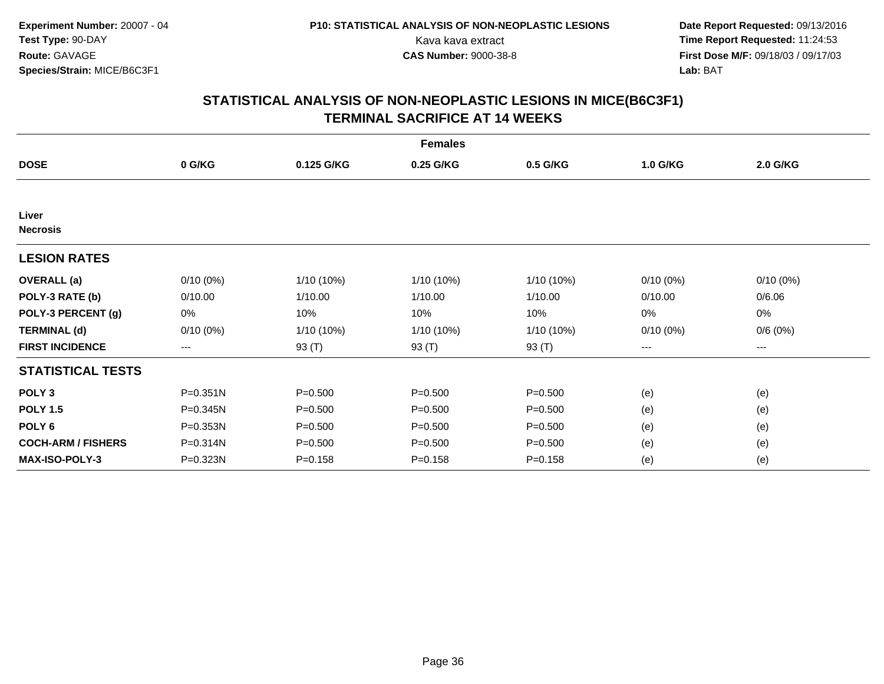Experiment Number: 20007 - 04
Test Type: 90-DAY
Route: GAVAGE
Species/Strain: MICE/B6C3F1

P10: STATISTICAL ANALYSIS OF NON-NEOPLASTIC LESIONS
Kava kava extract
CAS Number: 9000-38-8

Date Report Requested: 09/13/2016
Time Report Requested: 11:24:53
First Dose M/F: 09/18/03 / 09/17/03
Lab: BAT

## STATISTICAL ANALYSIS OF NON-NEOPLASTIC LESIONS IN MICE(B6C3F1)
## TERMINAL SACRIFICE AT 14 WEEKS

| Females | | | | | | |
|---|---|---|---|---|---|---|
| **DOSE** | **0 G/KG** | **0.125 G/KG** | **0.25 G/KG** | **0.5 G/KG** | **1.0 G/KG** | **2.0 G/KG** |
| **Liver** | | | | | | |
| **Necrosis** | | | | | | |
| **LESION RATES** | | | | | | |
| **OVERALL (a)** | 0/10 (0%) | 1/10 (10%) | 1/10 (10%) | 1/10 (10%) | 0/10 (0%) | 0/10 (0%) |
| **POLY-3 RATE (b)** | 0/10.00 | 1/10.00 | 1/10.00 | 1/10.00 | 0/10.00 | 0/6.06 |
| **POLY-3 PERCENT (g)** | 0% | 10% | 10% | 10% | 0% | 0% |
| **TERMINAL (d)** | 0/10 (0%) | 1/10 (10%) | 1/10 (10%) | 1/10 (10%) | 0/10 (0%) | 0/6 (0%) |
| **FIRST INCIDENCE** | --- | 93 (T) | 93 (T) | 93 (T) | --- | --- |
| **STATISTICAL TESTS** | | | | | | |
| **POLY 3** | P=0.351N | P=0.500 | P=0.500 | P=0.500 | (e) | (e) |
| **POLY 1.5** | P=0.345N | P=0.500 | P=0.500 | P=0.500 | (e) | (e) |
| **POLY 6** | P=0.353N | P=0.500 | P=0.500 | P=0.500 | (e) | (e) |
| **COCH-ARM / FISHERS** | P=0.314N | P=0.500 | P=0.500 | P=0.500 | (e) | (e) |
| **MAX-ISO-POLY-3** | P=0.323N | P=0.158 | P=0.158 | P=0.158 | (e) | (e) |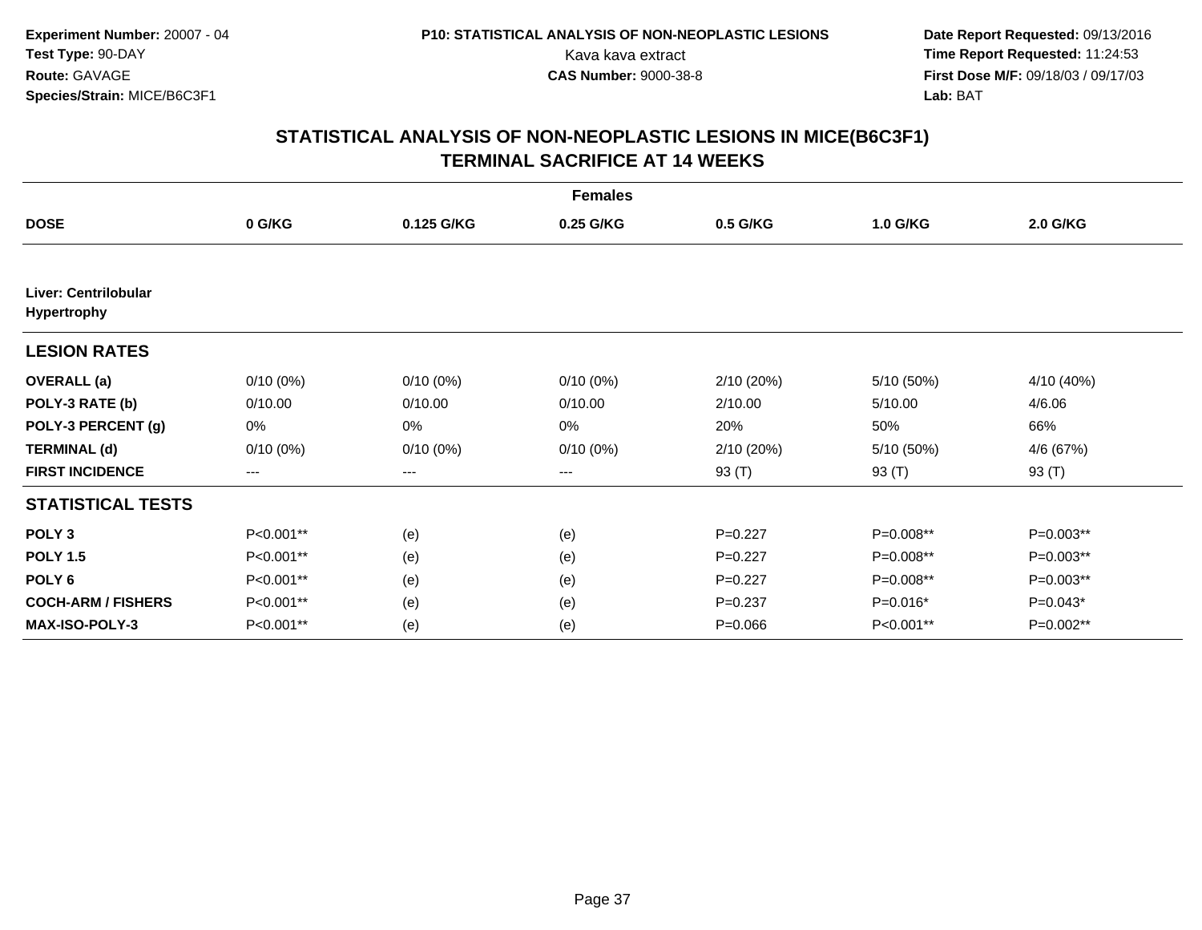**Experiment Number:** 20007 - 04
**Test Type:** 90-DAY
**Route:** GAVAGE
**Species/Strain:** MICE/B6C3F1

**P10: STATISTICAL ANALYSIS OF NON-NEOPLASTIC LESIONS**
Kava kava extract
**CAS Number:** 9000-38-8

**Date Report Requested:** 09/13/2016
**Time Report Requested:** 11:24:53
**First Dose M/F:** 09/18/03 / 09/17/03
**Lab:** BAT

## STATISTICAL ANALYSIS OF NON-NEOPLASTIC LESIONS IN MICE(B6C3F1) TERMINAL SACRIFICE AT 14 WEEKS

| | | | Females | | | |
|---|---|---|---|---|---|---|
| **DOSE** | **0 G/KG** | **0.125 G/KG** | **0.25 G/KG** | **0.5 G/KG** | **1.0 G/KG** | **2.0 G/KG** |
| **Liver: Centrilobular Hypertrophy** | | | | | | |
| **LESION RATES** | | | | | | |
| **OVERALL (a)** | 0/10 (0%) | 0/10 (0%) | 0/10 (0%) | 2/10 (20%) | 5/10 (50%) | 4/10 (40%) |
| **POLY-3 RATE (b)** | 0/10.00 | 0/10.00 | 0/10.00 | 2/10.00 | 5/10.00 | 4/6.06 |
| **POLY-3 PERCENT (g)** | 0% | 0% | 0% | 20% | 50% | 66% |
| **TERMINAL (d)** | 0/10 (0%) | 0/10 (0%) | 0/10 (0%) | 2/10 (20%) | 5/10 (50%) | 4/6 (67%) |
| **FIRST INCIDENCE** | --- | --- | --- | 93 (T) | 93 (T) | 93 (T) |
| **STATISTICAL TESTS** | | | | | | |
| **POLY 3** | P<0.001** | (e) | (e) | P=0.227 | P=0.008** | P=0.003** |
| **POLY 1.5** | P<0.001** | (e) | (e) | P=0.227 | P=0.008** | P=0.003** |
| **POLY 6** | P<0.001** | (e) | (e) | P=0.227 | P=0.008** | P=0.003** |
| **COCH-ARM / FISHERS** | P<0.001** | (e) | (e) | P=0.237 | P=0.016* | P=0.043* |
| **MAX-ISO-POLY-3** | P<0.001** | (e) | (e) | P=0.066 | P<0.001** | P=0.002** |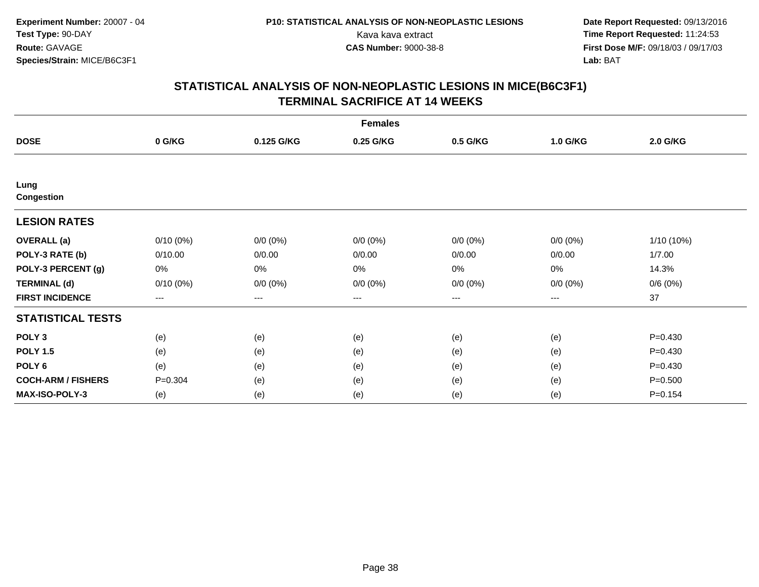Experiment Number: 20007 - 04
Test Type: 90-DAY
Route: GAVAGE
Species/Strain: MICE/B6C3F1

P10: STATISTICAL ANALYSIS OF NON-NEOPLASTIC LESIONS
Kava kava extract
CAS Number: 9000-38-8

Date Report Requested: 09/13/2016
Time Report Requested: 11:24:53
First Dose M/F: 09/18/03 / 09/17/03
Lab: BAT

## STATISTICAL ANALYSIS OF NON-NEOPLASTIC LESIONS IN MICE(B6C3F1) TERMINAL SACRIFICE AT 14 WEEKS

| | Females | | | | | |
|---|---|---|---|---|---|---|
| **DOSE** | **0 G/KG** | **0.125 G/KG** | **0.25 G/KG** | **0.5 G/KG** | **1.0 G/KG** | **2.0 G/KG** |
| **Lung Congestion** | | | | | | |
| **LESION RATES** | | | | | | |
| **OVERALL (a)** | 0/10 (0%) | 0/0 (0%) | 0/0 (0%) | 0/0 (0%) | 0/0 (0%) | 1/10 (10%) |
| **POLY-3 RATE (b)** | 0/10.00 | 0/0.00 | 0/0.00 | 0/0.00 | 0/0.00 | 1/7.00 |
| **POLY-3 PERCENT (g)** | 0% | 0% | 0% | 0% | 0% | 14.3% |
| **TERMINAL (d)** | 0/10 (0%) | 0/0 (0%) | 0/0 (0%) | 0/0 (0%) | 0/0 (0%) | 0/6 (0%) |
| **FIRST INCIDENCE** | --- | --- | --- | --- | --- | 37 |
| **STATISTICAL TESTS** | | | | | | |
| **POLY 3** | (e) | (e) | (e) | (e) | (e) | P=0.430 |
| **POLY 1.5** | (e) | (e) | (e) | (e) | (e) | P=0.430 |
| **POLY 6** | (e) | (e) | (e) | (e) | (e) | P=0.430 |
| **COCH-ARM / FISHERS** | P=0.304 | (e) | (e) | (e) | (e) | P=0.500 |
| **MAX-ISO-POLY-3** | (e) | (e) | (e) | (e) | (e) | P=0.154 |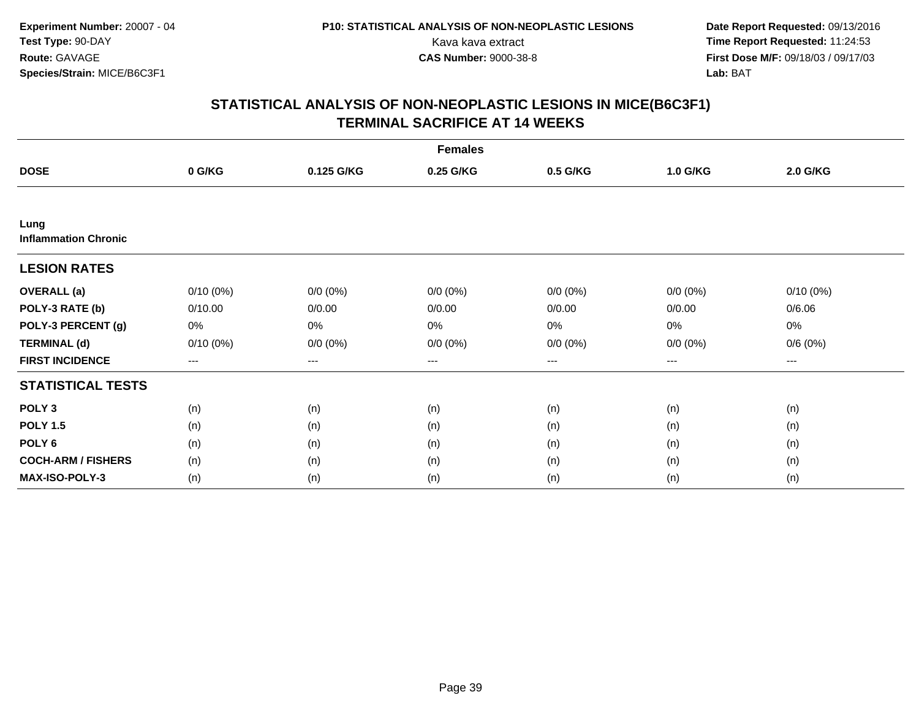Experiment Number: 20007 - 04
Test Type: 90-DAY
Route: GAVAGE
Species/Strain: MICE/B6C3F1

P10: STATISTICAL ANALYSIS OF NON-NEOPLASTIC LESIONS
Kava kava extract
CAS Number: 9000-38-8

Date Report Requested: 09/13/2016
Time Report Requested: 11:24:53
First Dose M/F: 09/18/03 / 09/17/03
Lab: BAT

# STATISTICAL ANALYSIS OF NON-NEOPLASTIC LESIONS IN MICE(B6C3F1)
# TERMINAL SACRIFICE AT 14 WEEKS

| | Females | | | | | |
|---|---|---|---|---|---|---|
| **DOSE** | **0 G/KG** | **0.125 G/KG** | **0.25 G/KG** | **0.5 G/KG** | **1.0 G/KG** | **2.0 G/KG** |
| **Lung** | | | | | | |
| **Inflammation Chronic** | | | | | | |
| **LESION RATES** | | | | | | |
| **OVERALL (a)** | 0/10 (0%) | 0/0 (0%) | 0/0 (0%) | 0/0 (0%) | 0/0 (0%) | 0/10 (0%) |
| **POLY-3 RATE (b)** | 0/10.00 | 0/0.00 | 0/0.00 | 0/0.00 | 0/0.00 | 0/6.06 |
| **POLY-3 PERCENT (g)** | 0% | 0% | 0% | 0% | 0% | 0% |
| **TERMINAL (d)** | 0/10 (0%) | 0/0 (0%) | 0/0 (0%) | 0/0 (0%) | 0/0 (0%) | 0/6 (0%) |
| **FIRST INCIDENCE** | --- | --- | --- | --- | --- | --- |
| **STATISTICAL TESTS** | | | | | | |
| **POLY 3** | (n) | (n) | (n) | (n) | (n) | (n) |
| **POLY 1.5** | (n) | (n) | (n) | (n) | (n) | (n) |
| **POLY 6** | (n) | (n) | (n) | (n) | (n) | (n) |
| **COCH-ARM / FISHERS** | (n) | (n) | (n) | (n) | (n) | (n) |
| **MAX-ISO-POLY-3** | (n) | (n) | (n) | (n) | (n) | (n) |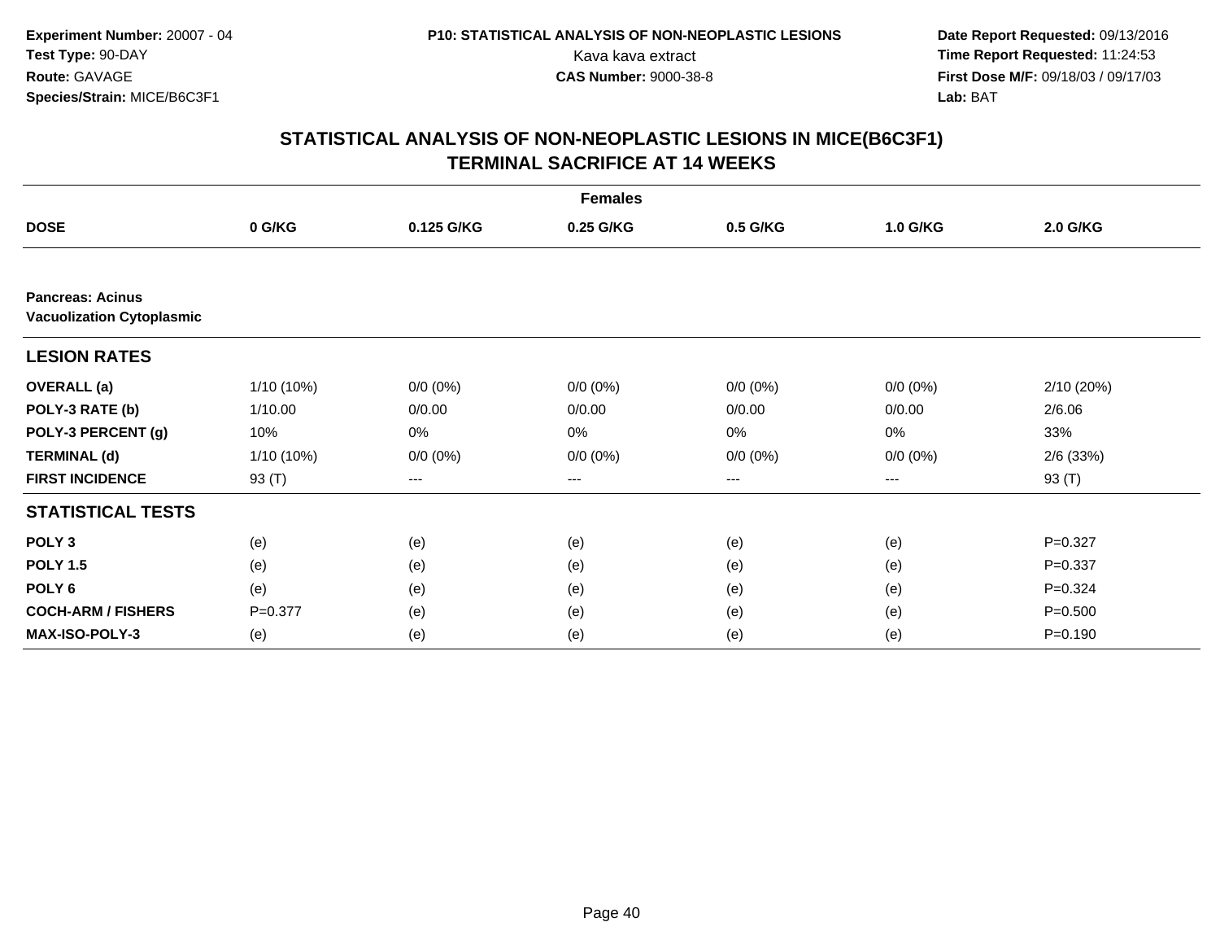**Experiment Number:** 20007 - 04
**Test Type:** 90-DAY
**Route:** GAVAGE
**Species/Strain:** MICE/B6C3F1

**P10: STATISTICAL ANALYSIS OF NON-NEOPLASTIC LESIONS**
Kava kava extract
**CAS Number:** 9000-38-8

**Date Report Requested:** 09/13/2016
**Time Report Requested:** 11:24:53
**First Dose M/F:** 09/18/03 / 09/17/03
**Lab:** BAT

## STATISTICAL ANALYSIS OF NON-NEOPLASTIC LESIONS IN MICE(B6C3F1)
## TERMINAL SACRIFICE AT 14 WEEKS

| | Females | | | | | |
|---|---|---|---|---|---|---|
| **DOSE** | **0 G/KG** | **0.125 G/KG** | **0.25 G/KG** | **0.5 G/KG** | **1.0 G/KG** | **2.0 G/KG** |
| **Pancreas: Acinus** **Vacuolization Cytoplasmic** | | | | | | |
| **LESION RATES** | | | | | | |
| **OVERALL (a)** | 1/10 (10%) | 0/0 (0%) | 0/0 (0%) | 0/0 (0%) | 0/0 (0%) | 2/10 (20%) |
| **POLY-3 RATE (b)** | 1/10.00 | 0/0.00 | 0/0.00 | 0/0.00 | 0/0.00 | 2/6.06 |
| **POLY-3 PERCENT (g)** | 10% | 0% | 0% | 0% | 0% | 33% |
| **TERMINAL (d)** | 1/10 (10%) | 0/0 (0%) | 0/0 (0%) | 0/0 (0%) | 0/0 (0%) | 2/6 (33%) |
| **FIRST INCIDENCE** | 93 (T) | --- | --- | --- | --- | 93 (T) |
| **STATISTICAL TESTS** | | | | | | |
| **POLY 3** | (e) | (e) | (e) | (e) | (e) | P=0.327 |
| **POLY 1.5** | (e) | (e) | (e) | (e) | (e) | P=0.337 |
| **POLY 6** | (e) | (e) | (e) | (e) | (e) | P=0.324 |
| **COCH-ARM / FISHERS** | P=0.377 | (e) | (e) | (e) | (e) | P=0.500 |
| **MAX-ISO-POLY-3** | (e) | (e) | (e) | (e) | (e) | P=0.190 |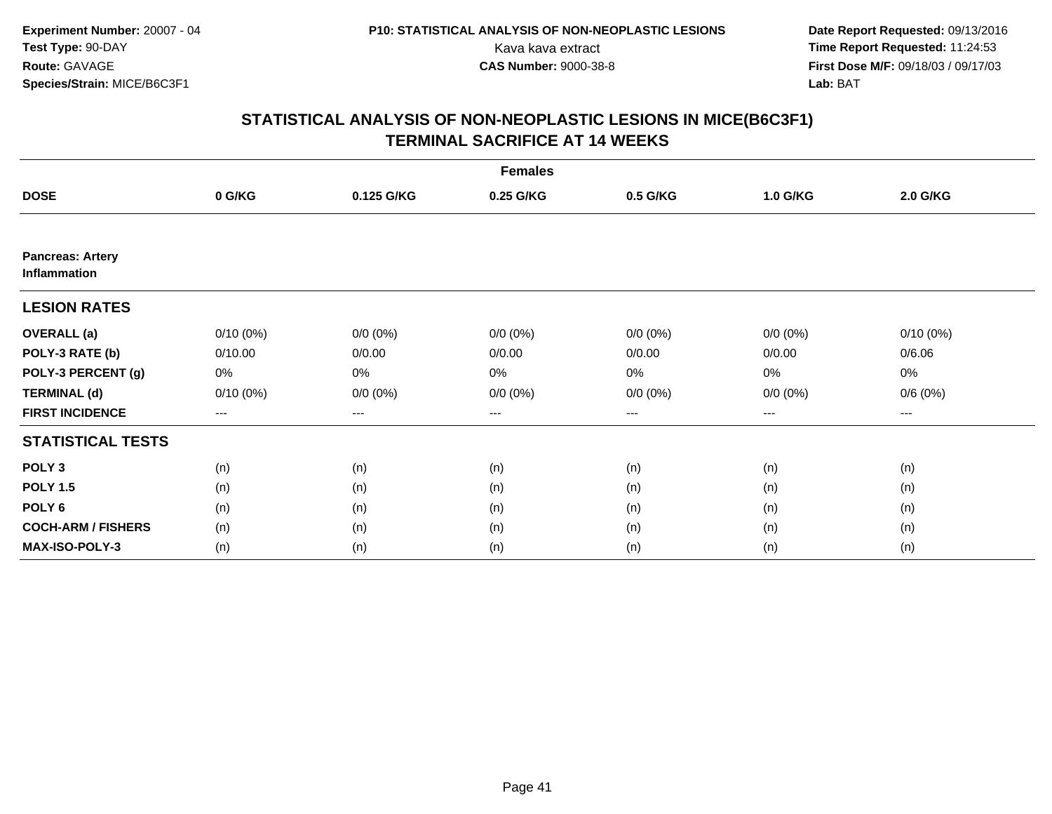Experiment Number: 20007 - 04
Test Type: 90-DAY
Route: GAVAGE
Species/Strain: MICE/B6C3F1

P10: STATISTICAL ANALYSIS OF NON-NEOPLASTIC LESIONS
Kava kava extract
CAS Number: 9000-38-8

Date Report Requested: 09/13/2016
Time Report Requested: 11:24:53
First Dose M/F: 09/18/03 / 09/17/03
Lab: BAT

# STATISTICAL ANALYSIS OF NON-NEOPLASTIC LESIONS IN MICE(B6C3F1)
# TERMINAL SACRIFICE AT 14 WEEKS

| | Females | | | | | |
|---|---|---|---|---|---|---|
| **DOSE** | **0 G/KG** | **0.125 G/KG** | **0.25 G/KG** | **0.5 G/KG** | **1.0 G/KG** | **2.0 G/KG** |
| **Pancreas: Artery Inflammation** | | | | | | |
| **LESION RATES** | | | | | | |
| **OVERALL (a)** | 0/10 (0%) | 0/0 (0%) | 0/0 (0%) | 0/0 (0%) | 0/0 (0%) | 0/10 (0%) |
| **POLY-3 RATE (b)** | 0/10.00 | 0/0.00 | 0/0.00 | 0/0.00 | 0/0.00 | 0/6.06 |
| **POLY-3 PERCENT (g)** | 0% | 0% | 0% | 0% | 0% | 0% |
| **TERMINAL (d)** | 0/10 (0%) | 0/0 (0%) | 0/0 (0%) | 0/0 (0%) | 0/0 (0%) | 0/6 (0%) |
| **FIRST INCIDENCE** | --- | --- | --- | --- | --- | --- |
| **STATISTICAL TESTS** | | | | | | |
| **POLY 3** | (n) | (n) | (n) | (n) | (n) | (n) |
| **POLY 1.5** | (n) | (n) | (n) | (n) | (n) | (n) |
| **POLY 6** | (n) | (n) | (n) | (n) | (n) | (n) |
| **COCH-ARM / FISHERS** | (n) | (n) | (n) | (n) | (n) | (n) |
| **MAX-ISO-POLY-3** | (n) | (n) | (n) | (n) | (n) | (n) |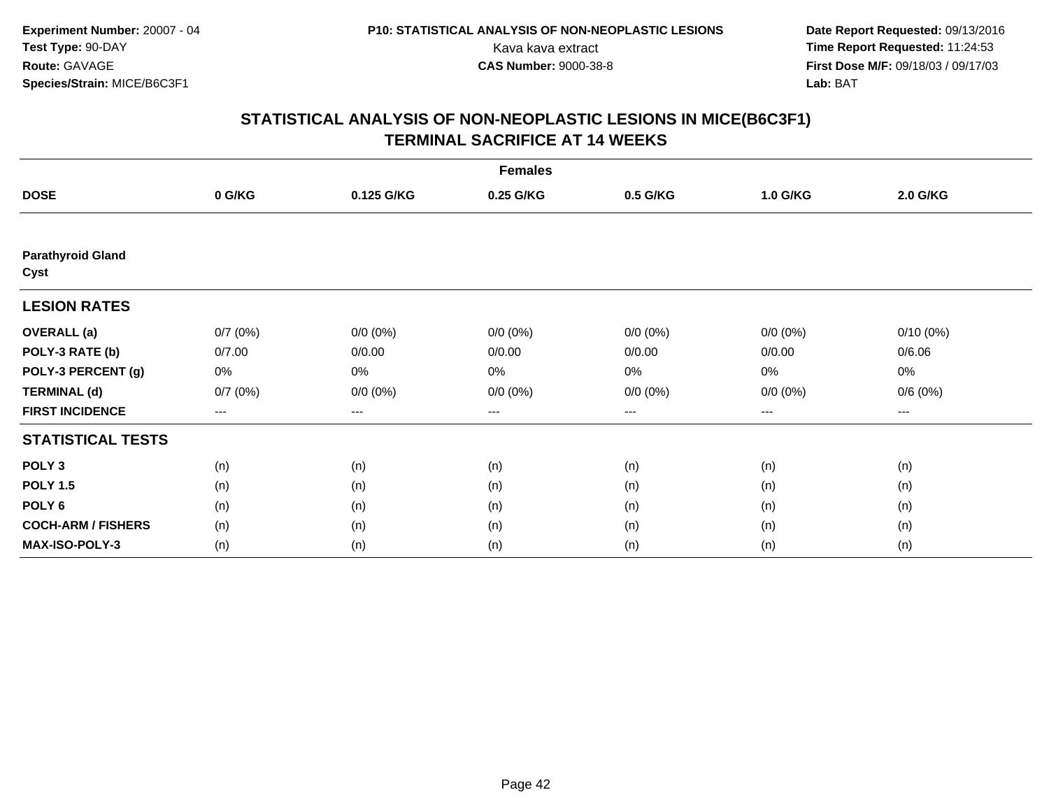Experiment Number: 20007 - 04
Test Type: 90-DAY
Route: GAVAGE
Species/Strain: MICE/B6C3F1

P10: STATISTICAL ANALYSIS OF NON-NEOPLASTIC LESIONS
Kava kava extract
CAS Number: 9000-38-8

Date Report Requested: 09/13/2016
Time Report Requested: 11:24:53
First Dose M/F: 09/18/03 / 09/17/03
Lab: BAT

# STATISTICAL ANALYSIS OF NON-NEOPLASTIC LESIONS IN MICE(B6C3F1)
# TERMINAL SACRIFICE AT 14 WEEKS

| | Females | | | | | |
|---|---|---|---|---|---|---|
| **DOSE** | **0 G/KG** | **0.125 G/KG** | **0.25 G/KG** | **0.5 G/KG** | **1.0 G/KG** | **2.0 G/KG** |
| **Parathyroid Gland** | | | | | | |
| **Cyst** | | | | | | |
| **LESION RATES** | | | | | | |
| **OVERALL (a)** | 0/7 (0%) | 0/0 (0%) | 0/0 (0%) | 0/0 (0%) | 0/0 (0%) | 0/10 (0%) |
| **POLY-3 RATE (b)** | 0/7.00 | 0/0.00 | 0/0.00 | 0/0.00 | 0/0.00 | 0/6.06 |
| **POLY-3 PERCENT (g)** | 0% | 0% | 0% | 0% | 0% | 0% |
| **TERMINAL (d)** | 0/7 (0%) | 0/0 (0%) | 0/0 (0%) | 0/0 (0%) | 0/0 (0%) | 0/6 (0%) |
| **FIRST INCIDENCE** | --- | --- | --- | --- | --- | --- |
| **STATISTICAL TESTS** | | | | | | |
| **POLY 3** | (n) | (n) | (n) | (n) | (n) | (n) |
| **POLY 1.5** | (n) | (n) | (n) | (n) | (n) | (n) |
| **POLY 6** | (n) | (n) | (n) | (n) | (n) | (n) |
| **COCH-ARM / FISHERS** | (n) | (n) | (n) | (n) | (n) | (n) |
| **MAX-ISO-POLY-3** | (n) | (n) | (n) | (n) | (n) | (n) |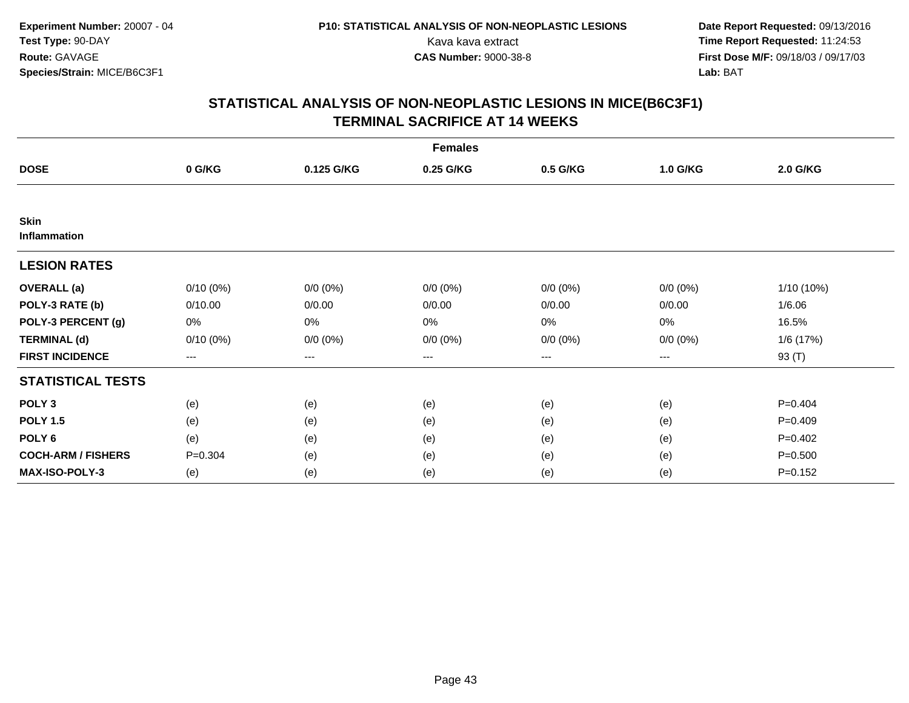**Experiment Number:** 20007 - 04
**Test Type:** 90-DAY
**Route:** GAVAGE
**Species/Strain:** MICE/B6C3F1

**P10: STATISTICAL ANALYSIS OF NON-NEOPLASTIC LESIONS**
Kava kava extract
**CAS Number:** 9000-38-8

**Date Report Requested:** 09/13/2016
**Time Report Requested:** 11:24:53
**First Dose M/F:** 09/18/03 / 09/17/03
**Lab:** BAT

## STATISTICAL ANALYSIS OF NON-NEOPLASTIC LESIONS IN MICE(B6C3F1) TERMINAL SACRIFICE AT 14 WEEKS

| | Females | | | | | |
|---|---|---|---|---|---|---|
| **DOSE** | **0 G/KG** | **0.125 G/KG** | **0.25 G/KG** | **0.5 G/KG** | **1.0 G/KG** | **2.0 G/KG** |
| **Skin Inflammation** | | | | | | |
| **LESION RATES** | | | | | | |
| **OVERALL (a)** | 0/10 (0%) | 0/0 (0%) | 0/0 (0%) | 0/0 (0%) | 0/0 (0%) | 1/10 (10%) |
| **POLY-3 RATE (b)** | 0/10.00 | 0/0.00 | 0/0.00 | 0/0.00 | 0/0.00 | 1/6.06 |
| **POLY-3 PERCENT (g)** | 0% | 0% | 0% | 0% | 0% | 16.5% |
| **TERMINAL (d)** | 0/10 (0%) | 0/0 (0%) | 0/0 (0%) | 0/0 (0%) | 0/0 (0%) | 1/6 (17%) |
| **FIRST INCIDENCE** | --- | --- | --- | --- | --- | 93 (T) |
| **STATISTICAL TESTS** | | | | | | |
| **POLY 3** | (e) | (e) | (e) | (e) | (e) | P=0.404 |
| **POLY 1.5** | (e) | (e) | (e) | (e) | (e) | P=0.409 |
| **POLY 6** | (e) | (e) | (e) | (e) | (e) | P=0.402 |
| **COCH-ARM / FISHERS** | P=0.304 | (e) | (e) | (e) | (e) | P=0.500 |
| **MAX-ISO-POLY-3** | (e) | (e) | (e) | (e) | (e) | P=0.152 |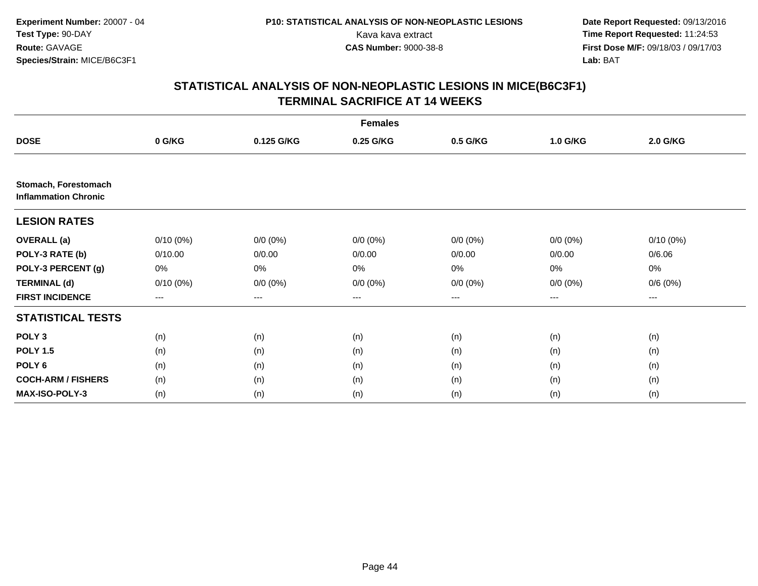Experiment Number: 20007 - 04
Test Type: 90-DAY
Route: GAVAGE
Species/Strain: MICE/B6C3F1

P10: STATISTICAL ANALYSIS OF NON-NEOPLASTIC LESIONS
Kava kava extract
CAS Number: 9000-38-8

Date Report Requested: 09/13/2016
Time Report Requested: 11:24:53
First Dose M/F: 09/18/03 / 09/17/03
Lab: BAT

## STATISTICAL ANALYSIS OF NON-NEOPLASTIC LESIONS IN MICE(B6C3F1)
## TERMINAL SACRIFICE AT 14 WEEKS

| | Females | | | | | |
|---|---|---|---|---|---|---|
| **DOSE** | **0 G/KG** | **0.125 G/KG** | **0.25 G/KG** | **0.5 G/KG** | **1.0 G/KG** | **2.0 G/KG** |
| **Stomach, Forestomach** **Inflammation Chronic** | | | | | | |
| **LESION RATES** | | | | | | |
| **OVERALL (a)** | 0/10 (0%) | 0/0 (0%) | 0/0 (0%) | 0/0 (0%) | 0/0 (0%) | 0/10 (0%) |
| **POLY-3 RATE (b)** | 0/10.00 | 0/0.00 | 0/0.00 | 0/0.00 | 0/0.00 | 0/6.06 |
| **POLY-3 PERCENT (g)** | 0% | 0% | 0% | 0% | 0% | 0% |
| **TERMINAL (d)** | 0/10 (0%) | 0/0 (0%) | 0/0 (0%) | 0/0 (0%) | 0/0 (0%) | 0/6 (0%) |
| **FIRST INCIDENCE** | --- | --- | --- | --- | --- | --- |
| **STATISTICAL TESTS** | | | | | | |
| **POLY 3** | (n) | (n) | (n) | (n) | (n) | (n) |
| **POLY 1.5** | (n) | (n) | (n) | (n) | (n) | (n) |
| **POLY 6** | (n) | (n) | (n) | (n) | (n) | (n) |
| **COCH-ARM / FISHERS** | (n) | (n) | (n) | (n) | (n) | (n) |
| **MAX-ISO-POLY-3** | (n) | (n) | (n) | (n) | (n) | (n) |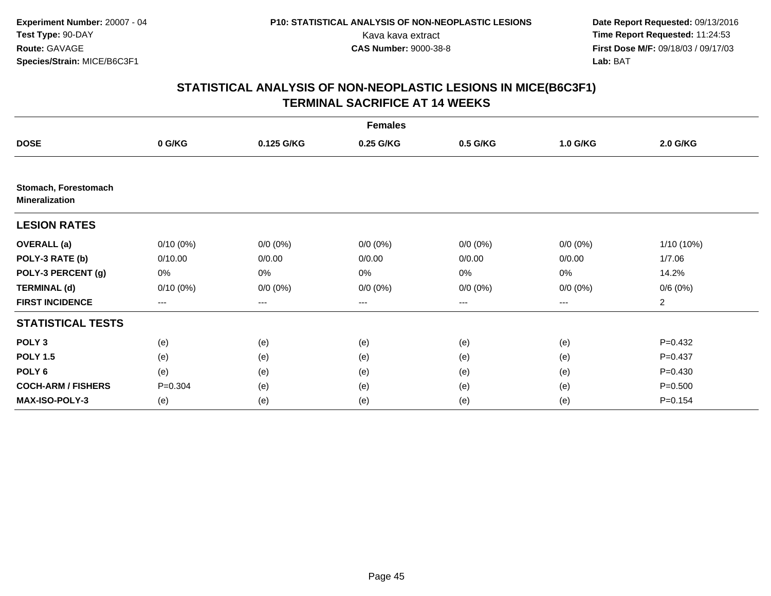Experiment Number: 20007 - 04
Test Type: 90-DAY
Route: GAVAGE
Species/Strain: MICE/B6C3F1

P10: STATISTICAL ANALYSIS OF NON-NEOPLASTIC LESIONS
Kava kava extract
CAS Number: 9000-38-8

Date Report Requested: 09/13/2016
Time Report Requested: 11:24:53
First Dose M/F: 09/18/03 / 09/17/03
Lab: BAT

## STATISTICAL ANALYSIS OF NON-NEOPLASTIC LESIONS IN MICE(B6C3F1)
## TERMINAL SACRIFICE AT 14 WEEKS

| Females | | | | | | |
|---|---|---|---|---|---|---|
| **DOSE** | **0 G/KG** | **0.125 G/KG** | **0.25 G/KG** | **0.5 G/KG** | **1.0 G/KG** | **2.0 G/KG** |
| **Stomach, Forestomach Mineralization** | | | | | | |
| **LESION RATES** | | | | | | |
| **OVERALL (a)** | 0/10 (0%) | 0/0 (0%) | 0/0 (0%) | 0/0 (0%) | 0/0 (0%) | 1/10 (10%) |
| **POLY-3 RATE (b)** | 0/10.00 | 0/0.00 | 0/0.00 | 0/0.00 | 0/0.00 | 1/7.06 |
| **POLY-3 PERCENT (g)** | 0% | 0% | 0% | 0% | 0% | 14.2% |
| **TERMINAL (d)** | 0/10 (0%) | 0/0 (0%) | 0/0 (0%) | 0/0 (0%) | 0/0 (0%) | 0/6 (0%) |
| **FIRST INCIDENCE** | --- | --- | --- | --- | --- | 2 |
| **STATISTICAL TESTS** | | | | | | |
| **POLY 3** | (e) | (e) | (e) | (e) | (e) | P=0.432 |
| **POLY 1.5** | (e) | (e) | (e) | (e) | (e) | P=0.437 |
| **POLY 6** | (e) | (e) | (e) | (e) | (e) | P=0.430 |
| **COCH-ARM / FISHERS** | P=0.304 | (e) | (e) | (e) | (e) | P=0.500 |
| **MAX-ISO-POLY-3** | (e) | (e) | (e) | (e) | (e) | P=0.154 |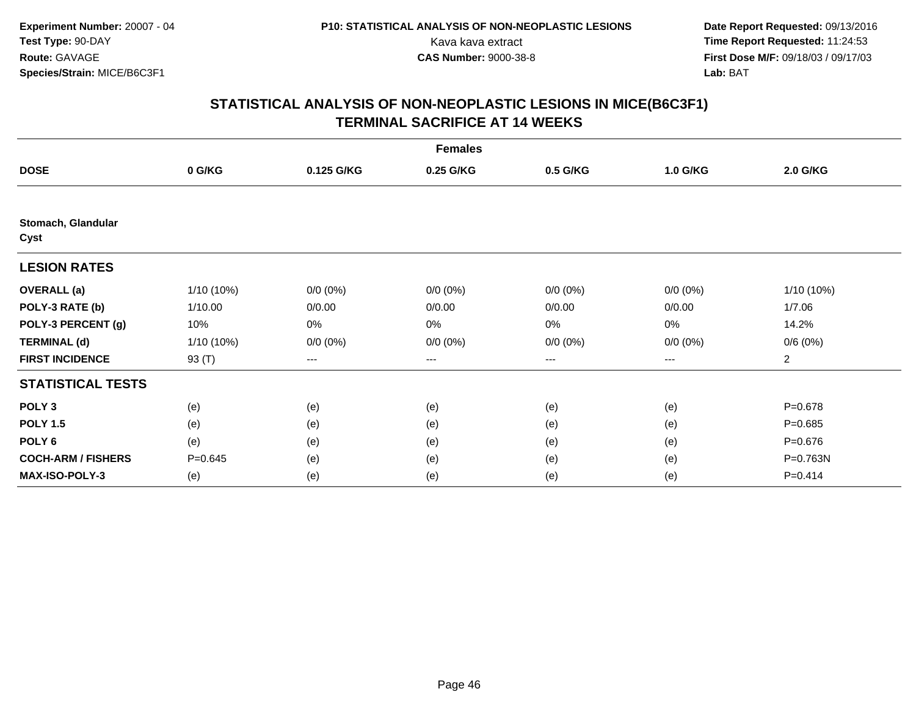**Experiment Number:** 20007 - 04
**Test Type:** 90-DAY
**Route:** GAVAGE
**Species/Strain:** MICE/B6C3F1

**P10: STATISTICAL ANALYSIS OF NON-NEOPLASTIC LESIONS**
Kava kava extract
**CAS Number:** 9000-38-8

**Date Report Requested:** 09/13/2016
**Time Report Requested:** 11:24:53
**First Dose M/F:** 09/18/03 / 09/17/03
**Lab:** BAT

## STATISTICAL ANALYSIS OF NON-NEOPLASTIC LESIONS IN MICE(B6C3F1)
## TERMINAL SACRIFICE AT 14 WEEKS

| | Females | | | | | |
|---|---|---|---|---|---|---|
| **DOSE** | **0 G/KG** | **0.125 G/KG** | **0.25 G/KG** | **0.5 G/KG** | **1.0 G/KG** | **2.0 G/KG** |
| **Stomach, Glandular** | | | | | | |
| **Cyst** | | | | | | |
| **LESION RATES** | | | | | | |
| **OVERALL (a)** | 1/10 (10%) | 0/0 (0%) | 0/0 (0%) | 0/0 (0%) | 0/0 (0%) | 1/10 (10%) |
| **POLY-3 RATE (b)** | 1/10.00 | 0/0.00 | 0/0.00 | 0/0.00 | 0/0.00 | 1/7.06 |
| **POLY-3 PERCENT (g)** | 10% | 0% | 0% | 0% | 0% | 14.2% |
| **TERMINAL (d)** | 1/10 (10%) | 0/0 (0%) | 0/0 (0%) | 0/0 (0%) | 0/0 (0%) | 0/6 (0%) |
| **FIRST INCIDENCE** | 93 (T) | --- | --- | --- | --- | 2 |
| **STATISTICAL TESTS** | | | | | | |
| **POLY 3** | (e) | (e) | (e) | (e) | (e) | P=0.678 |
| **POLY 1.5** | (e) | (e) | (e) | (e) | (e) | P=0.685 |
| **POLY 6** | (e) | (e) | (e) | (e) | (e) | P=0.676 |
| **COCH-ARM / FISHERS** | P=0.645 | (e) | (e) | (e) | (e) | P=0.763N |
| **MAX-ISO-POLY-3** | (e) | (e) | (e) | (e) | (e) | P=0.414 |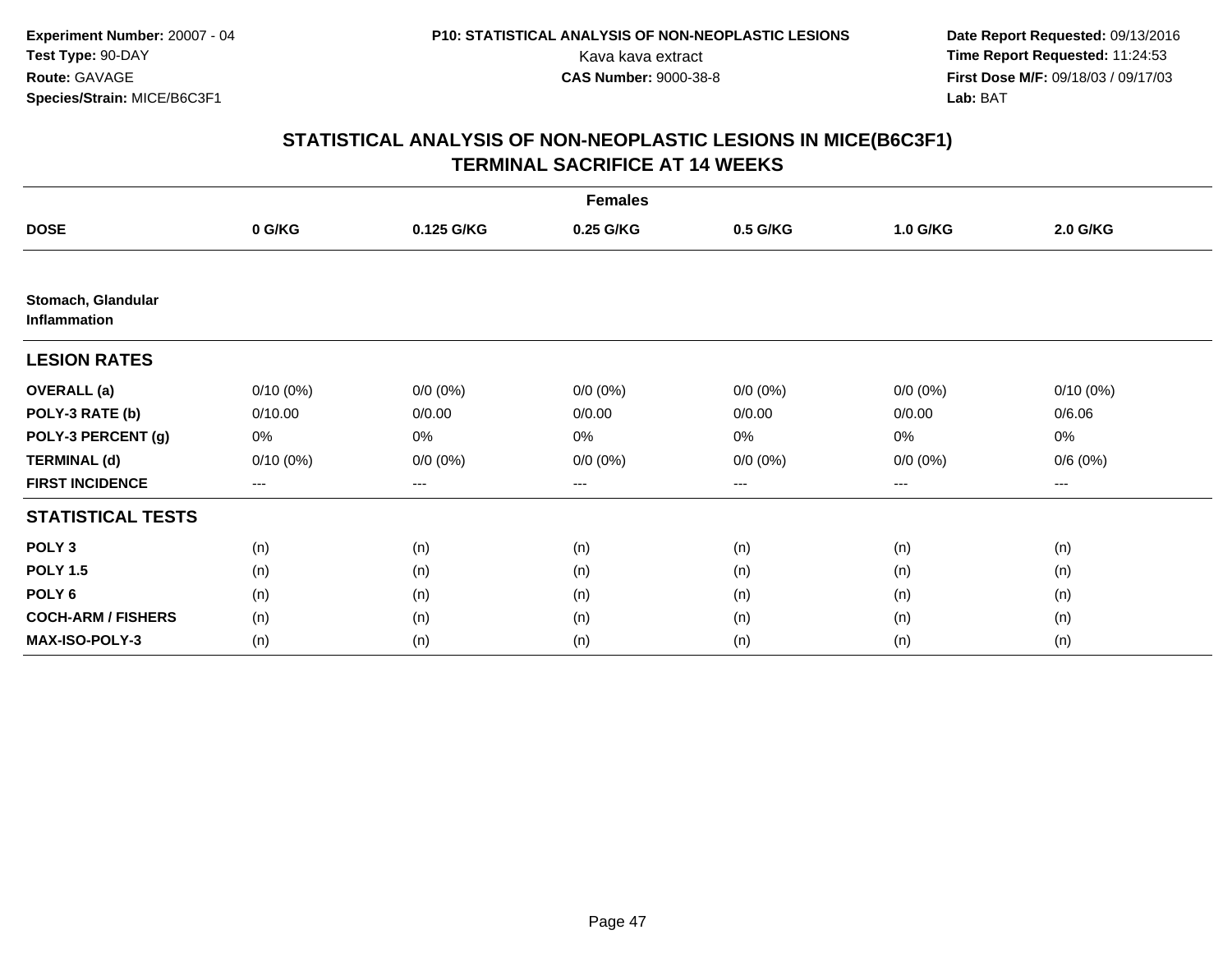Experiment Number: 20007 - 04
Test Type: 90-DAY
Route: GAVAGE
Species/Strain: MICE/B6C3F1

P10: STATISTICAL ANALYSIS OF NON-NEOPLASTIC LESIONS
Kava kava extract
CAS Number: 9000-38-8

Date Report Requested: 09/13/2016
Time Report Requested: 11:24:53
First Dose M/F: 09/18/03 / 09/17/03
Lab: BAT

## STATISTICAL ANALYSIS OF NON-NEOPLASTIC LESIONS IN MICE(B6C3F1)
## TERMINAL SACRIFICE AT 14 WEEKS

| | Females | | | | | |
|---|---|---|---|---|---|---|
| **DOSE** | **0 G/KG** | **0.125 G/KG** | **0.25 G/KG** | **0.5 G/KG** | **1.0 G/KG** | **2.0 G/KG** |
| **Stomach, Glandular Inflammation** | | | | | | |
| **LESION RATES** | | | | | | |
| **OVERALL (a)** | 0/10 (0%) | 0/0 (0%) | 0/0 (0%) | 0/0 (0%) | 0/0 (0%) | 0/10 (0%) |
| **POLY-3 RATE (b)** | 0/10.00 | 0/0.00 | 0/0.00 | 0/0.00 | 0/0.00 | 0/6.06 |
| **POLY-3 PERCENT (g)** | 0% | 0% | 0% | 0% | 0% | 0% |
| **TERMINAL (d)** | 0/10 (0%) | 0/0 (0%) | 0/0 (0%) | 0/0 (0%) | 0/0 (0%) | 0/6 (0%) |
| **FIRST INCIDENCE** | --- | --- | --- | --- | --- | --- |
| **STATISTICAL TESTS** | | | | | | |
| **POLY 3** | (n) | (n) | (n) | (n) | (n) | (n) |
| **POLY 1.5** | (n) | (n) | (n) | (n) | (n) | (n) |
| **POLY 6** | (n) | (n) | (n) | (n) | (n) | (n) |
| **COCH-ARM / FISHERS** | (n) | (n) | (n) | (n) | (n) | (n) |
| **MAX-ISO-POLY-3** | (n) | (n) | (n) | (n) | (n) | (n) |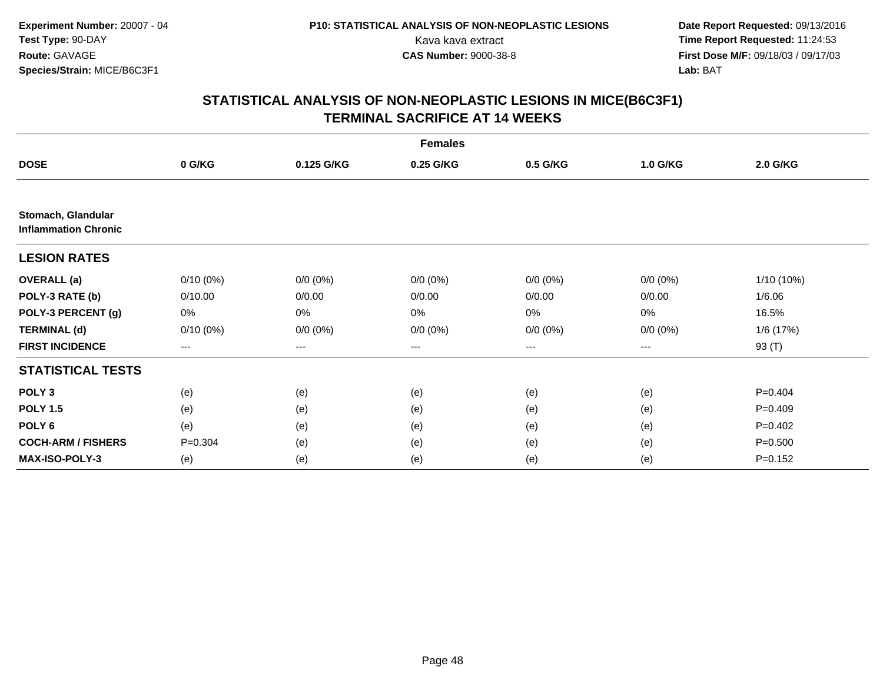**Experiment Number:** 20007 - 04
**Test Type:** 90-DAY
**Route:** GAVAGE
**Species/Strain:** MICE/B6C3F1

**P10: STATISTICAL ANALYSIS OF NON-NEOPLASTIC LESIONS**
Kava kava extract
**CAS Number:** 9000-38-8

**Date Report Requested:** 09/13/2016
**Time Report Requested:** 11:24:53
**First Dose M/F:** 09/18/03 / 09/17/03
**Lab:** BAT

## STATISTICAL ANALYSIS OF NON-NEOPLASTIC LESIONS IN MICE(B6C3F1)
## TERMINAL SACRIFICE AT 14 WEEKS

| | Females | | | | | |
|---|---|---|---|---|---|---|
| **DOSE** | **0 G/KG** | **0.125 G/KG** | **0.25 G/KG** | **0.5 G/KG** | **1.0 G/KG** | **2.0 G/KG** |
| **Stomach, Glandular Inflammation Chronic** | | | | | | |
| **LESION RATES** | | | | | | |
| **OVERALL (a)** | 0/10 (0%) | 0/0 (0%) | 0/0 (0%) | 0/0 (0%) | 0/0 (0%) | 1/10 (10%) |
| **POLY-3 RATE (b)** | 0/10.00 | 0/0.00 | 0/0.00 | 0/0.00 | 0/0.00 | 1/6.06 |
| **POLY-3 PERCENT (g)** | 0% | 0% | 0% | 0% | 0% | 16.5% |
| **TERMINAL (d)** | 0/10 (0%) | 0/0 (0%) | 0/0 (0%) | 0/0 (0%) | 0/0 (0%) | 1/6 (17%) |
| **FIRST INCIDENCE** | --- | --- | --- | --- | --- | 93 (T) |
| **STATISTICAL TESTS** | | | | | | |
| **POLY 3** | (e) | (e) | (e) | (e) | (e) | P=0.404 |
| **POLY 1.5** | (e) | (e) | (e) | (e) | (e) | P=0.409 |
| **POLY 6** | (e) | (e) | (e) | (e) | (e) | P=0.402 |
| **COCH-ARM / FISHERS** | P=0.304 | (e) | (e) | (e) | (e) | P=0.500 |
| **MAX-ISO-POLY-3** | (e) | (e) | (e) | (e) | (e) | P=0.152 |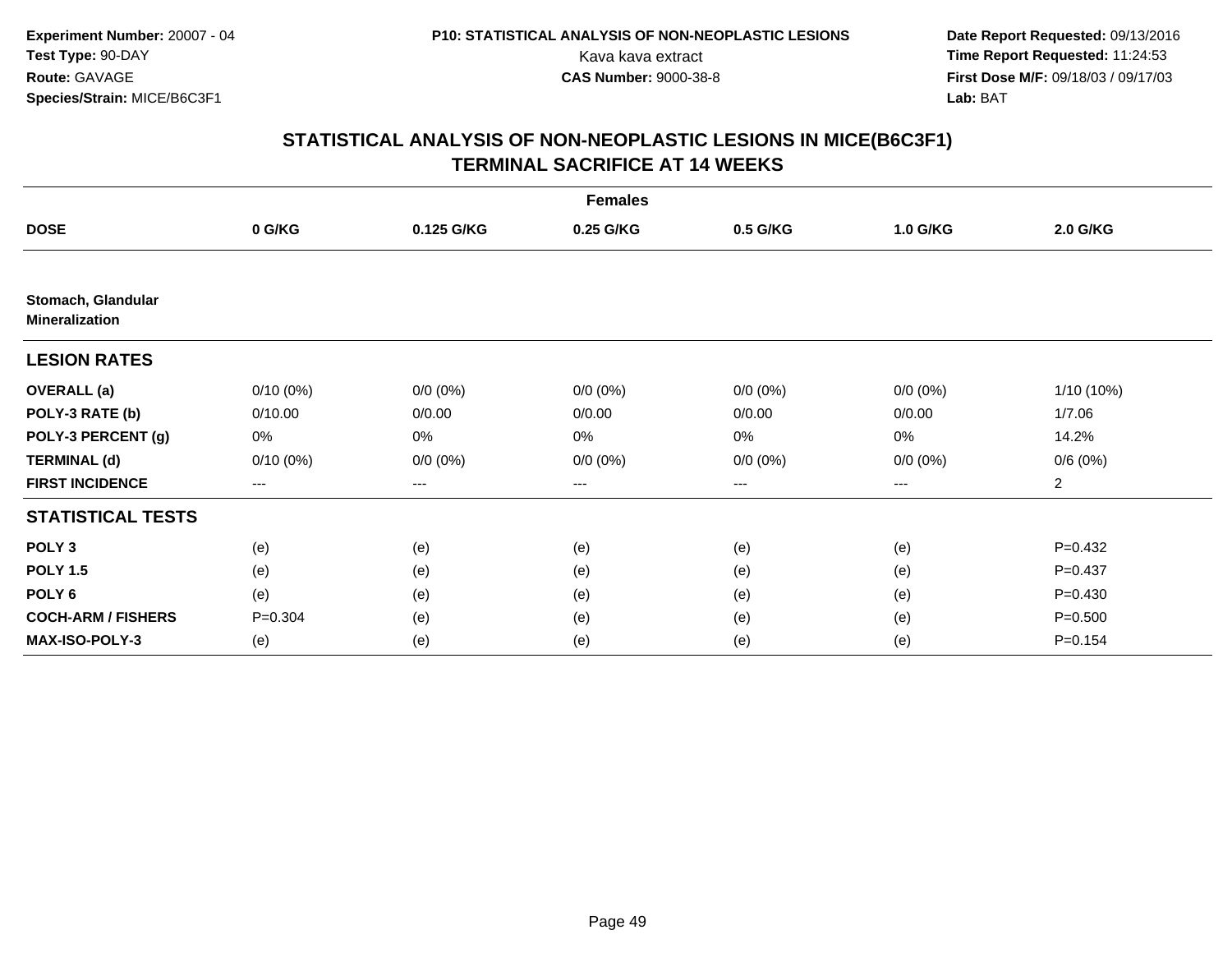**Experiment Number:** 20007 - 04
**Test Type:** 90-DAY
**Route:** GAVAGE
**Species/Strain:** MICE/B6C3F1

**P10: STATISTICAL ANALYSIS OF NON-NEOPLASTIC LESIONS**
Kava kava extract
**CAS Number:** 9000-38-8

**Date Report Requested:** 09/13/2016
**Time Report Requested:** 11:24:53
**First Dose M/F:** 09/18/03 / 09/17/03
**Lab:** BAT

## STATISTICAL ANALYSIS OF NON-NEOPLASTIC LESIONS IN MICE(B6C3F1)
## TERMINAL SACRIFICE AT 14 WEEKS

| | | | Females | | | |
|---|---|---|---|---|---|---|
| **DOSE** | **0 G/KG** | **0.125 G/KG** | **0.25 G/KG** | **0.5 G/KG** | **1.0 G/KG** | **2.0 G/KG** |
| **Stomach, Glandular** | | | | | | |
| **Mineralization** | | | | | | |
| **LESION RATES** | | | | | | |
| **OVERALL (a)** | 0/10 (0%) | 0/0 (0%) | 0/0 (0%) | 0/0 (0%) | 0/0 (0%) | 1/10 (10%) |
| **POLY-3 RATE (b)** | 0/10.00 | 0/0.00 | 0/0.00 | 0/0.00 | 0/0.00 | 1/7.06 |
| **POLY-3 PERCENT (g)** | 0% | 0% | 0% | 0% | 0% | 14.2% |
| **TERMINAL (d)** | 0/10 (0%) | 0/0 (0%) | 0/0 (0%) | 0/0 (0%) | 0/0 (0%) | 0/6 (0%) |
| **FIRST INCIDENCE** | --- | --- | --- | --- | --- | 2 |
| **STATISTICAL TESTS** | | | | | | |
| **POLY 3** | (e) | (e) | (e) | (e) | (e) | P=0.432 |
| **POLY 1.5** | (e) | (e) | (e) | (e) | (e) | P=0.437 |
| **POLY 6** | (e) | (e) | (e) | (e) | (e) | P=0.430 |
| **COCH-ARM / FISHERS** | P=0.304 | (e) | (e) | (e) | (e) | P=0.500 |
| **MAX-ISO-POLY-3** | (e) | (e) | (e) | (e) | (e) | P=0.154 |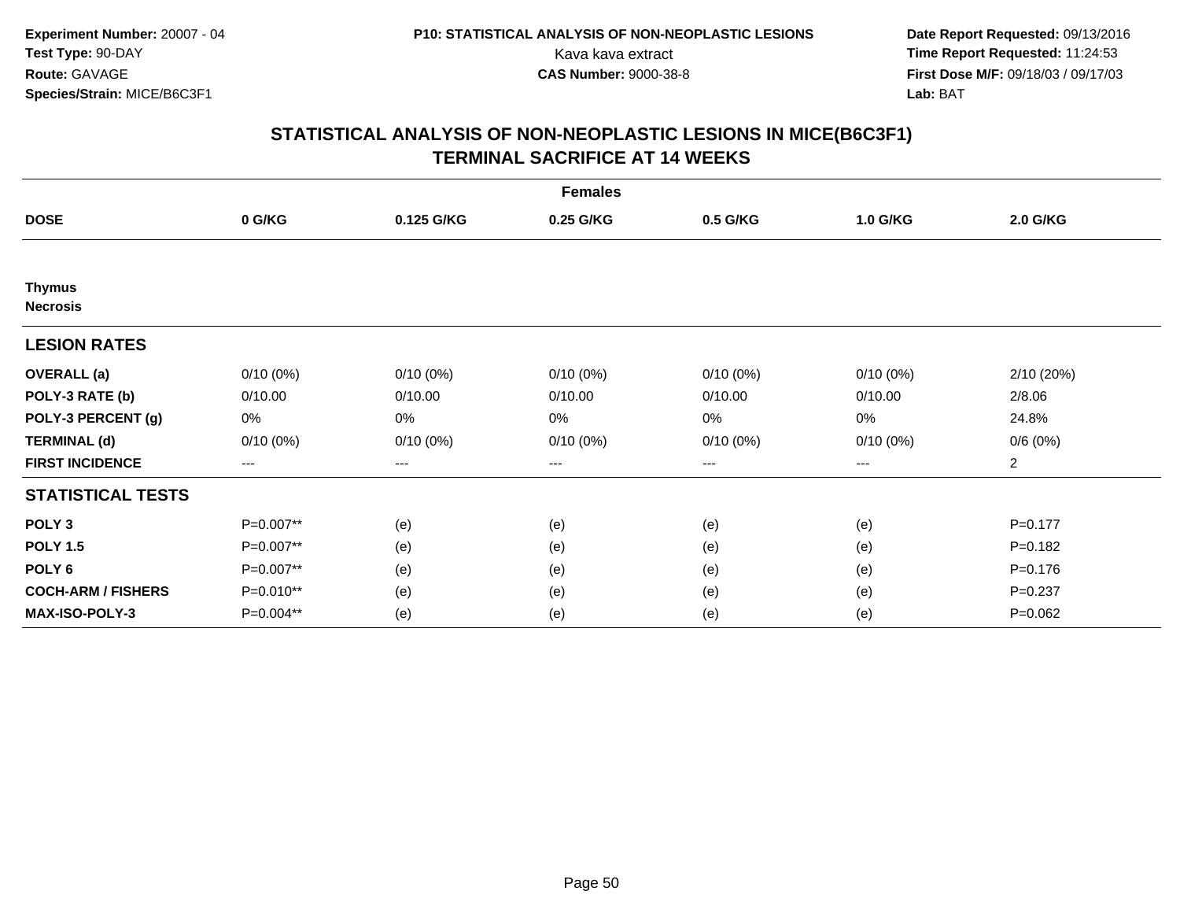**Experiment Number:** 20007 - 04
**Test Type:** 90-DAY
**Route:** GAVAGE
**Species/Strain:** MICE/B6C3F1

**P10: STATISTICAL ANALYSIS OF NON-NEOPLASTIC LESIONS**
Kava kava extract
**CAS Number:** 9000-38-8

**Date Report Requested:** 09/13/2016
**Time Report Requested:** 11:24:53
**First Dose M/F:** 09/18/03 / 09/17/03
**Lab:** BAT

# STATISTICAL ANALYSIS OF NON-NEOPLASTIC LESIONS IN MICE(B6C3F1) TERMINAL SACRIFICE AT 14 WEEKS

| Females | | | | | | |
|---|---|---|---|---|---|---|
| **DOSE** | **0 G/KG** | **0.125 G/KG** | **0.25 G/KG** | **0.5 G/KG** | **1.0 G/KG** | **2.0 G/KG** |
| **Thymus** | | | | | | |
| **Necrosis** | | | | | | |
| **LESION RATES** | | | | | | |
| **OVERALL (a)** | 0/10 (0%) | 0/10 (0%) | 0/10 (0%) | 0/10 (0%) | 0/10 (0%) | 2/10 (20%) |
| **POLY-3 RATE (b)** | 0/10.00 | 0/10.00 | 0/10.00 | 0/10.00 | 0/10.00 | 2/8.06 |
| **POLY-3 PERCENT (g)** | 0% | 0% | 0% | 0% | 0% | 24.8% |
| **TERMINAL (d)** | 0/10 (0%) | 0/10 (0%) | 0/10 (0%) | 0/10 (0%) | 0/10 (0%) | 0/6 (0%) |
| **FIRST INCIDENCE** | --- | --- | --- | --- | --- | 2 |
| **STATISTICAL TESTS** | | | | | | |
| **POLY 3** | P=0.007** | (e) | (e) | (e) | (e) | P=0.177 |
| **POLY 1.5** | P=0.007** | (e) | (e) | (e) | (e) | P=0.182 |
| **POLY 6** | P=0.007** | (e) | (e) | (e) | (e) | P=0.176 |
| **COCH-ARM / FISHERS** | P=0.010** | (e) | (e) | (e) | (e) | P=0.237 |
| **MAX-ISO-POLY-3** | P=0.004** | (e) | (e) | (e) | (e) | P=0.062 |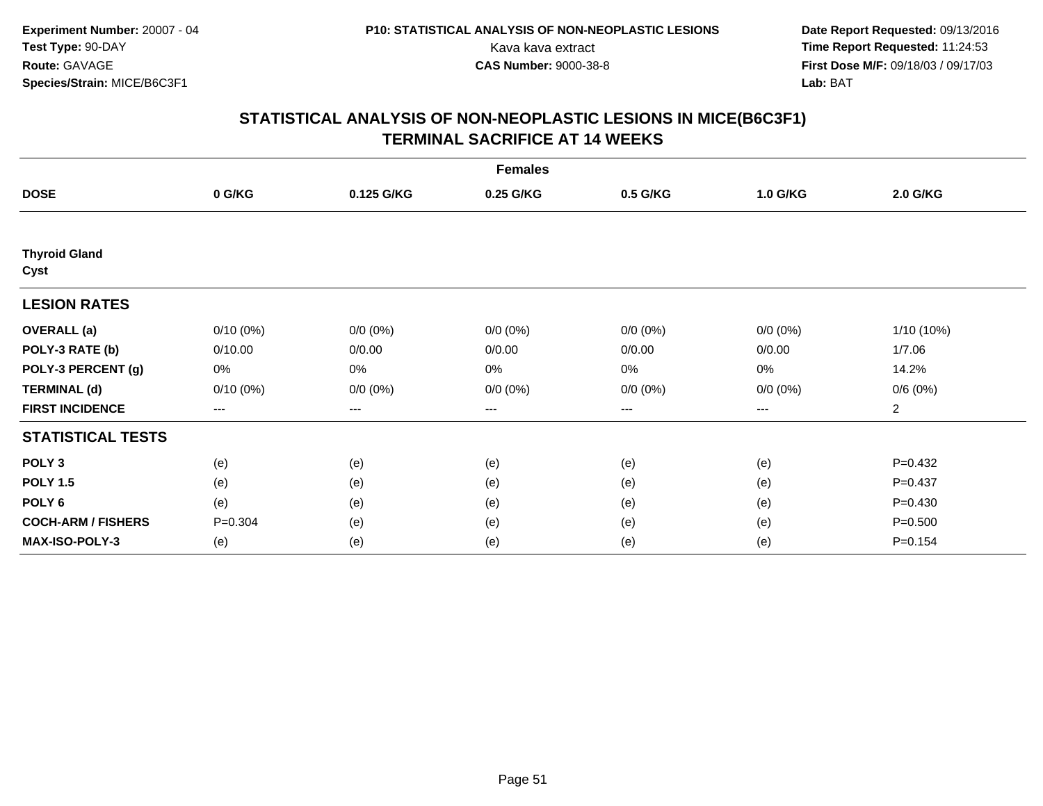Experiment Number: 20007 - 04
Test Type: 90-DAY
Route: GAVAGE
Species/Strain: MICE/B6C3F1

P10: STATISTICAL ANALYSIS OF NON-NEOPLASTIC LESIONS
Kava kava extract
CAS Number: 9000-38-8

Date Report Requested: 09/13/2016
Time Report Requested: 11:24:53
First Dose M/F: 09/18/03 / 09/17/03
Lab: BAT

## STATISTICAL ANALYSIS OF NON-NEOPLASTIC LESIONS IN MICE(B6C3F1)
## TERMINAL SACRIFICE AT 14 WEEKS

| | Females | | | | | |
|---|---|---|---|---|---|---|
| **DOSE** | **0 G/KG** | **0.125 G/KG** | **0.25 G/KG** | **0.5 G/KG** | **1.0 G/KG** | **2.0 G/KG** |
| **Thyroid Gland** | | | | | | |
| **Cyst** | | | | | | |
| **LESION RATES** | | | | | | |
| **OVERALL (a)** | 0/10 (0%) | 0/0 (0%) | 0/0 (0%) | 0/0 (0%) | 0/0 (0%) | 1/10 (10%) |
| **POLY-3 RATE (b)** | 0/10.00 | 0/0.00 | 0/0.00 | 0/0.00 | 0/0.00 | 1/7.06 |
| **POLY-3 PERCENT (g)** | 0% | 0% | 0% | 0% | 0% | 14.2% |
| **TERMINAL (d)** | 0/10 (0%) | 0/0 (0%) | 0/0 (0%) | 0/0 (0%) | 0/0 (0%) | 0/6 (0%) |
| **FIRST INCIDENCE** | --- | --- | --- | --- | --- | 2 |
| **STATISTICAL TESTS** | | | | | | |
| **POLY 3** | (e) | (e) | (e) | (e) | (e) | P=0.432 |
| **POLY 1.5** | (e) | (e) | (e) | (e) | (e) | P=0.437 |
| **POLY 6** | (e) | (e) | (e) | (e) | (e) | P=0.430 |
| **COCH-ARM / FISHERS** | P=0.304 | (e) | (e) | (e) | (e) | P=0.500 |
| **MAX-ISO-POLY-3** | (e) | (e) | (e) | (e) | (e) | P=0.154 |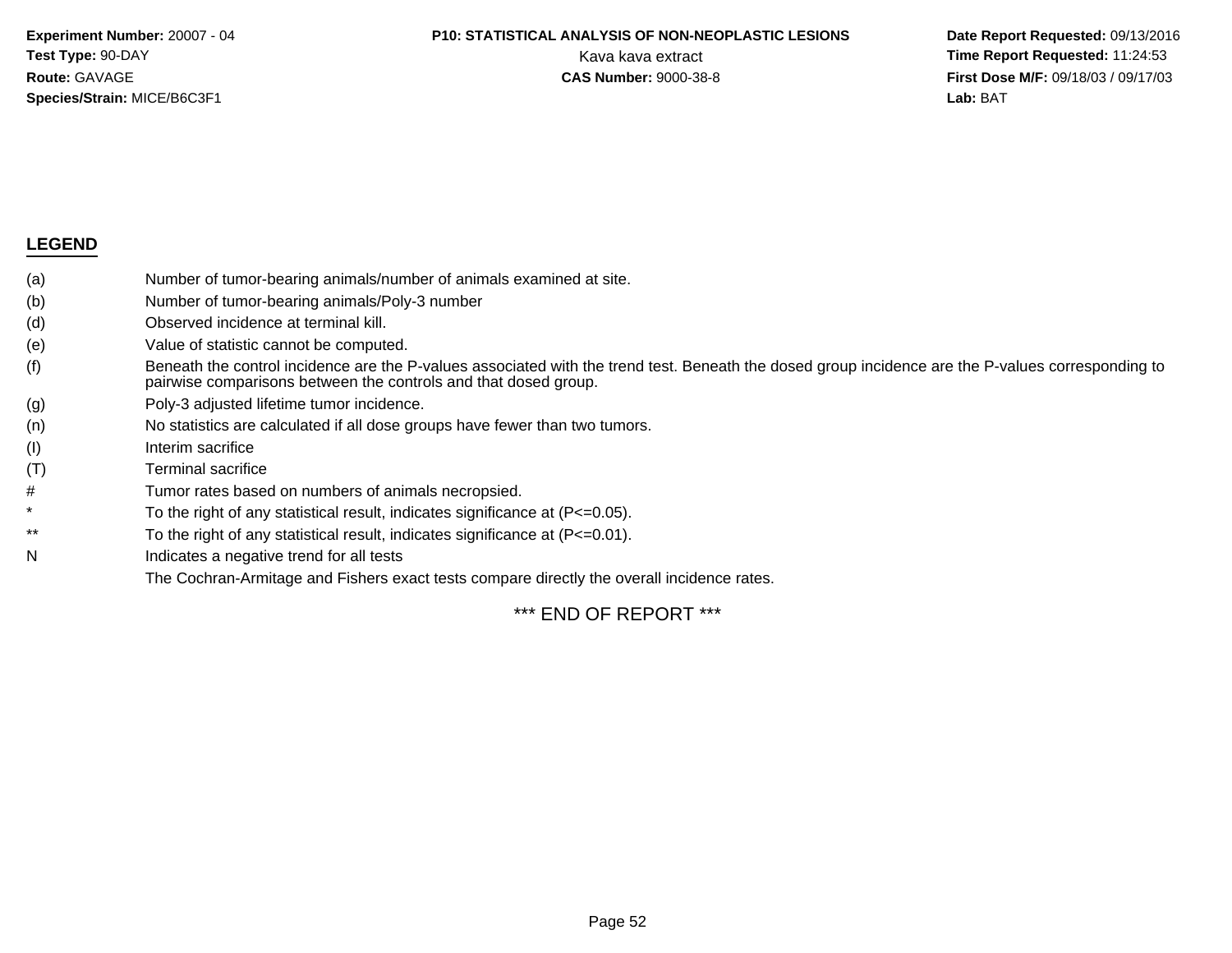**Experiment Number:** 20007 - 04
**Test Type:** 90-DAY
**Route:** GAVAGE
**Species/Strain:** MICE/B6C3F1

**P10: STATISTICAL ANALYSIS OF NON-NEOPLASTIC LESIONS**
Kava kava extract
**CAS Number:** 9000-38-8

**Date Report Requested:** 09/13/2016
**Time Report Requested:** 11:24:53
**First Dose M/F:** 09/18/03 / 09/17/03
**Lab:** BAT

## LEGEND

| | |
|---|---|
| (a) | Number of tumor-bearing animals/number of animals examined at site. |
| (b) | Number of tumor-bearing animals/Poly-3 number |
| (d) | Observed incidence at terminal kill. |
| (e) | Value of statistic cannot be computed. |
| (f) | Beneath the control incidence are the P-values associated with the trend test. Beneath the dosed group incidence are the P-values corresponding to pairwise comparisons between the controls and that dosed group. |
| (g) | Poly-3 adjusted lifetime tumor incidence. |
| (n) | No statistics are calculated if all dose groups have fewer than two tumors. |
| (I) | Interim sacrifice |
| (T) | Terminal sacrifice |
| # | Tumor rates based on numbers of animals necropsied. |
| * | To the right of any statistical result, indicates significance at (P<=0.05). |
| ** | To the right of any statistical result, indicates significance at (P<=0.01). |
| N | Indicates a negative trend for all tests |
| | The Cochran-Armitage and Fishers exact tests compare directly the overall incidence rates. |

*** END OF REPORT ***